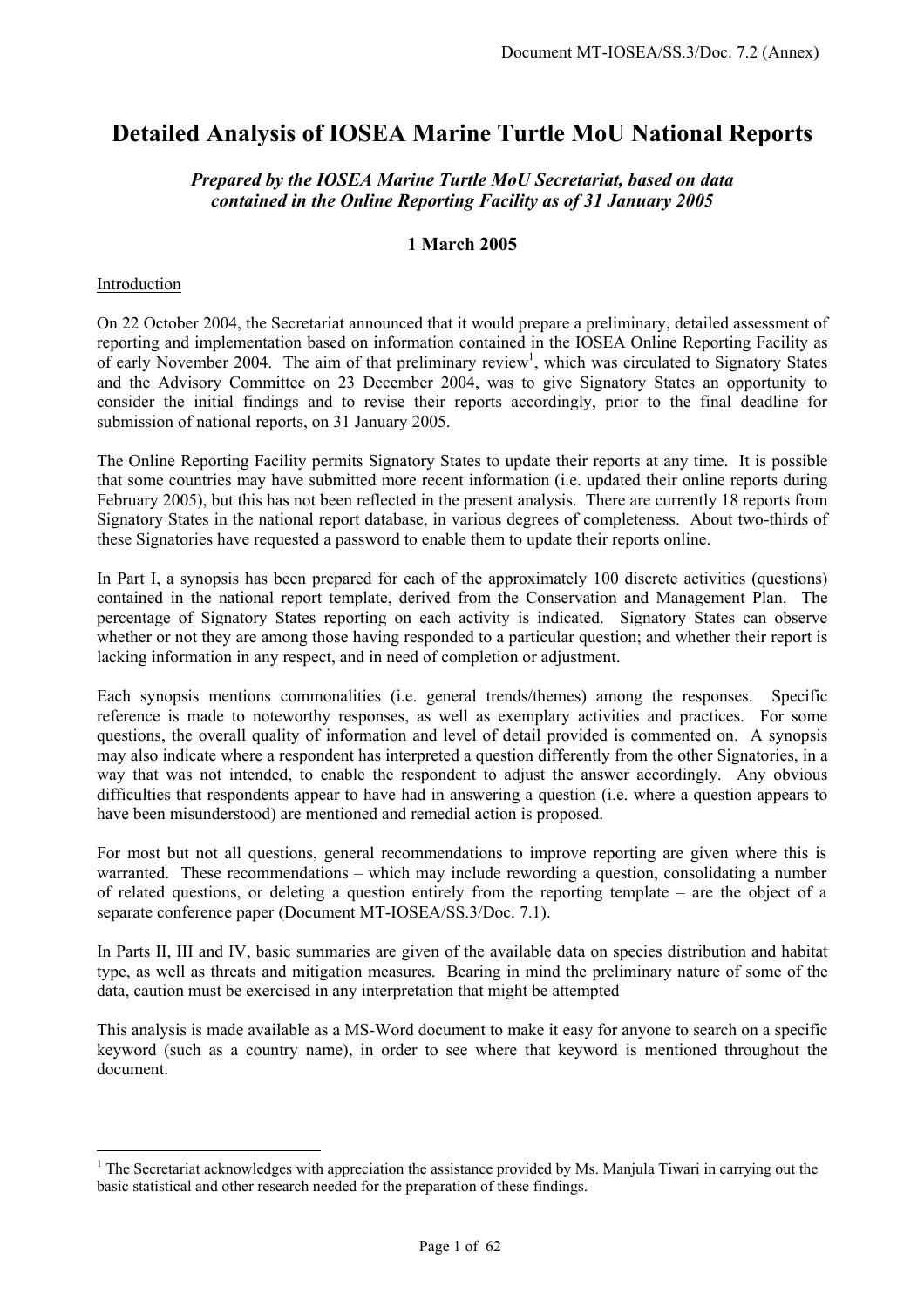# Detailed Analysis of IOSEA Marine Turtle MoU National Reports

*Prepared by the IOSEA Marine Turtle MoU Secretariat, based on data contained in the Online Reporting Facility as of 31 January 2005*

**1 March 2005**

## Introduction

On 22 October 2004, the Secretariat announced that it would prepare a preliminary, detailed assessment of reporting and implementation based on information contained in the IOSEA Online Reporting Facility as of early November 2004. The aim of that preliminary review[1], which was circulated to Signatory States and the Advisory Committee on 23 December 2004, was to give Signatory States an opportunity to consider the initial findings and to revise their reports accordingly, prior to the final deadline for submission of national reports, on 31 January 2005.

The Online Reporting Facility permits Signatory States to update their reports at any time. It is possible that some countries may have submitted more recent information (i.e. updated their online reports during February 2005), but this has not been reflected in the present analysis. There are currently 18 reports from Signatory States in the national report database, in various degrees of completeness. About two-thirds of these Signatories have requested a password to enable them to update their reports online.

In Part I, a synopsis has been prepared for each of the approximately 100 discrete activities (questions) contained in the national report template, derived from the Conservation and Management Plan. The percentage of Signatory States reporting on each activity is indicated. Signatory States can observe whether or not they are among those having responded to a particular question; and whether their report is lacking information in any respect, and in need of completion or adjustment.

Each synopsis mentions commonalities (i.e. general trends/themes) among the responses. Specific reference is made to noteworthy responses, as well as exemplary activities and practices. For some questions, the overall quality of information and level of detail provided is commented on. A synopsis may also indicate where a respondent has interpreted a question differently from the other Signatories, in a way that was not intended, to enable the respondent to adjust the answer accordingly. Any obvious difficulties that respondents appear to have had in answering a question (i.e. where a question appears to have been misunderstood) are mentioned and remedial action is proposed.

For most but not all questions, general recommendations to improve reporting are given where this is warranted. These recommendations – which may include rewording a question, consolidating a number of related questions, or deleting a question entirely from the reporting template – are the object of a separate conference paper (Document MT-IOSEA/SS.3/Doc. 7.1).

In Parts II, III and IV, basic summaries are given of the available data on species distribution and habitat type, as well as threats and mitigation measures. Bearing in mind the preliminary nature of some of the data, caution must be exercised in any interpretation that might be attempted

This analysis is made available as a MS-Word document to make it easy for anyone to search on a specific keyword (such as a country name), in order to see where that keyword is mentioned throughout the document.

---

[1] The Secretariat acknowledges with appreciation the assistance provided by Ms. Manjula Tiwari in carrying out the basic statistical and other research needed for the preparation of these findings.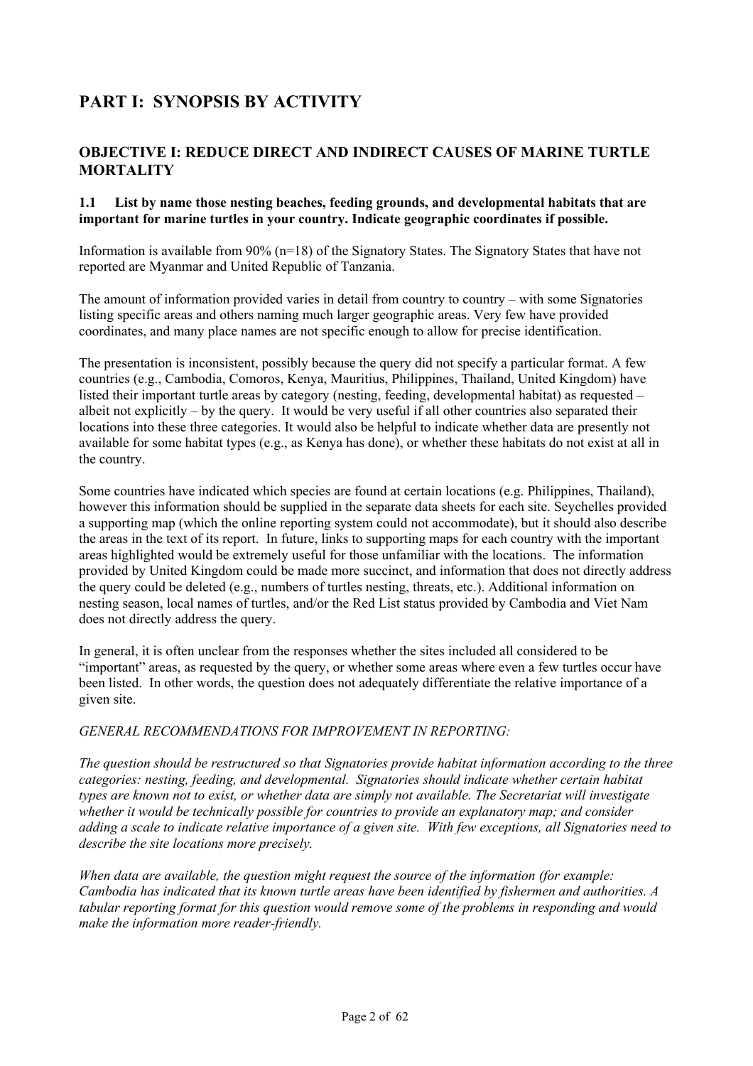# PART I: SYNOPSIS BY ACTIVITY

## OBJECTIVE I: REDUCE DIRECT AND INDIRECT CAUSES OF MARINE TURTLE MORTALITY

### 1.1 List by name those nesting beaches, feeding grounds, and developmental habitats that are important for marine turtles in your country. Indicate geographic coordinates if possible.

Information is available from 90% (n=18) of the Signatory States. The Signatory States that have not reported are Myanmar and United Republic of Tanzania.

The amount of information provided varies in detail from country to country – with some Signatories listing specific areas and others naming much larger geographic areas. Very few have provided coordinates, and many place names are not specific enough to allow for precise identification.

The presentation is inconsistent, possibly because the query did not specify a particular format. A few countries (e.g., Cambodia, Comoros, Kenya, Mauritius, Philippines, Thailand, United Kingdom) have listed their important turtle areas by category (nesting, feeding, developmental habitat) as requested – albeit not explicitly – by the query. It would be very useful if all other countries also separated their locations into these three categories. It would also be helpful to indicate whether data are presently not available for some habitat types (e.g., as Kenya has done), or whether these habitats do not exist at all in the country.

Some countries have indicated which species are found at certain locations (e.g. Philippines, Thailand), however this information should be supplied in the separate data sheets for each site. Seychelles provided a supporting map (which the online reporting system could not accommodate), but it should also describe the areas in the text of its report. In future, links to supporting maps for each country with the important areas highlighted would be extremely useful for those unfamiliar with the locations. The information provided by United Kingdom could be made more succinct, and information that does not directly address the query could be deleted (e.g., numbers of turtles nesting, threats, etc.). Additional information on nesting season, local names of turtles, and/or the Red List status provided by Cambodia and Viet Nam does not directly address the query.

In general, it is often unclear from the responses whether the sites included all considered to be "important" areas, as requested by the query, or whether some areas where even a few turtles occur have been listed. In other words, the question does not adequately differentiate the relative importance of a given site.

*GENERAL RECOMMENDATIONS FOR IMPROVEMENT IN REPORTING:*

*The question should be restructured so that Signatories provide habitat information according to the three categories: nesting, feeding, and developmental. Signatories should indicate whether certain habitat types are known not to exist, or whether data are simply not available. The Secretariat will investigate whether it would be technically possible for countries to provide an explanatory map; and consider adding a scale to indicate relative importance of a given site. With few exceptions, all Signatories need to describe the site locations more precisely.*

*When data are available, the question might request the source of the information (for example: Cambodia has indicated that its known turtle areas have been identified by fishermen and authorities. A tabular reporting format for this question would remove some of the problems in responding and would make the information more reader-friendly.*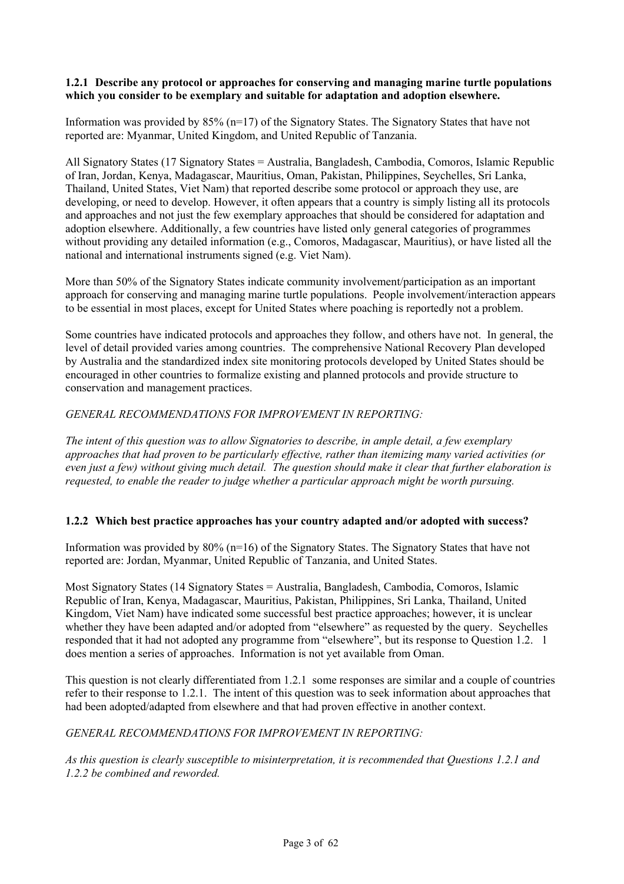**1.2.1 Describe any protocol or approaches for conserving and managing marine turtle populations which you consider to be exemplary and suitable for adaptation and adoption elsewhere.**

Information was provided by 85% (n=17) of the Signatory States. The Signatory States that have not reported are: Myanmar, United Kingdom, and United Republic of Tanzania.

All Signatory States (17 Signatory States = Australia, Bangladesh, Cambodia, Comoros, Islamic Republic of Iran, Jordan, Kenya, Madagascar, Mauritius, Oman, Pakistan, Philippines, Seychelles, Sri Lanka, Thailand, United States, Viet Nam) that reported describe some protocol or approach they use, are developing, or need to develop. However, it often appears that a country is simply listing all its protocols and approaches and not just the few exemplary approaches that should be considered for adaptation and adoption elsewhere. Additionally, a few countries have listed only general categories of programmes without providing any detailed information (e.g., Comoros, Madagascar, Mauritius), or have listed all the national and international instruments signed (e.g. Viet Nam).

More than 50% of the Signatory States indicate community involvement/participation as an important approach for conserving and managing marine turtle populations. People involvement/interaction appears to be essential in most places, except for United States where poaching is reportedly not a problem.

Some countries have indicated protocols and approaches they follow, and others have not. In general, the level of detail provided varies among countries. The comprehensive National Recovery Plan developed by Australia and the standardized index site monitoring protocols developed by United States should be encouraged in other countries to formalize existing and planned protocols and provide structure to conservation and management practices.

*GENERAL RECOMMENDATIONS FOR IMPROVEMENT IN REPORTING:*

*The intent of this question was to allow Signatories to describe, in ample detail, a few exemplary approaches that had proven to be particularly effective, rather than itemizing many varied activities (or even just a few) without giving much detail. The question should make it clear that further elaboration is requested, to enable the reader to judge whether a particular approach might be worth pursuing.*

**1.2.2 Which best practice approaches has your country adapted and/or adopted with success?**

Information was provided by 80% (n=16) of the Signatory States. The Signatory States that have not reported are: Jordan, Myanmar, United Republic of Tanzania, and United States.

Most Signatory States (14 Signatory States = Australia, Bangladesh, Cambodia, Comoros, Islamic Republic of Iran, Kenya, Madagascar, Mauritius, Pakistan, Philippines, Sri Lanka, Thailand, United Kingdom, Viet Nam) have indicated some successful best practice approaches; however, it is unclear whether they have been adapted and/or adopted from "elsewhere" as requested by the query. Seychelles responded that it had not adopted any programme from "elsewhere", but its response to Question 1.2. 1 does mention a series of approaches. Information is not yet available from Oman.

This question is not clearly differentiated from 1.2.1 some responses are similar and a couple of countries refer to their response to 1.2.1. The intent of this question was to seek information about approaches that had been adopted/adapted from elsewhere and that had proven effective in another context.

*GENERAL RECOMMENDATIONS FOR IMPROVEMENT IN REPORTING:*

*As this question is clearly susceptible to misinterpretation, it is recommended that Questions 1.2.1 and 1.2.2 be combined and reworded.*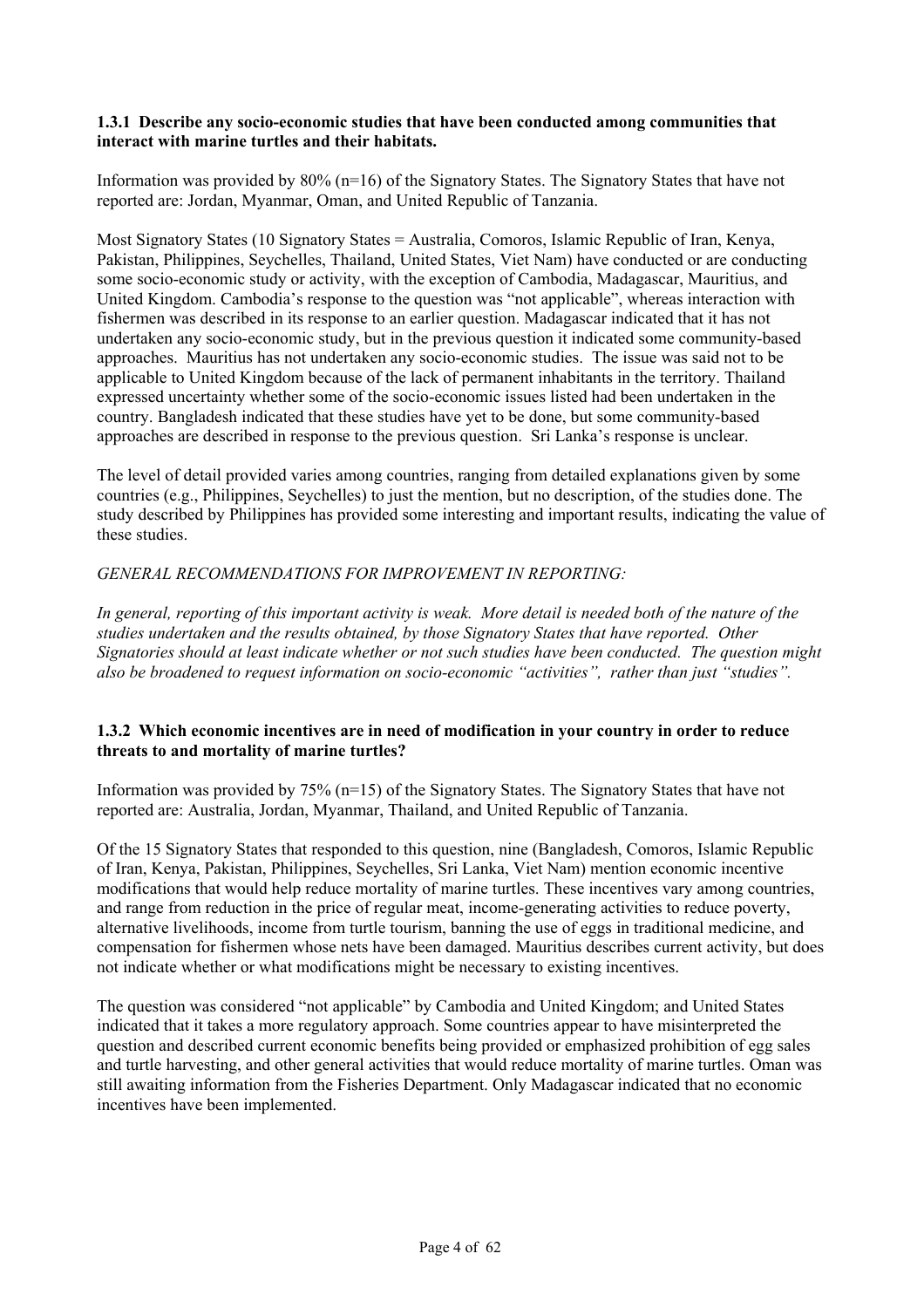### 1.3.1 Describe any socio-economic studies that have been conducted among communities that interact with marine turtles and their habitats.

Information was provided by 80% (n=16) of the Signatory States. The Signatory States that have not reported are: Jordan, Myanmar, Oman, and United Republic of Tanzania.

Most Signatory States (10 Signatory States = Australia, Comoros, Islamic Republic of Iran, Kenya, Pakistan, Philippines, Seychelles, Thailand, United States, Viet Nam) have conducted or are conducting some socio-economic study or activity, with the exception of Cambodia, Madagascar, Mauritius, and United Kingdom. Cambodia's response to the question was "not applicable", whereas interaction with fishermen was described in its response to an earlier question. Madagascar indicated that it has not undertaken any socio-economic study, but in the previous question it indicated some community-based approaches. Mauritius has not undertaken any socio-economic studies. The issue was said not to be applicable to United Kingdom because of the lack of permanent inhabitants in the territory. Thailand expressed uncertainty whether some of the socio-economic issues listed had been undertaken in the country. Bangladesh indicated that these studies have yet to be done, but some community-based approaches are described in response to the previous question. Sri Lanka's response is unclear.

The level of detail provided varies among countries, ranging from detailed explanations given by some countries (e.g., Philippines, Seychelles) to just the mention, but no description, of the studies done. The study described by Philippines has provided some interesting and important results, indicating the value of these studies.

*GENERAL RECOMMENDATIONS FOR IMPROVEMENT IN REPORTING:*

*In general, reporting of this important activity is weak. More detail is needed both of the nature of the studies undertaken and the results obtained, by those Signatory States that have reported. Other Signatories should at least indicate whether or not such studies have been conducted. The question might also be broadened to request information on socio-economic "activities", rather than just "studies".*

### 1.3.2 Which economic incentives are in need of modification in your country in order to reduce threats to and mortality of marine turtles?

Information was provided by 75% (n=15) of the Signatory States. The Signatory States that have not reported are: Australia, Jordan, Myanmar, Thailand, and United Republic of Tanzania.

Of the 15 Signatory States that responded to this question, nine (Bangladesh, Comoros, Islamic Republic of Iran, Kenya, Pakistan, Philippines, Seychelles, Sri Lanka, Viet Nam) mention economic incentive modifications that would help reduce mortality of marine turtles. These incentives vary among countries, and range from reduction in the price of regular meat, income-generating activities to reduce poverty, alternative livelihoods, income from turtle tourism, banning the use of eggs in traditional medicine, and compensation for fishermen whose nets have been damaged. Mauritius describes current activity, but does not indicate whether or what modifications might be necessary to existing incentives.

The question was considered "not applicable" by Cambodia and United Kingdom; and United States indicated that it takes a more regulatory approach. Some countries appear to have misinterpreted the question and described current economic benefits being provided or emphasized prohibition of egg sales and turtle harvesting, and other general activities that would reduce mortality of marine turtles. Oman was still awaiting information from the Fisheries Department. Only Madagascar indicated that no economic incentives have been implemented.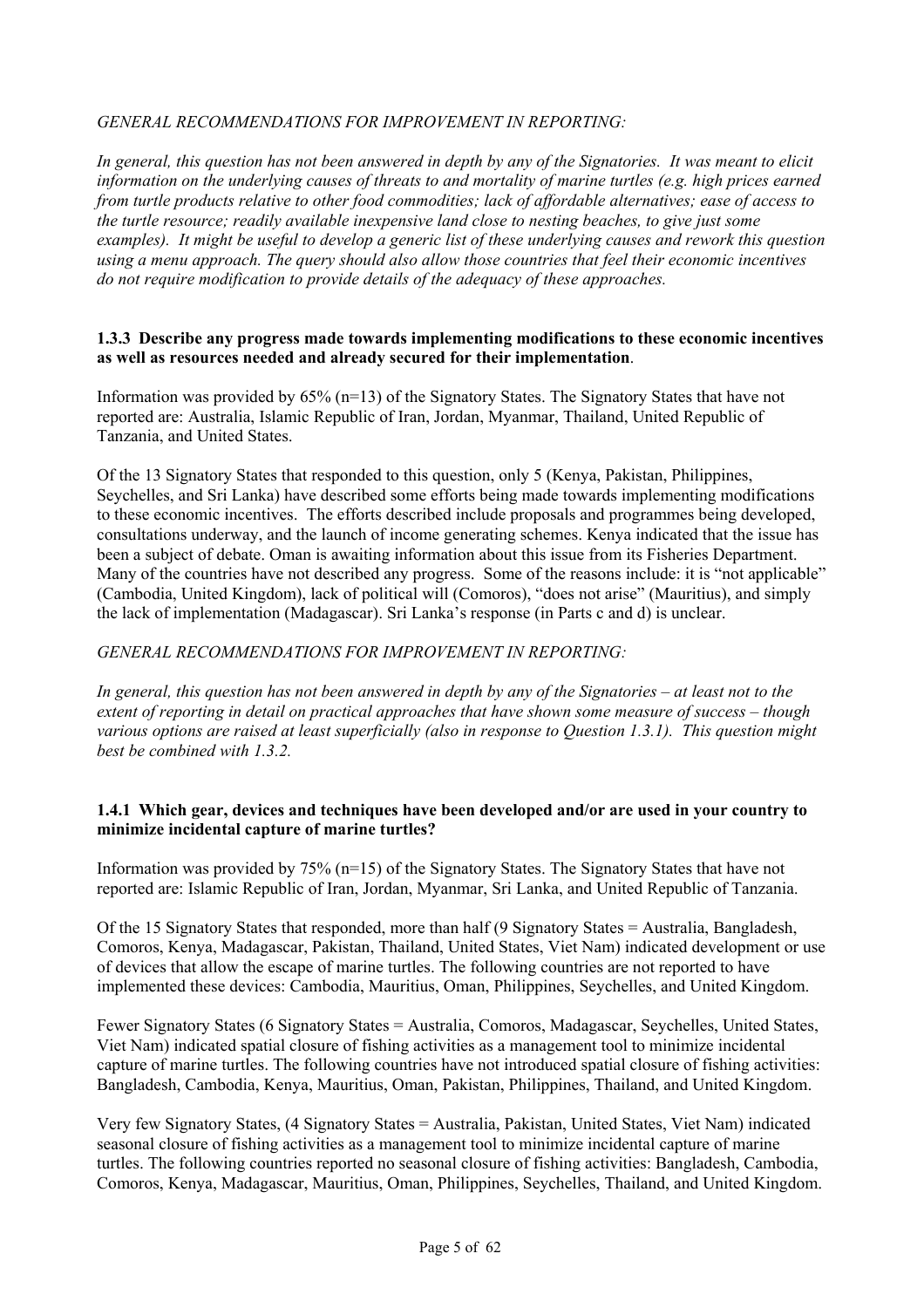*GENERAL RECOMMENDATIONS FOR IMPROVEMENT IN REPORTING:*

*In general, this question has not been answered in depth by any of the Signatories. It was meant to elicit information on the underlying causes of threats to and mortality of marine turtles (e.g. high prices earned from turtle products relative to other food commodities; lack of affordable alternatives; ease of access to the turtle resource; readily available inexpensive land close to nesting beaches, to give just some examples). It might be useful to develop a generic list of these underlying causes and rework this question using a menu approach. The query should also allow those countries that feel their economic incentives do not require modification to provide details of the adequacy of these approaches.*

**1.3.3 Describe any progress made towards implementing modifications to these economic incentives as well as resources needed and already secured for their implementation**.

Information was provided by 65% (n=13) of the Signatory States. The Signatory States that have not reported are: Australia, Islamic Republic of Iran, Jordan, Myanmar, Thailand, United Republic of Tanzania, and United States.

Of the 13 Signatory States that responded to this question, only 5 (Kenya, Pakistan, Philippines, Seychelles, and Sri Lanka) have described some efforts being made towards implementing modifications to these economic incentives. The efforts described include proposals and programmes being developed, consultations underway, and the launch of income generating schemes. Kenya indicated that the issue has been a subject of debate. Oman is awaiting information about this issue from its Fisheries Department. Many of the countries have not described any progress. Some of the reasons include: it is "not applicable" (Cambodia, United Kingdom), lack of political will (Comoros), "does not arise" (Mauritius), and simply the lack of implementation (Madagascar). Sri Lanka's response (in Parts c and d) is unclear.

*GENERAL RECOMMENDATIONS FOR IMPROVEMENT IN REPORTING:*

*In general, this question has not been answered in depth by any of the Signatories – at least not to the extent of reporting in detail on practical approaches that have shown some measure of success – though various options are raised at least superficially (also in response to Question 1.3.1). This question might best be combined with 1.3.2.*

**1.4.1 Which gear, devices and techniques have been developed and/or are used in your country to minimize incidental capture of marine turtles?**

Information was provided by 75% (n=15) of the Signatory States. The Signatory States that have not reported are: Islamic Republic of Iran, Jordan, Myanmar, Sri Lanka, and United Republic of Tanzania.

Of the 15 Signatory States that responded, more than half (9 Signatory States = Australia, Bangladesh, Comoros, Kenya, Madagascar, Pakistan, Thailand, United States, Viet Nam) indicated development or use of devices that allow the escape of marine turtles. The following countries are not reported to have implemented these devices: Cambodia, Mauritius, Oman, Philippines, Seychelles, and United Kingdom.

Fewer Signatory States (6 Signatory States = Australia, Comoros, Madagascar, Seychelles, United States, Viet Nam) indicated spatial closure of fishing activities as a management tool to minimize incidental capture of marine turtles. The following countries have not introduced spatial closure of fishing activities: Bangladesh, Cambodia, Kenya, Mauritius, Oman, Pakistan, Philippines, Thailand, and United Kingdom.

Very few Signatory States, (4 Signatory States = Australia, Pakistan, United States, Viet Nam) indicated seasonal closure of fishing activities as a management tool to minimize incidental capture of marine turtles. The following countries reported no seasonal closure of fishing activities: Bangladesh, Cambodia, Comoros, Kenya, Madagascar, Mauritius, Oman, Philippines, Seychelles, Thailand, and United Kingdom.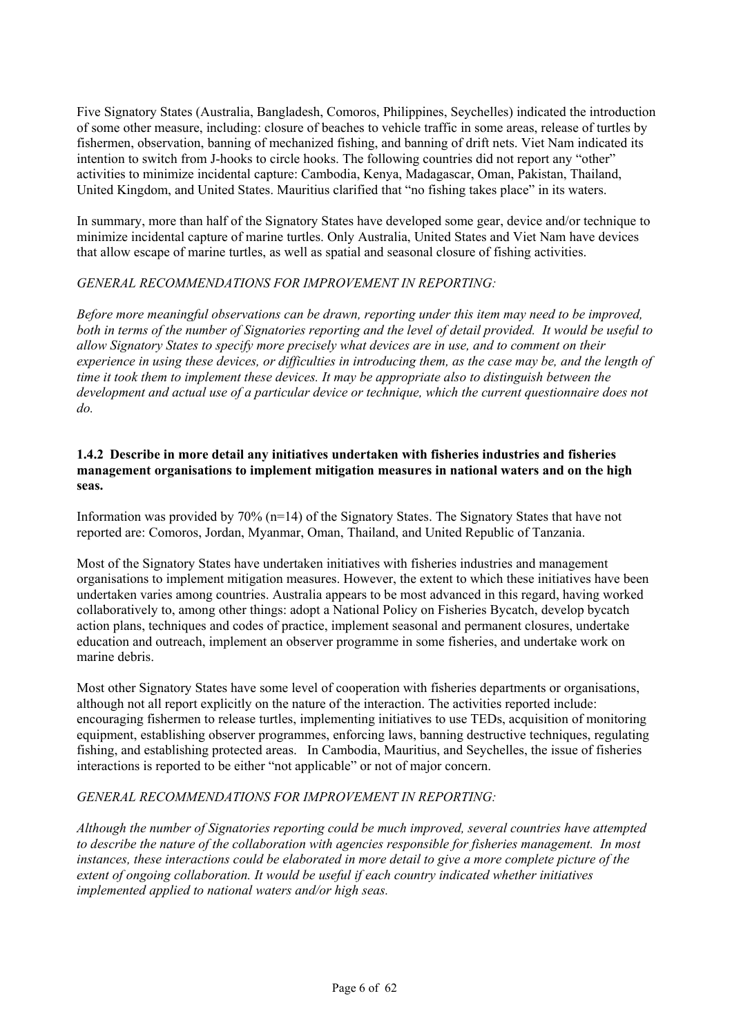Five Signatory States (Australia, Bangladesh, Comoros, Philippines, Seychelles) indicated the introduction of some other measure, including: closure of beaches to vehicle traffic in some areas, release of turtles by fishermen, observation, banning of mechanized fishing, and banning of drift nets. Viet Nam indicated its intention to switch from J-hooks to circle hooks. The following countries did not report any "other" activities to minimize incidental capture: Cambodia, Kenya, Madagascar, Oman, Pakistan, Thailand, United Kingdom, and United States. Mauritius clarified that "no fishing takes place" in its waters.

In summary, more than half of the Signatory States have developed some gear, device and/or technique to minimize incidental capture of marine turtles. Only Australia, United States and Viet Nam have devices that allow escape of marine turtles, as well as spatial and seasonal closure of fishing activities.

*GENERAL RECOMMENDATIONS FOR IMPROVEMENT IN REPORTING:*

*Before more meaningful observations can be drawn, reporting under this item may need to be improved, both in terms of the number of Signatories reporting and the level of detail provided. It would be useful to allow Signatory States to specify more precisely what devices are in use, and to comment on their experience in using these devices, or difficulties in introducing them, as the case may be, and the length of time it took them to implement these devices. It may be appropriate also to distinguish between the development and actual use of a particular device or technique, which the current questionnaire does not do.*

**1.4.2 Describe in more detail any initiatives undertaken with fisheries industries and fisheries management organisations to implement mitigation measures in national waters and on the high seas.**

Information was provided by 70% (n=14) of the Signatory States. The Signatory States that have not reported are: Comoros, Jordan, Myanmar, Oman, Thailand, and United Republic of Tanzania.

Most of the Signatory States have undertaken initiatives with fisheries industries and management organisations to implement mitigation measures. However, the extent to which these initiatives have been undertaken varies among countries. Australia appears to be most advanced in this regard, having worked collaboratively to, among other things: adopt a National Policy on Fisheries Bycatch, develop bycatch action plans, techniques and codes of practice, implement seasonal and permanent closures, undertake education and outreach, implement an observer programme in some fisheries, and undertake work on marine debris.

Most other Signatory States have some level of cooperation with fisheries departments or organisations, although not all report explicitly on the nature of the interaction. The activities reported include: encouraging fishermen to release turtles, implementing initiatives to use TEDs, acquisition of monitoring equipment, establishing observer programmes, enforcing laws, banning destructive techniques, regulating fishing, and establishing protected areas. In Cambodia, Mauritius, and Seychelles, the issue of fisheries interactions is reported to be either "not applicable" or not of major concern.

*GENERAL RECOMMENDATIONS FOR IMPROVEMENT IN REPORTING:*

*Although the number of Signatories reporting could be much improved, several countries have attempted to describe the nature of the collaboration with agencies responsible for fisheries management. In most instances, these interactions could be elaborated in more detail to give a more complete picture of the extent of ongoing collaboration. It would be useful if each country indicated whether initiatives implemented applied to national waters and/or high seas.*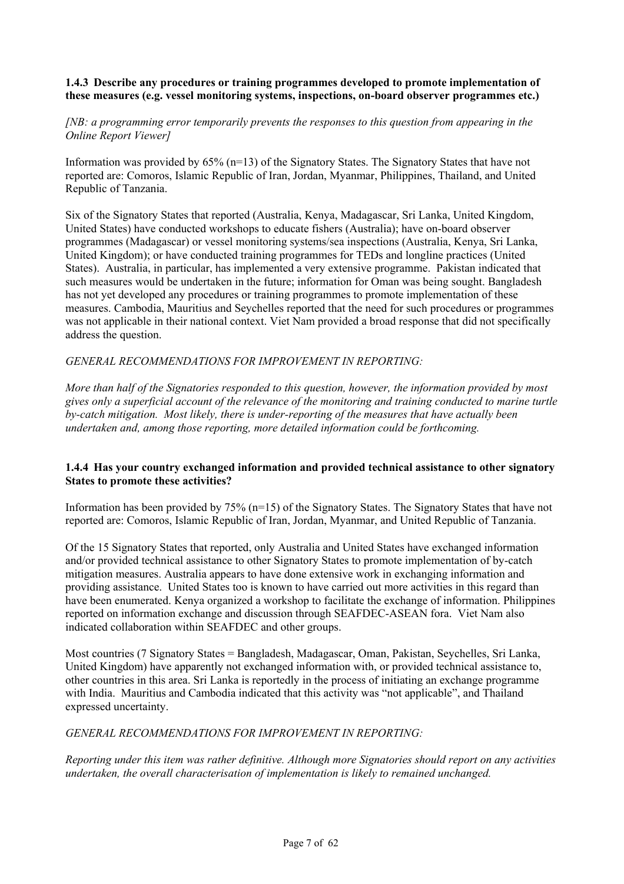**1.4.3 Describe any procedures or training programmes developed to promote implementation of these measures (e.g. vessel monitoring systems, inspections, on-board observer programmes etc.)**

*[NB: a programming error temporarily prevents the responses to this question from appearing in the Online Report Viewer]*

Information was provided by 65% (n=13) of the Signatory States. The Signatory States that have not reported are: Comoros, Islamic Republic of Iran, Jordan, Myanmar, Philippines, Thailand, and United Republic of Tanzania.

Six of the Signatory States that reported (Australia, Kenya, Madagascar, Sri Lanka, United Kingdom, United States) have conducted workshops to educate fishers (Australia); have on-board observer programmes (Madagascar) or vessel monitoring systems/sea inspections (Australia, Kenya, Sri Lanka, United Kingdom); or have conducted training programmes for TEDs and longline practices (United States). Australia, in particular, has implemented a very extensive programme. Pakistan indicated that such measures would be undertaken in the future; information for Oman was being sought. Bangladesh has not yet developed any procedures or training programmes to promote implementation of these measures. Cambodia, Mauritius and Seychelles reported that the need for such procedures or programmes was not applicable in their national context. Viet Nam provided a broad response that did not specifically address the question.

*GENERAL RECOMMENDATIONS FOR IMPROVEMENT IN REPORTING:*

*More than half of the Signatories responded to this question, however, the information provided by most gives only a superficial account of the relevance of the monitoring and training conducted to marine turtle by-catch mitigation. Most likely, there is under-reporting of the measures that have actually been undertaken and, among those reporting, more detailed information could be forthcoming.*

**1.4.4 Has your country exchanged information and provided technical assistance to other signatory States to promote these activities?**

Information has been provided by 75% (n=15) of the Signatory States. The Signatory States that have not reported are: Comoros, Islamic Republic of Iran, Jordan, Myanmar, and United Republic of Tanzania.

Of the 15 Signatory States that reported, only Australia and United States have exchanged information and/or provided technical assistance to other Signatory States to promote implementation of by-catch mitigation measures. Australia appears to have done extensive work in exchanging information and providing assistance. United States too is known to have carried out more activities in this regard than have been enumerated. Kenya organized a workshop to facilitate the exchange of information. Philippines reported on information exchange and discussion through SEAFDEC-ASEAN fora. Viet Nam also indicated collaboration within SEAFDEC and other groups.

Most countries (7 Signatory States = Bangladesh, Madagascar, Oman, Pakistan, Seychelles, Sri Lanka, United Kingdom) have apparently not exchanged information with, or provided technical assistance to, other countries in this area. Sri Lanka is reportedly in the process of initiating an exchange programme with India. Mauritius and Cambodia indicated that this activity was "not applicable", and Thailand expressed uncertainty.

*GENERAL RECOMMENDATIONS FOR IMPROVEMENT IN REPORTING:*

*Reporting under this item was rather definitive. Although more Signatories should report on any activities undertaken, the overall characterisation of implementation is likely to remained unchanged.*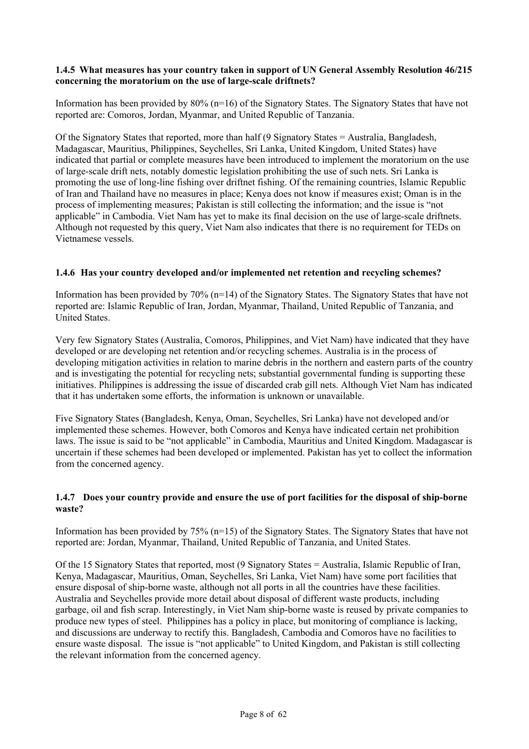### 1.4.5 What measures has your country taken in support of UN General Assembly Resolution 46/215 concerning the moratorium on the use of large-scale driftnets?

Information has been provided by 80% (n=16) of the Signatory States. The Signatory States that have not reported are: Comoros, Jordan, Myanmar, and United Republic of Tanzania.

Of the Signatory States that reported, more than half (9 Signatory States = Australia, Bangladesh, Madagascar, Mauritius, Philippines, Seychelles, Sri Lanka, United Kingdom, United States) have indicated that partial or complete measures have been introduced to implement the moratorium on the use of large-scale drift nets, notably domestic legislation prohibiting the use of such nets. Sri Lanka is promoting the use of long-line fishing over driftnet fishing. Of the remaining countries, Islamic Republic of Iran and Thailand have no measures in place; Kenya does not know if measures exist; Oman is in the process of implementing measures; Pakistan is still collecting the information; and the issue is "not applicable" in Cambodia. Viet Nam has yet to make its final decision on the use of large-scale driftnets. Although not requested by this query, Viet Nam also indicates that there is no requirement for TEDs on Vietnamese vessels.

### 1.4.6 Has your country developed and/or implemented net retention and recycling schemes?

Information has been provided by 70% (n=14) of the Signatory States. The Signatory States that have not reported are: Islamic Republic of Iran, Jordan, Myanmar, Thailand, United Republic of Tanzania, and United States.

Very few Signatory States (Australia, Comoros, Philippines, and Viet Nam) have indicated that they have developed or are developing net retention and/or recycling schemes. Australia is in the process of developing mitigation activities in relation to marine debris in the northern and eastern parts of the country and is investigating the potential for recycling nets; substantial governmental funding is supporting these initiatives. Philippines is addressing the issue of discarded crab gill nets. Although Viet Nam has indicated that it has undertaken some efforts, the information is unknown or unavailable.

Five Signatory States (Bangladesh, Kenya, Oman, Seychelles, Sri Lanka) have not developed and/or implemented these schemes. However, both Comoros and Kenya have indicated certain net prohibition laws. The issue is said to be "not applicable" in Cambodia, Mauritius and United Kingdom. Madagascar is uncertain if these schemes had been developed or implemented. Pakistan has yet to collect the information from the concerned agency.

### 1.4.7 Does your country provide and ensure the use of port facilities for the disposal of ship-borne waste?

Information has been provided by 75% (n=15) of the Signatory States. The Signatory States that have not reported are: Jordan, Myanmar, Thailand, United Republic of Tanzania, and United States.

Of the 15 Signatory States that reported, most (9 Signatory States = Australia, Islamic Republic of Iran, Kenya, Madagascar, Mauritius, Oman, Seychelles, Sri Lanka, Viet Nam) have some port facilities that ensure disposal of ship-borne waste, although not all ports in all the countries have these facilities. Australia and Seychelles provide more detail about disposal of different waste products, including garbage, oil and fish scrap. Interestingly, in Viet Nam ship-borne waste is reused by private companies to produce new types of steel. Philippines has a policy in place, but monitoring of compliance is lacking, and discussions are underway to rectify this. Bangladesh, Cambodia and Comoros have no facilities to ensure waste disposal. The issue is "not applicable" to United Kingdom, and Pakistan is still collecting the relevant information from the concerned agency.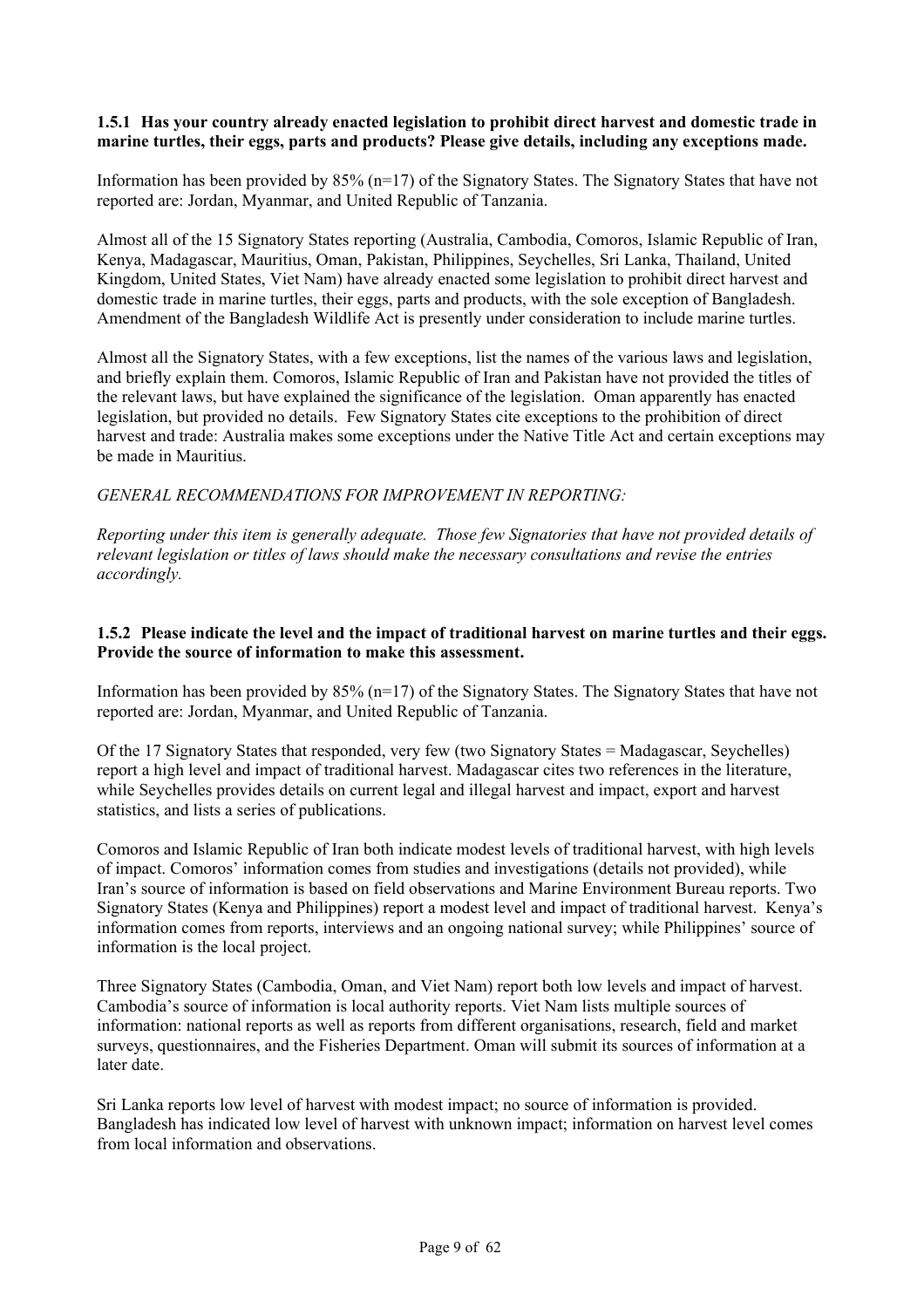**1.5.1 Has your country already enacted legislation to prohibit direct harvest and domestic trade in marine turtles, their eggs, parts and products? Please give details, including any exceptions made.**

Information has been provided by 85% (n=17) of the Signatory States. The Signatory States that have not reported are: Jordan, Myanmar, and United Republic of Tanzania.

Almost all of the 15 Signatory States reporting (Australia, Cambodia, Comoros, Islamic Republic of Iran, Kenya, Madagascar, Mauritius, Oman, Pakistan, Philippines, Seychelles, Sri Lanka, Thailand, United Kingdom, United States, Viet Nam) have already enacted some legislation to prohibit direct harvest and domestic trade in marine turtles, their eggs, parts and products, with the sole exception of Bangladesh. Amendment of the Bangladesh Wildlife Act is presently under consideration to include marine turtles.

Almost all the Signatory States, with a few exceptions, list the names of the various laws and legislation, and briefly explain them. Comoros, Islamic Republic of Iran and Pakistan have not provided the titles of the relevant laws, but have explained the significance of the legislation. Oman apparently has enacted legislation, but provided no details. Few Signatory States cite exceptions to the prohibition of direct harvest and trade: Australia makes some exceptions under the Native Title Act and certain exceptions may be made in Mauritius.

*GENERAL RECOMMENDATIONS FOR IMPROVEMENT IN REPORTING:*

*Reporting under this item is generally adequate. Those few Signatories that have not provided details of relevant legislation or titles of laws should make the necessary consultations and revise the entries accordingly.*

**1.5.2 Please indicate the level and the impact of traditional harvest on marine turtles and their eggs. Provide the source of information to make this assessment.**

Information has been provided by 85% (n=17) of the Signatory States. The Signatory States that have not reported are: Jordan, Myanmar, and United Republic of Tanzania.

Of the 17 Signatory States that responded, very few (two Signatory States = Madagascar, Seychelles) report a high level and impact of traditional harvest. Madagascar cites two references in the literature, while Seychelles provides details on current legal and illegal harvest and impact, export and harvest statistics, and lists a series of publications.

Comoros and Islamic Republic of Iran both indicate modest levels of traditional harvest, with high levels of impact. Comoros' information comes from studies and investigations (details not provided), while Iran's source of information is based on field observations and Marine Environment Bureau reports. Two Signatory States (Kenya and Philippines) report a modest level and impact of traditional harvest. Kenya's information comes from reports, interviews and an ongoing national survey; while Philippines' source of information is the local project.

Three Signatory States (Cambodia, Oman, and Viet Nam) report both low levels and impact of harvest. Cambodia's source of information is local authority reports. Viet Nam lists multiple sources of information: national reports as well as reports from different organisations, research, field and market surveys, questionnaires, and the Fisheries Department. Oman will submit its sources of information at a later date.

Sri Lanka reports low level of harvest with modest impact; no source of information is provided. Bangladesh has indicated low level of harvest with unknown impact; information on harvest level comes from local information and observations.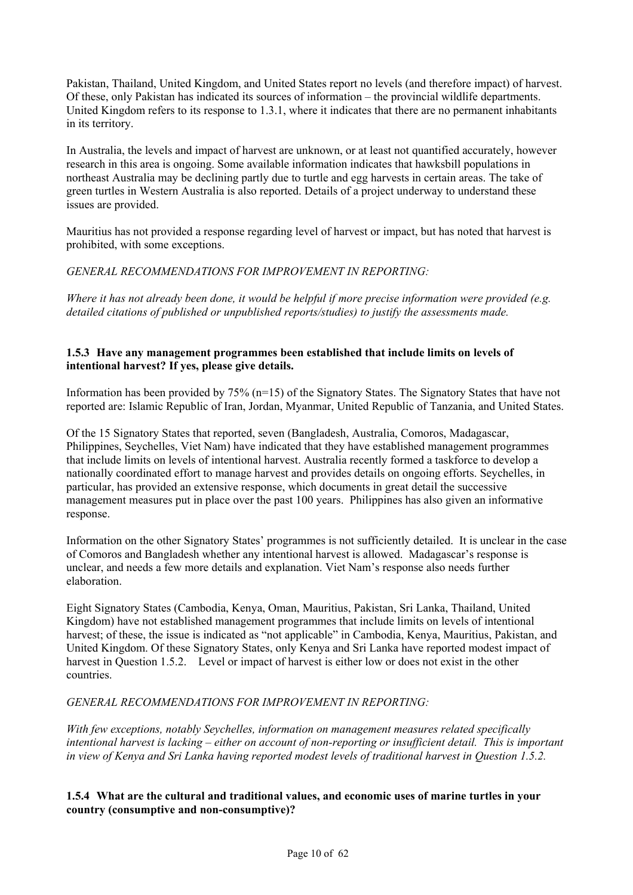Pakistan, Thailand, United Kingdom, and United States report no levels (and therefore impact) of harvest. Of these, only Pakistan has indicated its sources of information – the provincial wildlife departments. United Kingdom refers to its response to 1.3.1, where it indicates that there are no permanent inhabitants in its territory.

In Australia, the levels and impact of harvest are unknown, or at least not quantified accurately, however research in this area is ongoing. Some available information indicates that hawksbill populations in northeast Australia may be declining partly due to turtle and egg harvests in certain areas. The take of green turtles in Western Australia is also reported. Details of a project underway to understand these issues are provided.

Mauritius has not provided a response regarding level of harvest or impact, but has noted that harvest is prohibited, with some exceptions.

*GENERAL RECOMMENDATIONS FOR IMPROVEMENT IN REPORTING:*

*Where it has not already been done, it would be helpful if more precise information were provided (e.g. detailed citations of published or unpublished reports/studies) to justify the assessments made.*

### 1.5.3 Have any management programmes been established that include limits on levels of intentional harvest? If yes, please give details.

Information has been provided by 75% (n=15) of the Signatory States. The Signatory States that have not reported are: Islamic Republic of Iran, Jordan, Myanmar, United Republic of Tanzania, and United States.

Of the 15 Signatory States that reported, seven (Bangladesh, Australia, Comoros, Madagascar, Philippines, Seychelles, Viet Nam) have indicated that they have established management programmes that include limits on levels of intentional harvest. Australia recently formed a taskforce to develop a nationally coordinated effort to manage harvest and provides details on ongoing efforts. Seychelles, in particular, has provided an extensive response, which documents in great detail the successive management measures put in place over the past 100 years. Philippines has also given an informative response.

Information on the other Signatory States' programmes is not sufficiently detailed. It is unclear in the case of Comoros and Bangladesh whether any intentional harvest is allowed. Madagascar's response is unclear, and needs a few more details and explanation. Viet Nam's response also needs further elaboration.

Eight Signatory States (Cambodia, Kenya, Oman, Mauritius, Pakistan, Sri Lanka, Thailand, United Kingdom) have not established management programmes that include limits on levels of intentional harvest; of these, the issue is indicated as "not applicable" in Cambodia, Kenya, Mauritius, Pakistan, and United Kingdom. Of these Signatory States, only Kenya and Sri Lanka have reported modest impact of harvest in Question 1.5.2. Level or impact of harvest is either low or does not exist in the other countries.

*GENERAL RECOMMENDATIONS FOR IMPROVEMENT IN REPORTING:*

*With few exceptions, notably Seychelles, information on management measures related specifically intentional harvest is lacking – either on account of non-reporting or insufficient detail. This is important in view of Kenya and Sri Lanka having reported modest levels of traditional harvest in Question 1.5.2.*

### 1.5.4 What are the cultural and traditional values, and economic uses of marine turtles in your country (consumptive and non-consumptive)?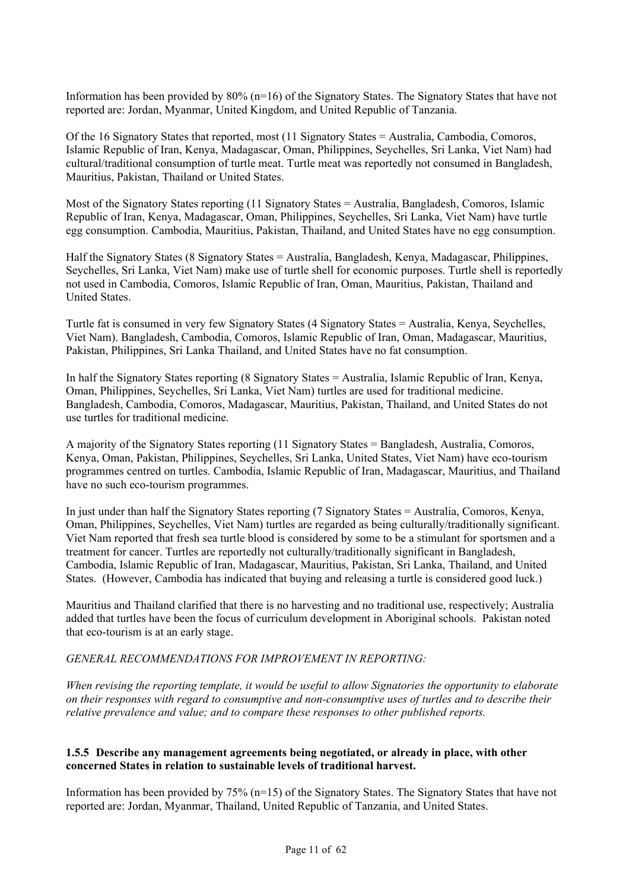Information has been provided by 80% (n=16) of the Signatory States. The Signatory States that have not reported are: Jordan, Myanmar, United Kingdom, and United Republic of Tanzania.

Of the 16 Signatory States that reported, most (11 Signatory States = Australia, Cambodia, Comoros, Islamic Republic of Iran, Kenya, Madagascar, Oman, Philippines, Seychelles, Sri Lanka, Viet Nam) had cultural/traditional consumption of turtle meat. Turtle meat was reportedly not consumed in Bangladesh, Mauritius, Pakistan, Thailand or United States.

Most of the Signatory States reporting (11 Signatory States = Australia, Bangladesh, Comoros, Islamic Republic of Iran, Kenya, Madagascar, Oman, Philippines, Seychelles, Sri Lanka, Viet Nam) have turtle egg consumption. Cambodia, Mauritius, Pakistan, Thailand, and United States have no egg consumption.

Half the Signatory States (8 Signatory States = Australia, Bangladesh, Kenya, Madagascar, Philippines, Seychelles, Sri Lanka, Viet Nam) make use of turtle shell for economic purposes. Turtle shell is reportedly not used in Cambodia, Comoros, Islamic Republic of Iran, Oman, Mauritius, Pakistan, Thailand and United States.

Turtle fat is consumed in very few Signatory States (4 Signatory States = Australia, Kenya, Seychelles, Viet Nam). Bangladesh, Cambodia, Comoros, Islamic Republic of Iran, Oman, Madagascar, Mauritius, Pakistan, Philippines, Sri Lanka Thailand, and United States have no fat consumption.

In half the Signatory States reporting (8 Signatory States = Australia, Islamic Republic of Iran, Kenya, Oman, Philippines, Seychelles, Sri Lanka, Viet Nam) turtles are used for traditional medicine. Bangladesh, Cambodia, Comoros, Madagascar, Mauritius, Pakistan, Thailand, and United States do not use turtles for traditional medicine.

A majority of the Signatory States reporting (11 Signatory States = Bangladesh, Australia, Comoros, Kenya, Oman, Pakistan, Philippines, Seychelles, Sri Lanka, United States, Viet Nam) have eco-tourism programmes centred on turtles. Cambodia, Islamic Republic of Iran, Madagascar, Mauritius, and Thailand have no such eco-tourism programmes.

In just under than half the Signatory States reporting (7 Signatory States = Australia, Comoros, Kenya, Oman, Philippines, Seychelles, Viet Nam) turtles are regarded as being culturally/traditionally significant. Viet Nam reported that fresh sea turtle blood is considered by some to be a stimulant for sportsmen and a treatment for cancer. Turtles are reportedly not culturally/traditionally significant in Bangladesh, Cambodia, Islamic Republic of Iran, Madagascar, Mauritius, Pakistan, Sri Lanka, Thailand, and United States. (However, Cambodia has indicated that buying and releasing a turtle is considered good luck.)

Mauritius and Thailand clarified that there is no harvesting and no traditional use, respectively; Australia added that turtles have been the focus of curriculum development in Aboriginal schools. Pakistan noted that eco-tourism is at an early stage.

*GENERAL RECOMMENDATIONS FOR IMPROVEMENT IN REPORTING:*

*When revising the reporting template, it would be useful to allow Signatories the opportunity to elaborate on their responses with regard to consumptive and non-consumptive uses of turtles and to describe their relative prevalence and value; and to compare these responses to other published reports.*

**1.5.5 Describe any management agreements being negotiated, or already in place, with other concerned States in relation to sustainable levels of traditional harvest.**

Information has been provided by 75% (n=15) of the Signatory States. The Signatory States that have not reported are: Jordan, Myanmar, Thailand, United Republic of Tanzania, and United States.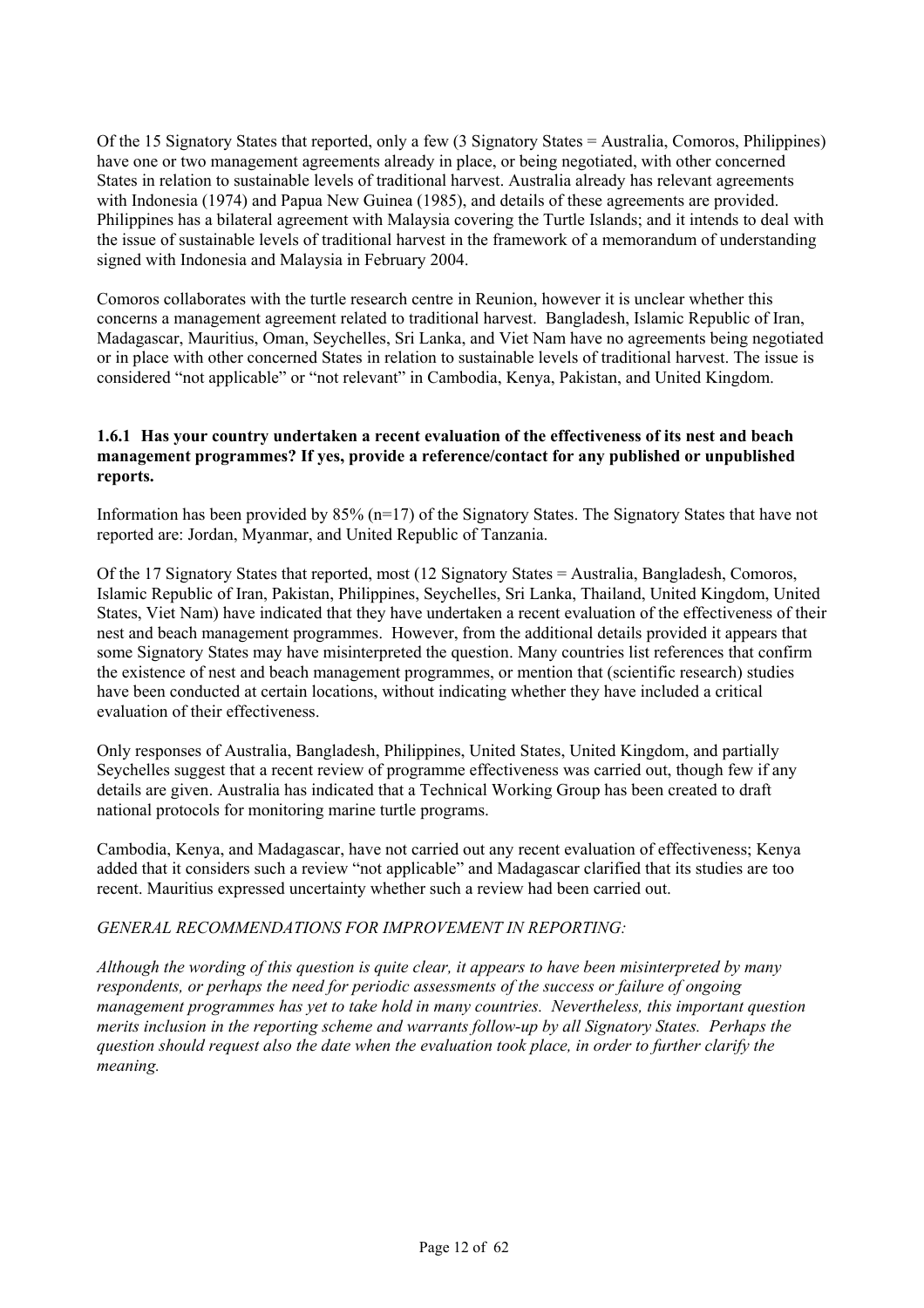Of the 15 Signatory States that reported, only a few (3 Signatory States = Australia, Comoros, Philippines) have one or two management agreements already in place, or being negotiated, with other concerned States in relation to sustainable levels of traditional harvest. Australia already has relevant agreements with Indonesia (1974) and Papua New Guinea (1985), and details of these agreements are provided. Philippines has a bilateral agreement with Malaysia covering the Turtle Islands; and it intends to deal with the issue of sustainable levels of traditional harvest in the framework of a memorandum of understanding signed with Indonesia and Malaysia in February 2004.

Comoros collaborates with the turtle research centre in Reunion, however it is unclear whether this concerns a management agreement related to traditional harvest. Bangladesh, Islamic Republic of Iran, Madagascar, Mauritius, Oman, Seychelles, Sri Lanka, and Viet Nam have no agreements being negotiated or in place with other concerned States in relation to sustainable levels of traditional harvest. The issue is considered "not applicable" or "not relevant" in Cambodia, Kenya, Pakistan, and United Kingdom.

### 1.6.1 Has your country undertaken a recent evaluation of the effectiveness of its nest and beach management programmes? If yes, provide a reference/contact for any published or unpublished reports.

Information has been provided by 85% (n=17) of the Signatory States. The Signatory States that have not reported are: Jordan, Myanmar, and United Republic of Tanzania.

Of the 17 Signatory States that reported, most (12 Signatory States = Australia, Bangladesh, Comoros, Islamic Republic of Iran, Pakistan, Philippines, Seychelles, Sri Lanka, Thailand, United Kingdom, United States, Viet Nam) have indicated that they have undertaken a recent evaluation of the effectiveness of their nest and beach management programmes. However, from the additional details provided it appears that some Signatory States may have misinterpreted the question. Many countries list references that confirm the existence of nest and beach management programmes, or mention that (scientific research) studies have been conducted at certain locations, without indicating whether they have included a critical evaluation of their effectiveness.

Only responses of Australia, Bangladesh, Philippines, United States, United Kingdom, and partially Seychelles suggest that a recent review of programme effectiveness was carried out, though few if any details are given. Australia has indicated that a Technical Working Group has been created to draft national protocols for monitoring marine turtle programs.

Cambodia, Kenya, and Madagascar, have not carried out any recent evaluation of effectiveness; Kenya added that it considers such a review "not applicable" and Madagascar clarified that its studies are too recent. Mauritius expressed uncertainty whether such a review had been carried out.

*GENERAL RECOMMENDATIONS FOR IMPROVEMENT IN REPORTING:*

*Although the wording of this question is quite clear, it appears to have been misinterpreted by many respondents, or perhaps the need for periodic assessments of the success or failure of ongoing management programmes has yet to take hold in many countries. Nevertheless, this important question merits inclusion in the reporting scheme and warrants follow-up by all Signatory States. Perhaps the question should request also the date when the evaluation took place, in order to further clarify the meaning.*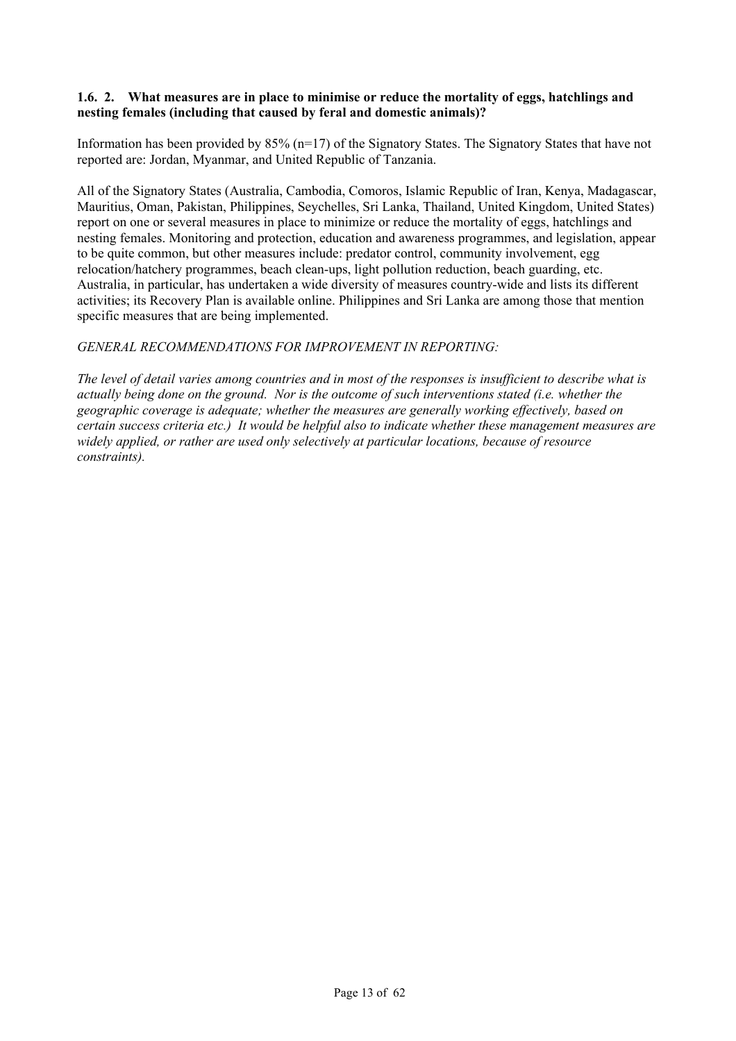**1.6. 2. What measures are in place to minimise or reduce the mortality of eggs, hatchlings and nesting females (including that caused by feral and domestic animals)?**

Information has been provided by 85% (n=17) of the Signatory States. The Signatory States that have not reported are: Jordan, Myanmar, and United Republic of Tanzania.

All of the Signatory States (Australia, Cambodia, Comoros, Islamic Republic of Iran, Kenya, Madagascar, Mauritius, Oman, Pakistan, Philippines, Seychelles, Sri Lanka, Thailand, United Kingdom, United States) report on one or several measures in place to minimize or reduce the mortality of eggs, hatchlings and nesting females. Monitoring and protection, education and awareness programmes, and legislation, appear to be quite common, but other measures include: predator control, community involvement, egg relocation/hatchery programmes, beach clean-ups, light pollution reduction, beach guarding, etc. Australia, in particular, has undertaken a wide diversity of measures country-wide and lists its different activities; its Recovery Plan is available online. Philippines and Sri Lanka are among those that mention specific measures that are being implemented.

*GENERAL RECOMMENDATIONS FOR IMPROVEMENT IN REPORTING:*

*The level of detail varies among countries and in most of the responses is insufficient to describe what is actually being done on the ground. Nor is the outcome of such interventions stated (i.e. whether the geographic coverage is adequate; whether the measures are generally working effectively, based on certain success criteria etc.) It would be helpful also to indicate whether these management measures are widely applied, or rather are used only selectively at particular locations, because of resource constraints).*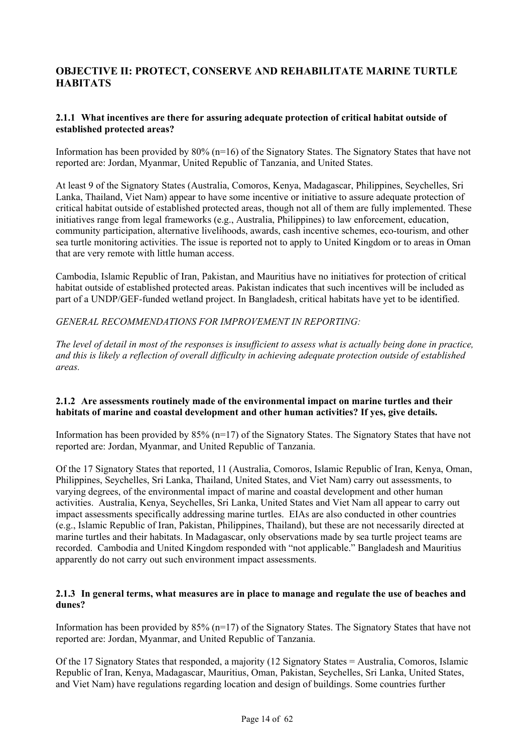## OBJECTIVE II: PROTECT, CONSERVE AND REHABILITATE MARINE TURTLE HABITATS

### 2.1.1 What incentives are there for assuring adequate protection of critical habitat outside of established protected areas?

Information has been provided by 80% (n=16) of the Signatory States. The Signatory States that have not reported are: Jordan, Myanmar, United Republic of Tanzania, and United States.

At least 9 of the Signatory States (Australia, Comoros, Kenya, Madagascar, Philippines, Seychelles, Sri Lanka, Thailand, Viet Nam) appear to have some incentive or initiative to assure adequate protection of critical habitat outside of established protected areas, though not all of them are fully implemented. These initiatives range from legal frameworks (e.g., Australia, Philippines) to law enforcement, education, community participation, alternative livelihoods, awards, cash incentive schemes, eco-tourism, and other sea turtle monitoring activities. The issue is reported not to apply to United Kingdom or to areas in Oman that are very remote with little human access.

Cambodia, Islamic Republic of Iran, Pakistan, and Mauritius have no initiatives for protection of critical habitat outside of established protected areas. Pakistan indicates that such incentives will be included as part of a UNDP/GEF-funded wetland project. In Bangladesh, critical habitats have yet to be identified.

*GENERAL RECOMMENDATIONS FOR IMPROVEMENT IN REPORTING:*

*The level of detail in most of the responses is insufficient to assess what is actually being done in practice, and this is likely a reflection of overall difficulty in achieving adequate protection outside of established areas.*

### 2.1.2 Are assessments routinely made of the environmental impact on marine turtles and their habitats of marine and coastal development and other human activities? If yes, give details.

Information has been provided by 85% (n=17) of the Signatory States. The Signatory States that have not reported are: Jordan, Myanmar, and United Republic of Tanzania.

Of the 17 Signatory States that reported, 11 (Australia, Comoros, Islamic Republic of Iran, Kenya, Oman, Philippines, Seychelles, Sri Lanka, Thailand, United States, and Viet Nam) carry out assessments, to varying degrees, of the environmental impact of marine and coastal development and other human activities. Australia, Kenya, Seychelles, Sri Lanka, United States and Viet Nam all appear to carry out impact assessments specifically addressing marine turtles. EIAs are also conducted in other countries (e.g., Islamic Republic of Iran, Pakistan, Philippines, Thailand), but these are not necessarily directed at marine turtles and their habitats. In Madagascar, only observations made by sea turtle project teams are recorded. Cambodia and United Kingdom responded with "not applicable." Bangladesh and Mauritius apparently do not carry out such environment impact assessments.

### 2.1.3 In general terms, what measures are in place to manage and regulate the use of beaches and dunes?

Information has been provided by 85% (n=17) of the Signatory States. The Signatory States that have not reported are: Jordan, Myanmar, and United Republic of Tanzania.

Of the 17 Signatory States that responded, a majority (12 Signatory States = Australia, Comoros, Islamic Republic of Iran, Kenya, Madagascar, Mauritius, Oman, Pakistan, Seychelles, Sri Lanka, United States, and Viet Nam) have regulations regarding location and design of buildings. Some countries further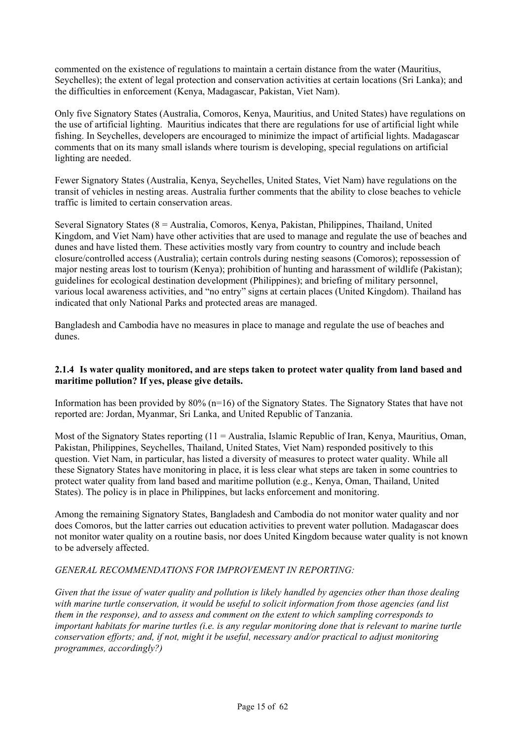commented on the existence of regulations to maintain a certain distance from the water (Mauritius, Seychelles); the extent of legal protection and conservation activities at certain locations (Sri Lanka); and the difficulties in enforcement (Kenya, Madagascar, Pakistan, Viet Nam).

Only five Signatory States (Australia, Comoros, Kenya, Mauritius, and United States) have regulations on the use of artificial lighting. Mauritius indicates that there are regulations for use of artificial light while fishing. In Seychelles, developers are encouraged to minimize the impact of artificial lights. Madagascar comments that on its many small islands where tourism is developing, special regulations on artificial lighting are needed.

Fewer Signatory States (Australia, Kenya, Seychelles, United States, Viet Nam) have regulations on the transit of vehicles in nesting areas. Australia further comments that the ability to close beaches to vehicle traffic is limited to certain conservation areas.

Several Signatory States (8 = Australia, Comoros, Kenya, Pakistan, Philippines, Thailand, United Kingdom, and Viet Nam) have other activities that are used to manage and regulate the use of beaches and dunes and have listed them. These activities mostly vary from country to country and include beach closure/controlled access (Australia); certain controls during nesting seasons (Comoros); repossession of major nesting areas lost to tourism (Kenya); prohibition of hunting and harassment of wildlife (Pakistan); guidelines for ecological destination development (Philippines); and briefing of military personnel, various local awareness activities, and "no entry" signs at certain places (United Kingdom). Thailand has indicated that only National Parks and protected areas are managed.

Bangladesh and Cambodia have no measures in place to manage and regulate the use of beaches and dunes.

#### 2.1.4 Is water quality monitored, and are steps taken to protect water quality from land based and maritime pollution? If yes, please give details.

Information has been provided by 80% (n=16) of the Signatory States. The Signatory States that have not reported are: Jordan, Myanmar, Sri Lanka, and United Republic of Tanzania.

Most of the Signatory States reporting (11 = Australia, Islamic Republic of Iran, Kenya, Mauritius, Oman, Pakistan, Philippines, Seychelles, Thailand, United States, Viet Nam) responded positively to this question. Viet Nam, in particular, has listed a diversity of measures to protect water quality. While all these Signatory States have monitoring in place, it is less clear what steps are taken in some countries to protect water quality from land based and maritime pollution (e.g., Kenya, Oman, Thailand, United States). The policy is in place in Philippines, but lacks enforcement and monitoring.

Among the remaining Signatory States, Bangladesh and Cambodia do not monitor water quality and nor does Comoros, but the latter carries out education activities to prevent water pollution. Madagascar does not monitor water quality on a routine basis, nor does United Kingdom because water quality is not known to be adversely affected.

*GENERAL RECOMMENDATIONS FOR IMPROVEMENT IN REPORTING:*

*Given that the issue of water quality and pollution is likely handled by agencies other than those dealing with marine turtle conservation, it would be useful to solicit information from those agencies (and list them in the response), and to assess and comment on the extent to which sampling corresponds to important habitats for marine turtles (i.e. is any regular monitoring done that is relevant to marine turtle conservation efforts; and, if not, might it be useful, necessary and/or practical to adjust monitoring programmes, accordingly?)*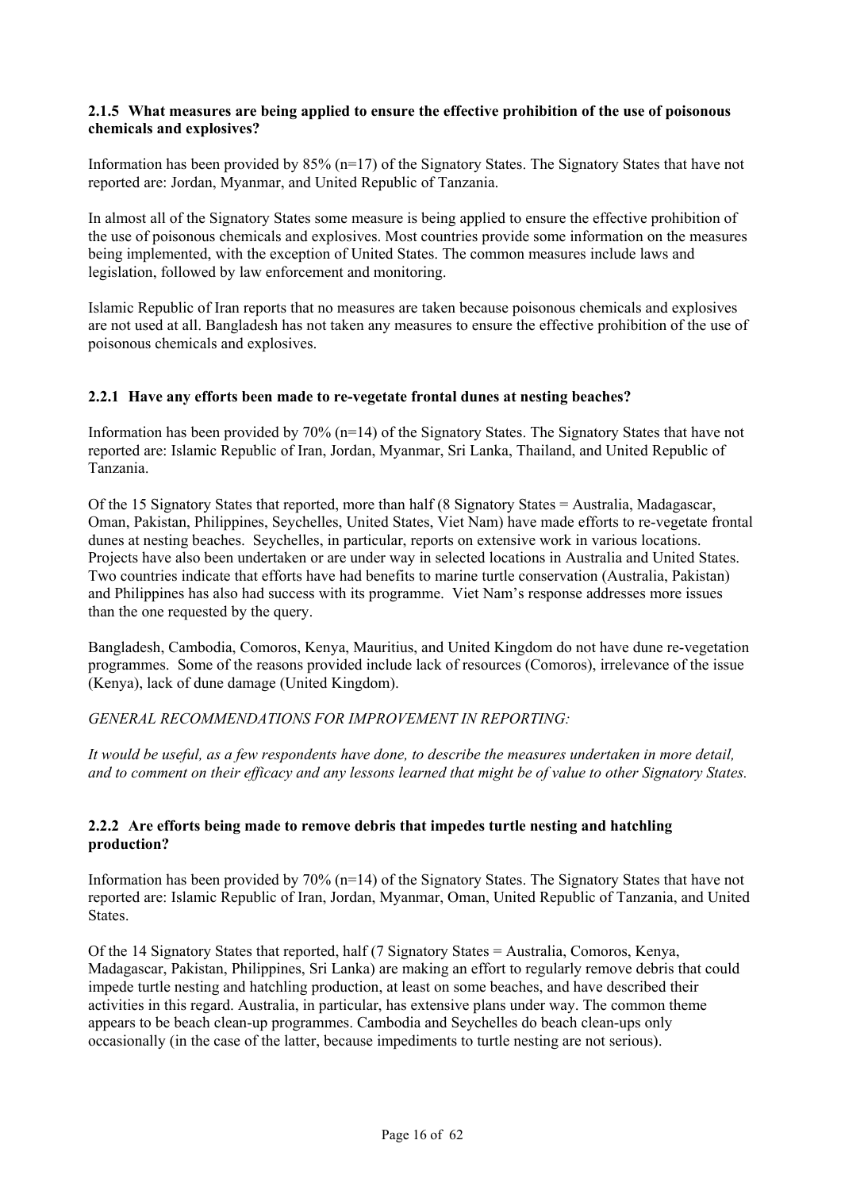### 2.1.5 What measures are being applied to ensure the effective prohibition of the use of poisonous chemicals and explosives?

Information has been provided by 85% (n=17) of the Signatory States. The Signatory States that have not reported are: Jordan, Myanmar, and United Republic of Tanzania.

In almost all of the Signatory States some measure is being applied to ensure the effective prohibition of the use of poisonous chemicals and explosives. Most countries provide some information on the measures being implemented, with the exception of United States. The common measures include laws and legislation, followed by law enforcement and monitoring.

Islamic Republic of Iran reports that no measures are taken because poisonous chemicals and explosives are not used at all. Bangladesh has not taken any measures to ensure the effective prohibition of the use of poisonous chemicals and explosives.

### 2.2.1 Have any efforts been made to re-vegetate frontal dunes at nesting beaches?

Information has been provided by 70% (n=14) of the Signatory States. The Signatory States that have not reported are: Islamic Republic of Iran, Jordan, Myanmar, Sri Lanka, Thailand, and United Republic of Tanzania.

Of the 15 Signatory States that reported, more than half (8 Signatory States = Australia, Madagascar, Oman, Pakistan, Philippines, Seychelles, United States, Viet Nam) have made efforts to re-vegetate frontal dunes at nesting beaches. Seychelles, in particular, reports on extensive work in various locations. Projects have also been undertaken or are under way in selected locations in Australia and United States. Two countries indicate that efforts have had benefits to marine turtle conservation (Australia, Pakistan) and Philippines has also had success with its programme. Viet Nam's response addresses more issues than the one requested by the query.

Bangladesh, Cambodia, Comoros, Kenya, Mauritius, and United Kingdom do not have dune re-vegetation programmes. Some of the reasons provided include lack of resources (Comoros), irrelevance of the issue (Kenya), lack of dune damage (United Kingdom).

*GENERAL RECOMMENDATIONS FOR IMPROVEMENT IN REPORTING:*

*It would be useful, as a few respondents have done, to describe the measures undertaken in more detail, and to comment on their efficacy and any lessons learned that might be of value to other Signatory States.*

### 2.2.2 Are efforts being made to remove debris that impedes turtle nesting and hatchling production?

Information has been provided by 70% (n=14) of the Signatory States. The Signatory States that have not reported are: Islamic Republic of Iran, Jordan, Myanmar, Oman, United Republic of Tanzania, and United States.

Of the 14 Signatory States that reported, half (7 Signatory States = Australia, Comoros, Kenya, Madagascar, Pakistan, Philippines, Sri Lanka) are making an effort to regularly remove debris that could impede turtle nesting and hatchling production, at least on some beaches, and have described their activities in this regard. Australia, in particular, has extensive plans under way. The common theme appears to be beach clean-up programmes. Cambodia and Seychelles do beach clean-ups only occasionally (in the case of the latter, because impediments to turtle nesting are not serious).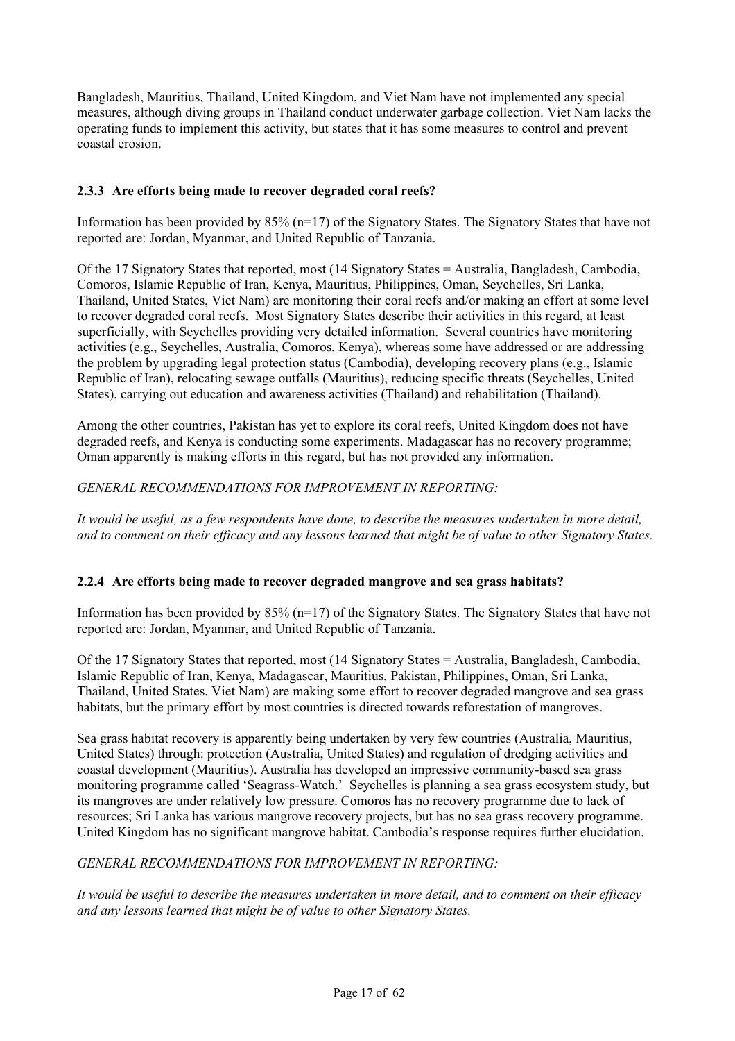Bangladesh, Mauritius, Thailand, United Kingdom, and Viet Nam have not implemented any special measures, although diving groups in Thailand conduct underwater garbage collection. Viet Nam lacks the operating funds to implement this activity, but states that it has some measures to control and prevent coastal erosion.

### 2.3.3 Are efforts being made to recover degraded coral reefs?

Information has been provided by 85% (n=17) of the Signatory States. The Signatory States that have not reported are: Jordan, Myanmar, and United Republic of Tanzania.

Of the 17 Signatory States that reported, most (14 Signatory States = Australia, Bangladesh, Cambodia, Comoros, Islamic Republic of Iran, Kenya, Mauritius, Philippines, Oman, Seychelles, Sri Lanka, Thailand, United States, Viet Nam) are monitoring their coral reefs and/or making an effort at some level to recover degraded coral reefs. Most Signatory States describe their activities in this regard, at least superficially, with Seychelles providing very detailed information. Several countries have monitoring activities (e.g., Seychelles, Australia, Comoros, Kenya), whereas some have addressed or are addressing the problem by upgrading legal protection status (Cambodia), developing recovery plans (e.g., Islamic Republic of Iran), relocating sewage outfalls (Mauritius), reducing specific threats (Seychelles, United States), carrying out education and awareness activities (Thailand) and rehabilitation (Thailand).

Among the other countries, Pakistan has yet to explore its coral reefs, United Kingdom does not have degraded reefs, and Kenya is conducting some experiments. Madagascar has no recovery programme; Oman apparently is making efforts in this regard, but has not provided any information.

*GENERAL RECOMMENDATIONS FOR IMPROVEMENT IN REPORTING:*

*It would be useful, as a few respondents have done, to describe the measures undertaken in more detail, and to comment on their efficacy and any lessons learned that might be of value to other Signatory States.*

### 2.2.4 Are efforts being made to recover degraded mangrove and sea grass habitats?

Information has been provided by 85% (n=17) of the Signatory States. The Signatory States that have not reported are: Jordan, Myanmar, and United Republic of Tanzania.

Of the 17 Signatory States that reported, most (14 Signatory States = Australia, Bangladesh, Cambodia, Islamic Republic of Iran, Kenya, Madagascar, Mauritius, Pakistan, Philippines, Oman, Sri Lanka, Thailand, United States, Viet Nam) are making some effort to recover degraded mangrove and sea grass habitats, but the primary effort by most countries is directed towards reforestation of mangroves.

Sea grass habitat recovery is apparently being undertaken by very few countries (Australia, Mauritius, United States) through: protection (Australia, United States) and regulation of dredging activities and coastal development (Mauritius). Australia has developed an impressive community-based sea grass monitoring programme called 'Seagrass-Watch.' Seychelles is planning a sea grass ecosystem study, but its mangroves are under relatively low pressure. Comoros has no recovery programme due to lack of resources; Sri Lanka has various mangrove recovery projects, but has no sea grass recovery programme. United Kingdom has no significant mangrove habitat. Cambodia's response requires further elucidation.

*GENERAL RECOMMENDATIONS FOR IMPROVEMENT IN REPORTING:*

*It would be useful to describe the measures undertaken in more detail, and to comment on their efficacy and any lessons learned that might be of value to other Signatory States.*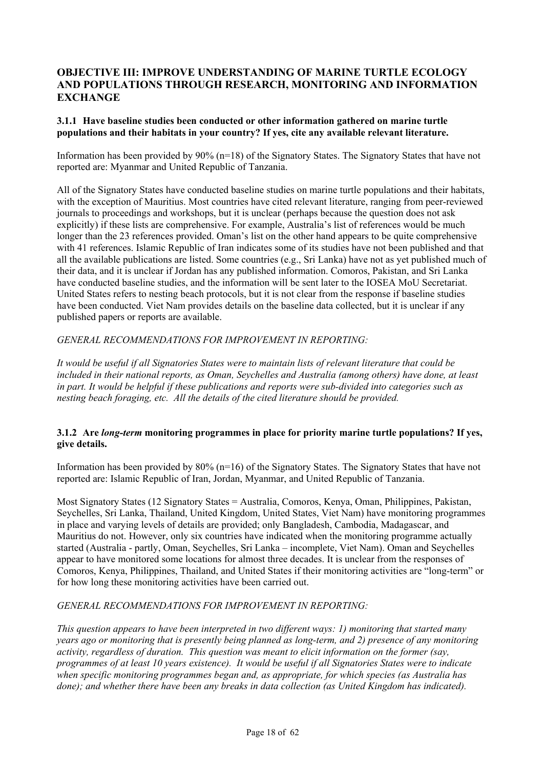## OBJECTIVE III: IMPROVE UNDERSTANDING OF MARINE TURTLE ECOLOGY AND POPULATIONS THROUGH RESEARCH, MONITORING AND INFORMATION EXCHANGE

### 3.1.1 Have baseline studies been conducted or other information gathered on marine turtle populations and their habitats in your country? If yes, cite any available relevant literature.

Information has been provided by 90% (n=18) of the Signatory States. The Signatory States that have not reported are: Myanmar and United Republic of Tanzania.

All of the Signatory States have conducted baseline studies on marine turtle populations and their habitats, with the exception of Mauritius. Most countries have cited relevant literature, ranging from peer-reviewed journals to proceedings and workshops, but it is unclear (perhaps because the question does not ask explicitly) if these lists are comprehensive. For example, Australia's list of references would be much longer than the 23 references provided. Oman's list on the other hand appears to be quite comprehensive with 41 references. Islamic Republic of Iran indicates some of its studies have not been published and that all the available publications are listed. Some countries (e.g., Sri Lanka) have not as yet published much of their data, and it is unclear if Jordan has any published information. Comoros, Pakistan, and Sri Lanka have conducted baseline studies, and the information will be sent later to the IOSEA MoU Secretariat. United States refers to nesting beach protocols, but it is not clear from the response if baseline studies have been conducted. Viet Nam provides details on the baseline data collected, but it is unclear if any published papers or reports are available.

*GENERAL RECOMMENDATIONS FOR IMPROVEMENT IN REPORTING:*

*It would be useful if all Signatories States were to maintain lists of relevant literature that could be included in their national reports, as Oman, Seychelles and Australia (among others) have done, at least in part. It would be helpful if these publications and reports were sub-divided into categories such as nesting beach foraging, etc. All the details of the cited literature should be provided.*

### 3.1.2 Are *long-term* monitoring programmes in place for priority marine turtle populations? If yes, give details.

Information has been provided by 80% (n=16) of the Signatory States. The Signatory States that have not reported are: Islamic Republic of Iran, Jordan, Myanmar, and United Republic of Tanzania.

Most Signatory States (12 Signatory States = Australia, Comoros, Kenya, Oman, Philippines, Pakistan, Seychelles, Sri Lanka, Thailand, United Kingdom, United States, Viet Nam) have monitoring programmes in place and varying levels of details are provided; only Bangladesh, Cambodia, Madagascar, and Mauritius do not. However, only six countries have indicated when the monitoring programme actually started (Australia - partly, Oman, Seychelles, Sri Lanka – incomplete, Viet Nam). Oman and Seychelles appear to have monitored some locations for almost three decades. It is unclear from the responses of Comoros, Kenya, Philippines, Thailand, and United States if their monitoring activities are "long-term" or for how long these monitoring activities have been carried out.

*GENERAL RECOMMENDATIONS FOR IMPROVEMENT IN REPORTING:*

*This question appears to have been interpreted in two different ways: 1) monitoring that started many years ago or monitoring that is presently being planned as long-term, and 2) presence of any monitoring activity, regardless of duration. This question was meant to elicit information on the former (say, programmes of at least 10 years existence). It would be useful if all Signatories States were to indicate when specific monitoring programmes began and, as appropriate, for which species (as Australia has done); and whether there have been any breaks in data collection (as United Kingdom has indicated).*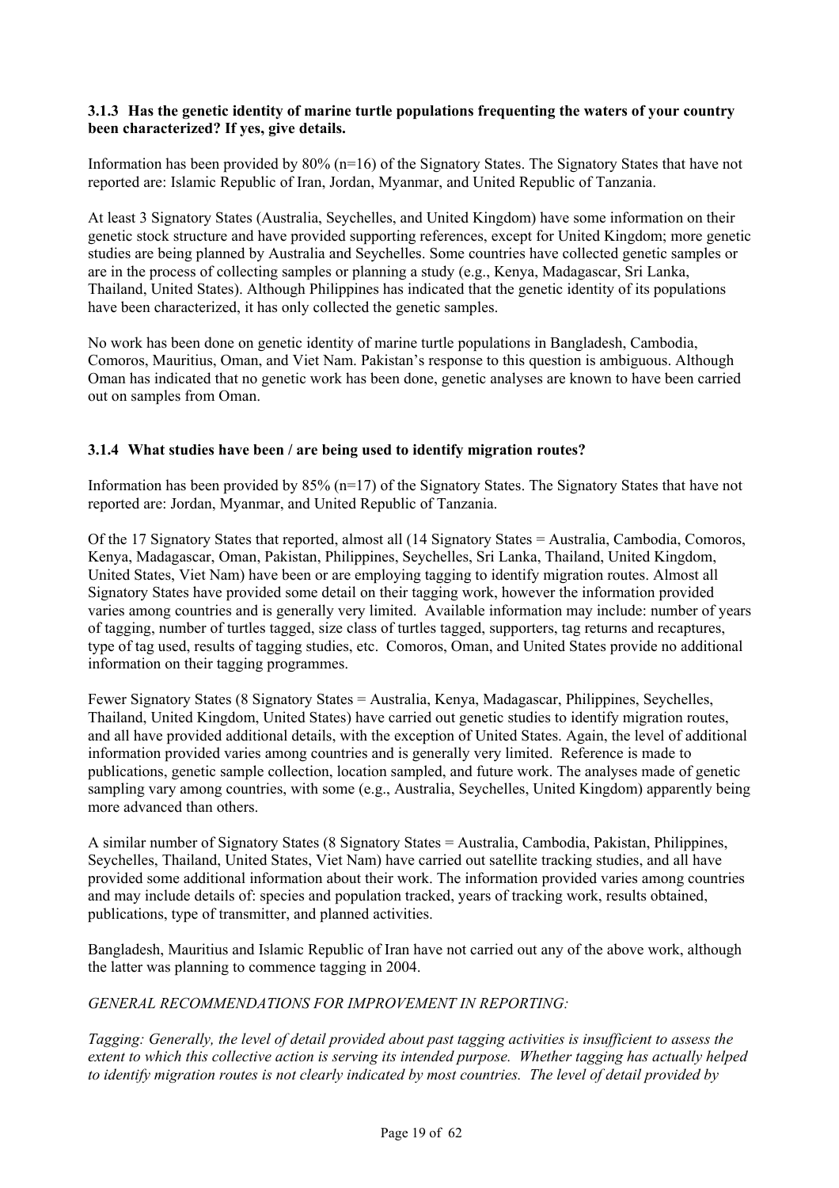### 3.1.3 Has the genetic identity of marine turtle populations frequenting the waters of your country been characterized? If yes, give details.

Information has been provided by 80% (n=16) of the Signatory States. The Signatory States that have not reported are: Islamic Republic of Iran, Jordan, Myanmar, and United Republic of Tanzania.

At least 3 Signatory States (Australia, Seychelles, and United Kingdom) have some information on their genetic stock structure and have provided supporting references, except for United Kingdom; more genetic studies are being planned by Australia and Seychelles. Some countries have collected genetic samples or are in the process of collecting samples or planning a study (e.g., Kenya, Madagascar, Sri Lanka, Thailand, United States). Although Philippines has indicated that the genetic identity of its populations have been characterized, it has only collected the genetic samples.

No work has been done on genetic identity of marine turtle populations in Bangladesh, Cambodia, Comoros, Mauritius, Oman, and Viet Nam. Pakistan's response to this question is ambiguous. Although Oman has indicated that no genetic work has been done, genetic analyses are known to have been carried out on samples from Oman.

### 3.1.4 What studies have been / are being used to identify migration routes?

Information has been provided by 85% (n=17) of the Signatory States. The Signatory States that have not reported are: Jordan, Myanmar, and United Republic of Tanzania.

Of the 17 Signatory States that reported, almost all (14 Signatory States = Australia, Cambodia, Comoros, Kenya, Madagascar, Oman, Pakistan, Philippines, Seychelles, Sri Lanka, Thailand, United Kingdom, United States, Viet Nam) have been or are employing tagging to identify migration routes. Almost all Signatory States have provided some detail on their tagging work, however the information provided varies among countries and is generally very limited. Available information may include: number of years of tagging, number of turtles tagged, size class of turtles tagged, supporters, tag returns and recaptures, type of tag used, results of tagging studies, etc. Comoros, Oman, and United States provide no additional information on their tagging programmes.

Fewer Signatory States (8 Signatory States = Australia, Kenya, Madagascar, Philippines, Seychelles, Thailand, United Kingdom, United States) have carried out genetic studies to identify migration routes, and all have provided additional details, with the exception of United States. Again, the level of additional information provided varies among countries and is generally very limited. Reference is made to publications, genetic sample collection, location sampled, and future work. The analyses made of genetic sampling vary among countries, with some (e.g., Australia, Seychelles, United Kingdom) apparently being more advanced than others.

A similar number of Signatory States (8 Signatory States = Australia, Cambodia, Pakistan, Philippines, Seychelles, Thailand, United States, Viet Nam) have carried out satellite tracking studies, and all have provided some additional information about their work. The information provided varies among countries and may include details of: species and population tracked, years of tracking work, results obtained, publications, type of transmitter, and planned activities.

Bangladesh, Mauritius and Islamic Republic of Iran have not carried out any of the above work, although the latter was planning to commence tagging in 2004.

*GENERAL RECOMMENDATIONS FOR IMPROVEMENT IN REPORTING:*

*Tagging: Generally, the level of detail provided about past tagging activities is insufficient to assess the extent to which this collective action is serving its intended purpose. Whether tagging has actually helped to identify migration routes is not clearly indicated by most countries. The level of detail provided by*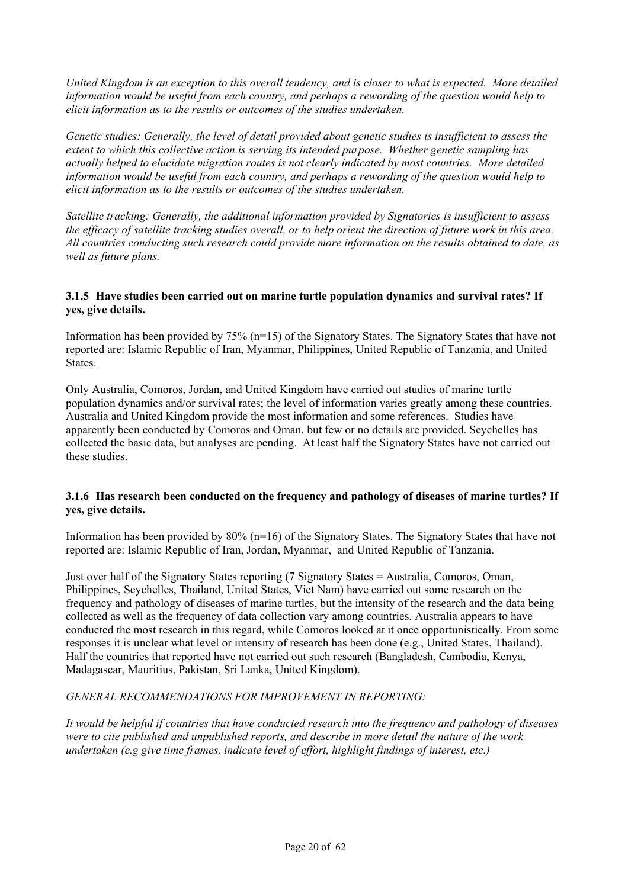*United Kingdom is an exception to this overall tendency, and is closer to what is expected. More detailed information would be useful from each country, and perhaps a rewording of the question would help to elicit information as to the results or outcomes of the studies undertaken.*

*Genetic studies: Generally, the level of detail provided about genetic studies is insufficient to assess the extent to which this collective action is serving its intended purpose. Whether genetic sampling has actually helped to elucidate migration routes is not clearly indicated by most countries. More detailed information would be useful from each country, and perhaps a rewording of the question would help to elicit information as to the results or outcomes of the studies undertaken.*

*Satellite tracking: Generally, the additional information provided by Signatories is insufficient to assess the efficacy of satellite tracking studies overall, or to help orient the direction of future work in this area. All countries conducting such research could provide more information on the results obtained to date, as well as future plans.*

### 3.1.5 Have studies been carried out on marine turtle population dynamics and survival rates? If yes, give details.

Information has been provided by 75% (n=15) of the Signatory States. The Signatory States that have not reported are: Islamic Republic of Iran, Myanmar, Philippines, United Republic of Tanzania, and United States.

Only Australia, Comoros, Jordan, and United Kingdom have carried out studies of marine turtle population dynamics and/or survival rates; the level of information varies greatly among these countries. Australia and United Kingdom provide the most information and some references. Studies have apparently been conducted by Comoros and Oman, but few or no details are provided. Seychelles has collected the basic data, but analyses are pending. At least half the Signatory States have not carried out these studies.

### 3.1.6 Has research been conducted on the frequency and pathology of diseases of marine turtles? If yes, give details.

Information has been provided by 80% (n=16) of the Signatory States. The Signatory States that have not reported are: Islamic Republic of Iran, Jordan, Myanmar, and United Republic of Tanzania.

Just over half of the Signatory States reporting (7 Signatory States = Australia, Comoros, Oman, Philippines, Seychelles, Thailand, United States, Viet Nam) have carried out some research on the frequency and pathology of diseases of marine turtles, but the intensity of the research and the data being collected as well as the frequency of data collection vary among countries. Australia appears to have conducted the most research in this regard, while Comoros looked at it once opportunistically. From some responses it is unclear what level or intensity of research has been done (e.g., United States, Thailand). Half the countries that reported have not carried out such research (Bangladesh, Cambodia, Kenya, Madagascar, Mauritius, Pakistan, Sri Lanka, United Kingdom).

*GENERAL RECOMMENDATIONS FOR IMPROVEMENT IN REPORTING:*

*It would be helpful if countries that have conducted research into the frequency and pathology of diseases were to cite published and unpublished reports, and describe in more detail the nature of the work undertaken (e.g give time frames, indicate level of effort, highlight findings of interest, etc.)*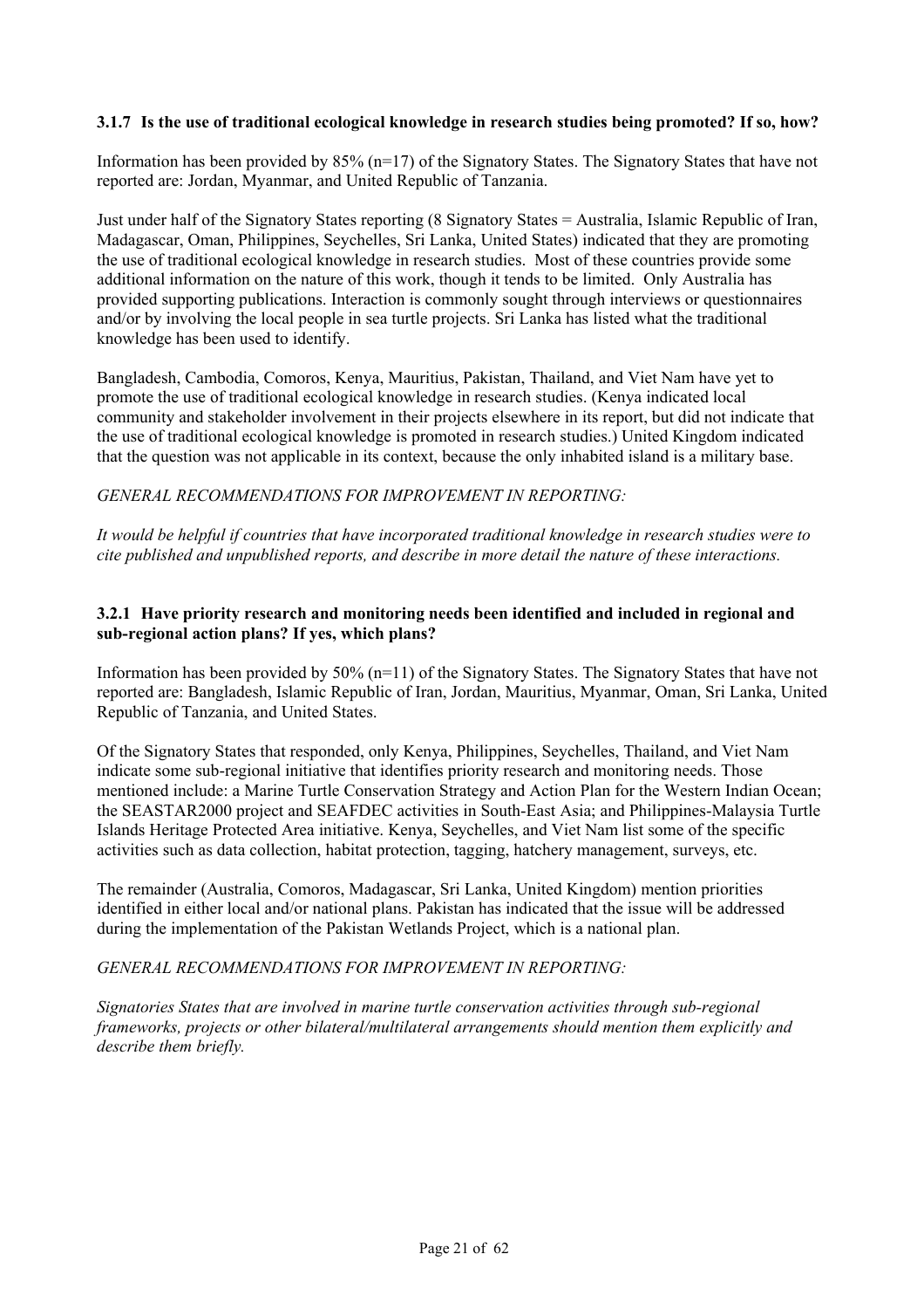### 3.1.7 Is the use of traditional ecological knowledge in research studies being promoted? If so, how?

Information has been provided by 85% (n=17) of the Signatory States. The Signatory States that have not reported are: Jordan, Myanmar, and United Republic of Tanzania.

Just under half of the Signatory States reporting (8 Signatory States = Australia, Islamic Republic of Iran, Madagascar, Oman, Philippines, Seychelles, Sri Lanka, United States) indicated that they are promoting the use of traditional ecological knowledge in research studies. Most of these countries provide some additional information on the nature of this work, though it tends to be limited. Only Australia has provided supporting publications. Interaction is commonly sought through interviews or questionnaires and/or by involving the local people in sea turtle projects. Sri Lanka has listed what the traditional knowledge has been used to identify.

Bangladesh, Cambodia, Comoros, Kenya, Mauritius, Pakistan, Thailand, and Viet Nam have yet to promote the use of traditional ecological knowledge in research studies. (Kenya indicated local community and stakeholder involvement in their projects elsewhere in its report, but did not indicate that the use of traditional ecological knowledge is promoted in research studies.) United Kingdom indicated that the question was not applicable in its context, because the only inhabited island is a military base.

*GENERAL RECOMMENDATIONS FOR IMPROVEMENT IN REPORTING:*

*It would be helpful if countries that have incorporated traditional knowledge in research studies were to cite published and unpublished reports, and describe in more detail the nature of these interactions.*

### 3.2.1 Have priority research and monitoring needs been identified and included in regional and sub-regional action plans? If yes, which plans?

Information has been provided by 50% (n=11) of the Signatory States. The Signatory States that have not reported are: Bangladesh, Islamic Republic of Iran, Jordan, Mauritius, Myanmar, Oman, Sri Lanka, United Republic of Tanzania, and United States.

Of the Signatory States that responded, only Kenya, Philippines, Seychelles, Thailand, and Viet Nam indicate some sub-regional initiative that identifies priority research and monitoring needs. Those mentioned include: a Marine Turtle Conservation Strategy and Action Plan for the Western Indian Ocean; the SEASTAR2000 project and SEAFDEC activities in South-East Asia; and Philippines-Malaysia Turtle Islands Heritage Protected Area initiative. Kenya, Seychelles, and Viet Nam list some of the specific activities such as data collection, habitat protection, tagging, hatchery management, surveys, etc.

The remainder (Australia, Comoros, Madagascar, Sri Lanka, United Kingdom) mention priorities identified in either local and/or national plans. Pakistan has indicated that the issue will be addressed during the implementation of the Pakistan Wetlands Project, which is a national plan.

*GENERAL RECOMMENDATIONS FOR IMPROVEMENT IN REPORTING:*

*Signatories States that are involved in marine turtle conservation activities through sub-regional frameworks, projects or other bilateral/multilateral arrangements should mention them explicitly and describe them briefly.*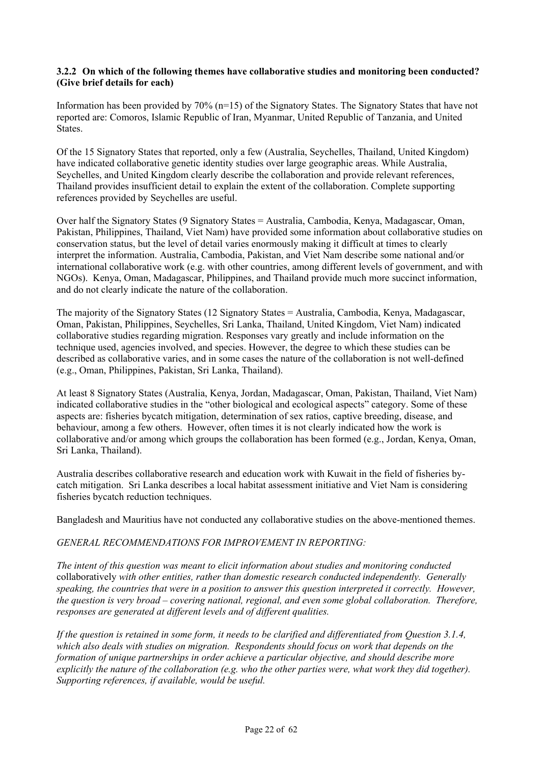### 3.2.2 On which of the following themes have collaborative studies and monitoring been conducted? (Give brief details for each)

Information has been provided by 70% (n=15) of the Signatory States. The Signatory States that have not reported are: Comoros, Islamic Republic of Iran, Myanmar, United Republic of Tanzania, and United States.

Of the 15 Signatory States that reported, only a few (Australia, Seychelles, Thailand, United Kingdom) have indicated collaborative genetic identity studies over large geographic areas. While Australia, Seychelles, and United Kingdom clearly describe the collaboration and provide relevant references, Thailand provides insufficient detail to explain the extent of the collaboration. Complete supporting references provided by Seychelles are useful.

Over half the Signatory States (9 Signatory States = Australia, Cambodia, Kenya, Madagascar, Oman, Pakistan, Philippines, Thailand, Viet Nam) have provided some information about collaborative studies on conservation status, but the level of detail varies enormously making it difficult at times to clearly interpret the information. Australia, Cambodia, Pakistan, and Viet Nam describe some national and/or international collaborative work (e.g. with other countries, among different levels of government, and with NGOs). Kenya, Oman, Madagascar, Philippines, and Thailand provide much more succinct information, and do not clearly indicate the nature of the collaboration.

The majority of the Signatory States (12 Signatory States = Australia, Cambodia, Kenya, Madagascar, Oman, Pakistan, Philippines, Seychelles, Sri Lanka, Thailand, United Kingdom, Viet Nam) indicated collaborative studies regarding migration. Responses vary greatly and include information on the technique used, agencies involved, and species. However, the degree to which these studies can be described as collaborative varies, and in some cases the nature of the collaboration is not well-defined (e.g., Oman, Philippines, Pakistan, Sri Lanka, Thailand).

At least 8 Signatory States (Australia, Kenya, Jordan, Madagascar, Oman, Pakistan, Thailand, Viet Nam) indicated collaborative studies in the "other biological and ecological aspects" category. Some of these aspects are: fisheries bycatch mitigation, determination of sex ratios, captive breeding, disease, and behaviour, among a few others. However, often times it is not clearly indicated how the work is collaborative and/or among which groups the collaboration has been formed (e.g., Jordan, Kenya, Oman, Sri Lanka, Thailand).

Australia describes collaborative research and education work with Kuwait in the field of fisheries by-catch mitigation. Sri Lanka describes a local habitat assessment initiative and Viet Nam is considering fisheries bycatch reduction techniques.

Bangladesh and Mauritius have not conducted any collaborative studies on the above-mentioned themes.

*GENERAL RECOMMENDATIONS FOR IMPROVEMENT IN REPORTING:*

*The intent of this question was meant to elicit information about studies and monitoring conducted* collaboratively *with other entities, rather than domestic research conducted independently. Generally speaking, the countries that were in a position to answer this question interpreted it correctly. However, the question is very broad – covering national, regional, and even some global collaboration. Therefore, responses are generated at different levels and of different qualities.*

*If the question is retained in some form, it needs to be clarified and differentiated from Question 3.1.4, which also deals with studies on migration. Respondents should focus on work that depends on the formation of unique partnerships in order achieve a particular objective, and should describe more explicitly the nature of the collaboration (e.g. who the other parties were, what work they did together). Supporting references, if available, would be useful.*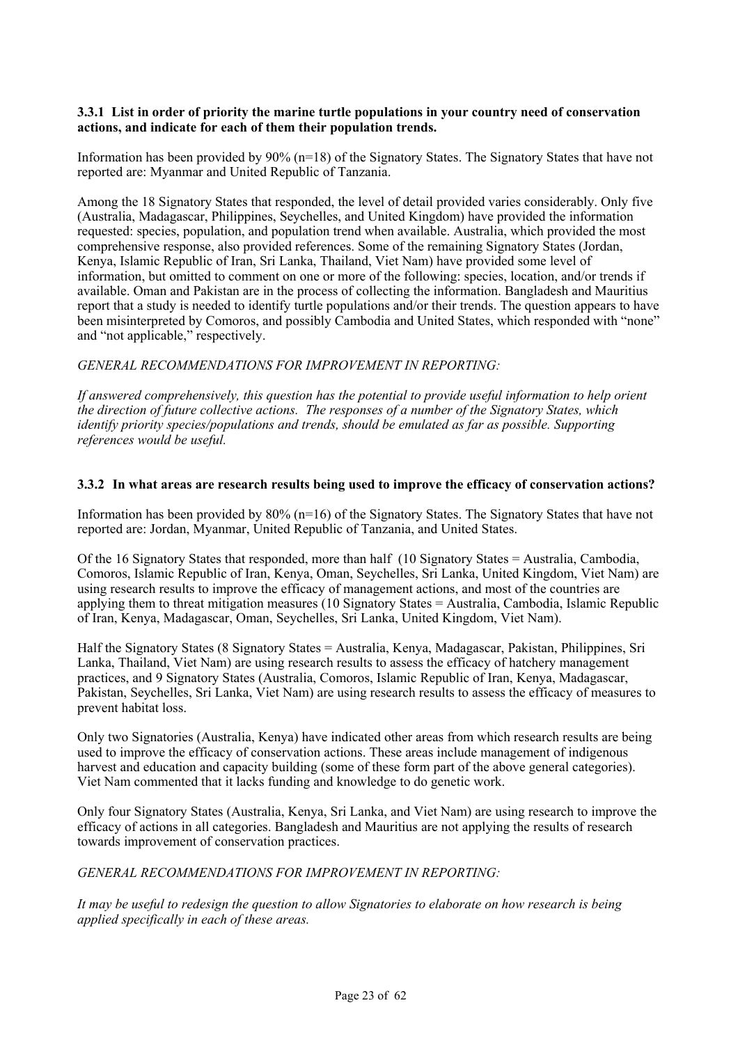**3.3.1 List in order of priority the marine turtle populations in your country need of conservation actions, and indicate for each of them their population trends.**

Information has been provided by 90% (n=18) of the Signatory States. The Signatory States that have not reported are: Myanmar and United Republic of Tanzania.

Among the 18 Signatory States that responded, the level of detail provided varies considerably. Only five (Australia, Madagascar, Philippines, Seychelles, and United Kingdom) have provided the information requested: species, population, and population trend when available. Australia, which provided the most comprehensive response, also provided references. Some of the remaining Signatory States (Jordan, Kenya, Islamic Republic of Iran, Sri Lanka, Thailand, Viet Nam) have provided some level of information, but omitted to comment on one or more of the following: species, location, and/or trends if available. Oman and Pakistan are in the process of collecting the information. Bangladesh and Mauritius report that a study is needed to identify turtle populations and/or their trends. The question appears to have been misinterpreted by Comoros, and possibly Cambodia and United States, which responded with "none" and "not applicable," respectively.

*GENERAL RECOMMENDATIONS FOR IMPROVEMENT IN REPORTING:*

*If answered comprehensively, this question has the potential to provide useful information to help orient the direction of future collective actions. The responses of a number of the Signatory States, which identify priority species/populations and trends, should be emulated as far as possible. Supporting references would be useful.*

**3.3.2 In what areas are research results being used to improve the efficacy of conservation actions?**

Information has been provided by 80% (n=16) of the Signatory States. The Signatory States that have not reported are: Jordan, Myanmar, United Republic of Tanzania, and United States.

Of the 16 Signatory States that responded, more than half (10 Signatory States = Australia, Cambodia, Comoros, Islamic Republic of Iran, Kenya, Oman, Seychelles, Sri Lanka, United Kingdom, Viet Nam) are using research results to improve the efficacy of management actions, and most of the countries are applying them to threat mitigation measures (10 Signatory States = Australia, Cambodia, Islamic Republic of Iran, Kenya, Madagascar, Oman, Seychelles, Sri Lanka, United Kingdom, Viet Nam).

Half the Signatory States (8 Signatory States = Australia, Kenya, Madagascar, Pakistan, Philippines, Sri Lanka, Thailand, Viet Nam) are using research results to assess the efficacy of hatchery management practices, and 9 Signatory States (Australia, Comoros, Islamic Republic of Iran, Kenya, Madagascar, Pakistan, Seychelles, Sri Lanka, Viet Nam) are using research results to assess the efficacy of measures to prevent habitat loss.

Only two Signatories (Australia, Kenya) have indicated other areas from which research results are being used to improve the efficacy of conservation actions. These areas include management of indigenous harvest and education and capacity building (some of these form part of the above general categories). Viet Nam commented that it lacks funding and knowledge to do genetic work.

Only four Signatory States (Australia, Kenya, Sri Lanka, and Viet Nam) are using research to improve the efficacy of actions in all categories. Bangladesh and Mauritius are not applying the results of research towards improvement of conservation practices.

*GENERAL RECOMMENDATIONS FOR IMPROVEMENT IN REPORTING:*

*It may be useful to redesign the question to allow Signatories to elaborate on how research is being applied specifically in each of these areas.*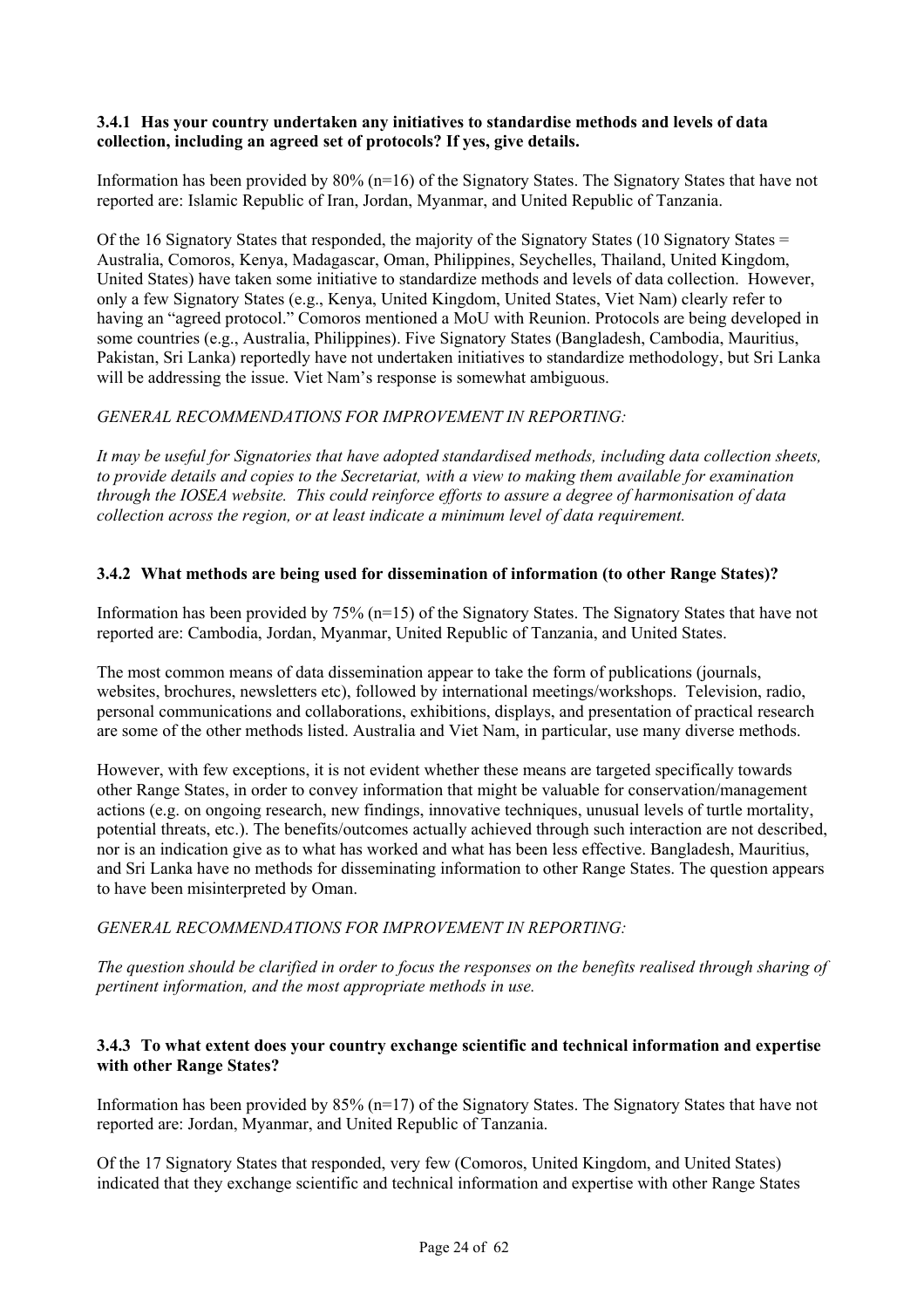### 3.4.1 Has your country undertaken any initiatives to standardise methods and levels of data collection, including an agreed set of protocols? If yes, give details.

Information has been provided by 80% (n=16) of the Signatory States. The Signatory States that have not reported are: Islamic Republic of Iran, Jordan, Myanmar, and United Republic of Tanzania.

Of the 16 Signatory States that responded, the majority of the Signatory States (10 Signatory States = Australia, Comoros, Kenya, Madagascar, Oman, Philippines, Seychelles, Thailand, United Kingdom, United States) have taken some initiative to standardize methods and levels of data collection. However, only a few Signatory States (e.g., Kenya, United Kingdom, United States, Viet Nam) clearly refer to having an "agreed protocol." Comoros mentioned a MoU with Reunion. Protocols are being developed in some countries (e.g., Australia, Philippines). Five Signatory States (Bangladesh, Cambodia, Mauritius, Pakistan, Sri Lanka) reportedly have not undertaken initiatives to standardize methodology, but Sri Lanka will be addressing the issue. Viet Nam's response is somewhat ambiguous.

*GENERAL RECOMMENDATIONS FOR IMPROVEMENT IN REPORTING:*

*It may be useful for Signatories that have adopted standardised methods, including data collection sheets, to provide details and copies to the Secretariat, with a view to making them available for examination through the IOSEA website. This could reinforce efforts to assure a degree of harmonisation of data collection across the region, or at least indicate a minimum level of data requirement.*

### 3.4.2 What methods are being used for dissemination of information (to other Range States)?

Information has been provided by 75% (n=15) of the Signatory States. The Signatory States that have not reported are: Cambodia, Jordan, Myanmar, United Republic of Tanzania, and United States.

The most common means of data dissemination appear to take the form of publications (journals, websites, brochures, newsletters etc), followed by international meetings/workshops. Television, radio, personal communications and collaborations, exhibitions, displays, and presentation of practical research are some of the other methods listed. Australia and Viet Nam, in particular, use many diverse methods.

However, with few exceptions, it is not evident whether these means are targeted specifically towards other Range States, in order to convey information that might be valuable for conservation/management actions (e.g. on ongoing research, new findings, innovative techniques, unusual levels of turtle mortality, potential threats, etc.). The benefits/outcomes actually achieved through such interaction are not described, nor is an indication give as to what has worked and what has been less effective. Bangladesh, Mauritius, and Sri Lanka have no methods for disseminating information to other Range States. The question appears to have been misinterpreted by Oman.

*GENERAL RECOMMENDATIONS FOR IMPROVEMENT IN REPORTING:*

*The question should be clarified in order to focus the responses on the benefits realised through sharing of pertinent information, and the most appropriate methods in use.*

### 3.4.3 To what extent does your country exchange scientific and technical information and expertise with other Range States?

Information has been provided by 85% (n=17) of the Signatory States. The Signatory States that have not reported are: Jordan, Myanmar, and United Republic of Tanzania.

Of the 17 Signatory States that responded, very few (Comoros, United Kingdom, and United States) indicated that they exchange scientific and technical information and expertise with other Range States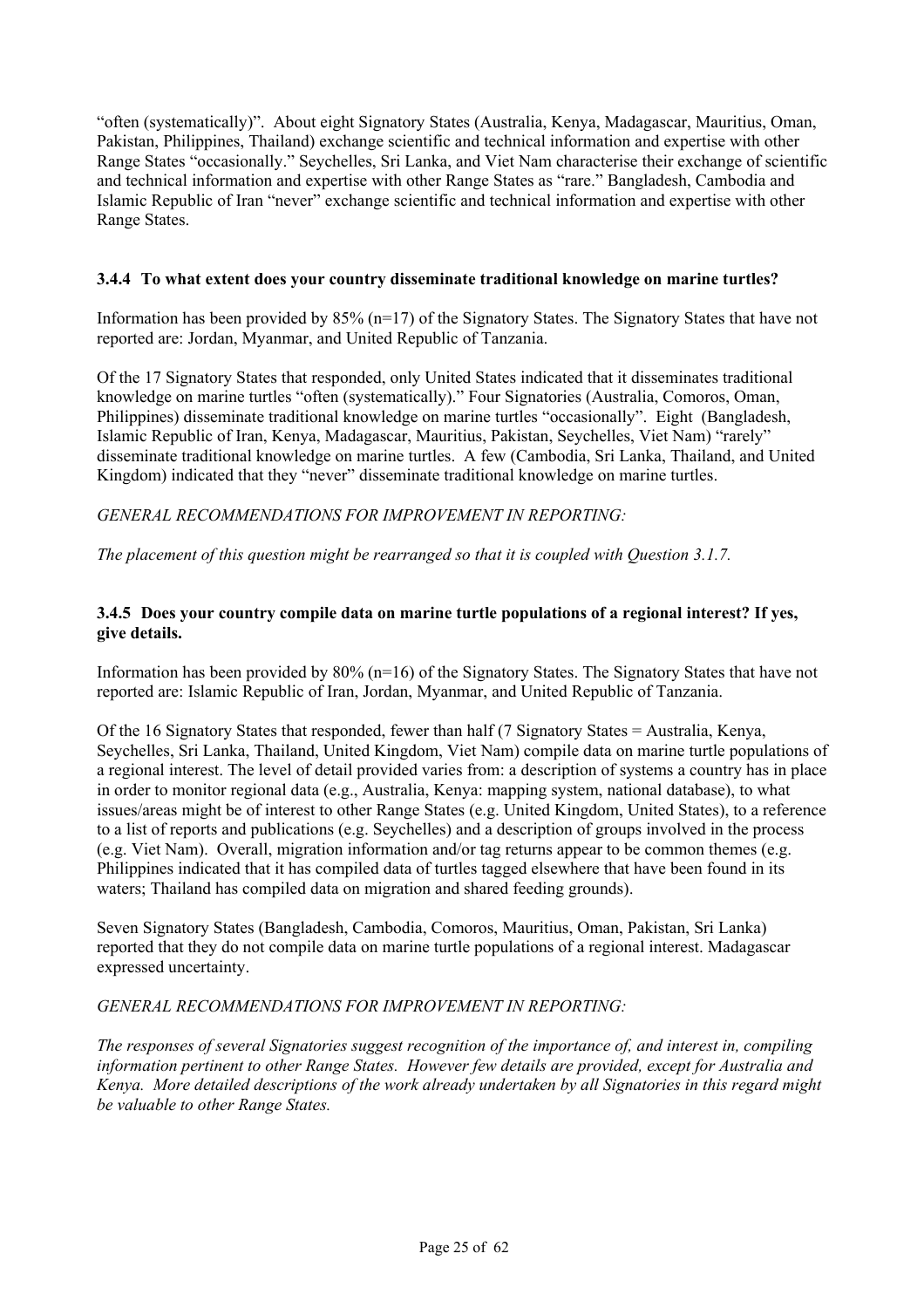"often (systematically)". About eight Signatory States (Australia, Kenya, Madagascar, Mauritius, Oman, Pakistan, Philippines, Thailand) exchange scientific and technical information and expertise with other Range States "occasionally." Seychelles, Sri Lanka, and Viet Nam characterise their exchange of scientific and technical information and expertise with other Range States as "rare." Bangladesh, Cambodia and Islamic Republic of Iran "never" exchange scientific and technical information and expertise with other Range States.

### 3.4.4 To what extent does your country disseminate traditional knowledge on marine turtles?

Information has been provided by 85% (n=17) of the Signatory States. The Signatory States that have not reported are: Jordan, Myanmar, and United Republic of Tanzania.

Of the 17 Signatory States that responded, only United States indicated that it disseminates traditional knowledge on marine turtles "often (systematically)." Four Signatories (Australia, Comoros, Oman, Philippines) disseminate traditional knowledge on marine turtles "occasionally". Eight (Bangladesh, Islamic Republic of Iran, Kenya, Madagascar, Mauritius, Pakistan, Seychelles, Viet Nam) "rarely" disseminate traditional knowledge on marine turtles. A few (Cambodia, Sri Lanka, Thailand, and United Kingdom) indicated that they "never" disseminate traditional knowledge on marine turtles.

*GENERAL RECOMMENDATIONS FOR IMPROVEMENT IN REPORTING:*

*The placement of this question might be rearranged so that it is coupled with Question 3.1.7.*

### 3.4.5 Does your country compile data on marine turtle populations of a regional interest? If yes, give details.

Information has been provided by 80% (n=16) of the Signatory States. The Signatory States that have not reported are: Islamic Republic of Iran, Jordan, Myanmar, and United Republic of Tanzania.

Of the 16 Signatory States that responded, fewer than half (7 Signatory States = Australia, Kenya, Seychelles, Sri Lanka, Thailand, United Kingdom, Viet Nam) compile data on marine turtle populations of a regional interest. The level of detail provided varies from: a description of systems a country has in place in order to monitor regional data (e.g., Australia, Kenya: mapping system, national database), to what issues/areas might be of interest to other Range States (e.g. United Kingdom, United States), to a reference to a list of reports and publications (e.g. Seychelles) and a description of groups involved in the process (e.g. Viet Nam). Overall, migration information and/or tag returns appear to be common themes (e.g. Philippines indicated that it has compiled data of turtles tagged elsewhere that have been found in its waters; Thailand has compiled data on migration and shared feeding grounds).

Seven Signatory States (Bangladesh, Cambodia, Comoros, Mauritius, Oman, Pakistan, Sri Lanka) reported that they do not compile data on marine turtle populations of a regional interest. Madagascar expressed uncertainty.

*GENERAL RECOMMENDATIONS FOR IMPROVEMENT IN REPORTING:*

*The responses of several Signatories suggest recognition of the importance of, and interest in, compiling information pertinent to other Range States. However few details are provided, except for Australia and Kenya. More detailed descriptions of the work already undertaken by all Signatories in this regard might be valuable to other Range States.*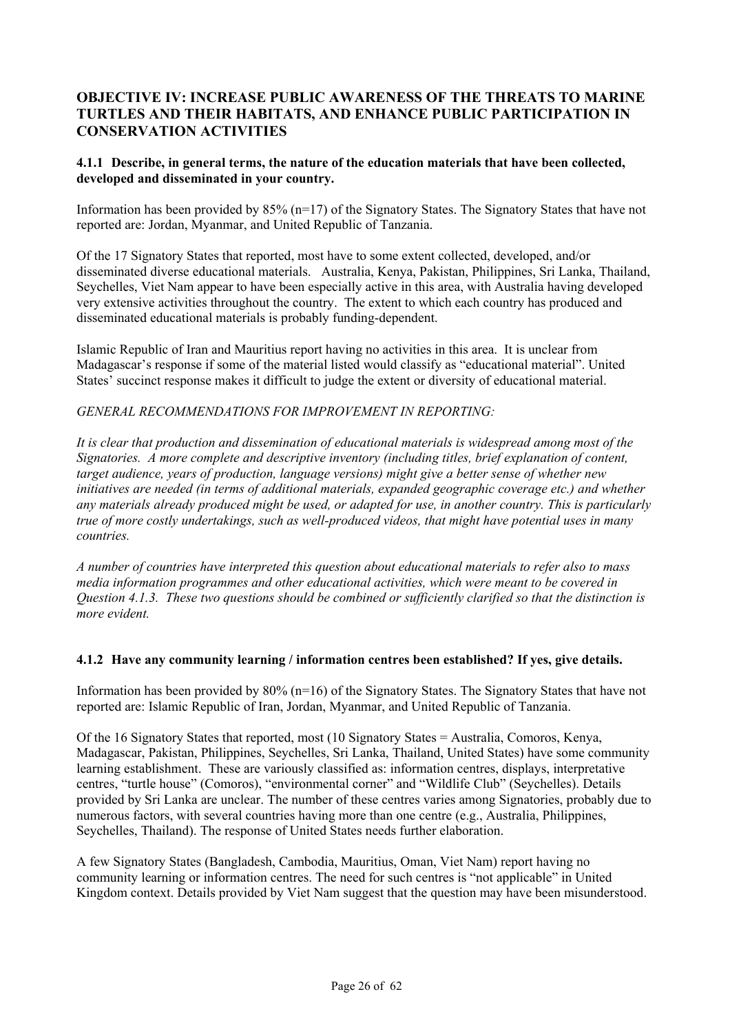## OBJECTIVE IV: INCREASE PUBLIC AWARENESS OF THE THREATS TO MARINE TURTLES AND THEIR HABITATS, AND ENHANCE PUBLIC PARTICIPATION IN CONSERVATION ACTIVITIES

### 4.1.1 Describe, in general terms, the nature of the education materials that have been collected, developed and disseminated in your country.

Information has been provided by 85% (n=17) of the Signatory States. The Signatory States that have not reported are: Jordan, Myanmar, and United Republic of Tanzania.

Of the 17 Signatory States that reported, most have to some extent collected, developed, and/or disseminated diverse educational materials. Australia, Kenya, Pakistan, Philippines, Sri Lanka, Thailand, Seychelles, Viet Nam appear to have been especially active in this area, with Australia having developed very extensive activities throughout the country. The extent to which each country has produced and disseminated educational materials is probably funding-dependent.

Islamic Republic of Iran and Mauritius report having no activities in this area. It is unclear from Madagascar's response if some of the material listed would classify as "educational material". United States' succinct response makes it difficult to judge the extent or diversity of educational material.

*GENERAL RECOMMENDATIONS FOR IMPROVEMENT IN REPORTING:*

*It is clear that production and dissemination of educational materials is widespread among most of the Signatories. A more complete and descriptive inventory (including titles, brief explanation of content, target audience, years of production, language versions) might give a better sense of whether new initiatives are needed (in terms of additional materials, expanded geographic coverage etc.) and whether any materials already produced might be used, or adapted for use, in another country. This is particularly true of more costly undertakings, such as well-produced videos, that might have potential uses in many countries.*

*A number of countries have interpreted this question about educational materials to refer also to mass media information programmes and other educational activities, which were meant to be covered in Question 4.1.3. These two questions should be combined or sufficiently clarified so that the distinction is more evident.*

### 4.1.2 Have any community learning / information centres been established? If yes, give details.

Information has been provided by 80% (n=16) of the Signatory States. The Signatory States that have not reported are: Islamic Republic of Iran, Jordan, Myanmar, and United Republic of Tanzania.

Of the 16 Signatory States that reported, most (10 Signatory States = Australia, Comoros, Kenya, Madagascar, Pakistan, Philippines, Seychelles, Sri Lanka, Thailand, United States) have some community learning establishment. These are variously classified as: information centres, displays, interpretative centres, "turtle house" (Comoros), "environmental corner" and "Wildlife Club" (Seychelles). Details provided by Sri Lanka are unclear. The number of these centres varies among Signatories, probably due to numerous factors, with several countries having more than one centre (e.g., Australia, Philippines, Seychelles, Thailand). The response of United States needs further elaboration.

A few Signatory States (Bangladesh, Cambodia, Mauritius, Oman, Viet Nam) report having no community learning or information centres. The need for such centres is "not applicable" in United Kingdom context. Details provided by Viet Nam suggest that the question may have been misunderstood.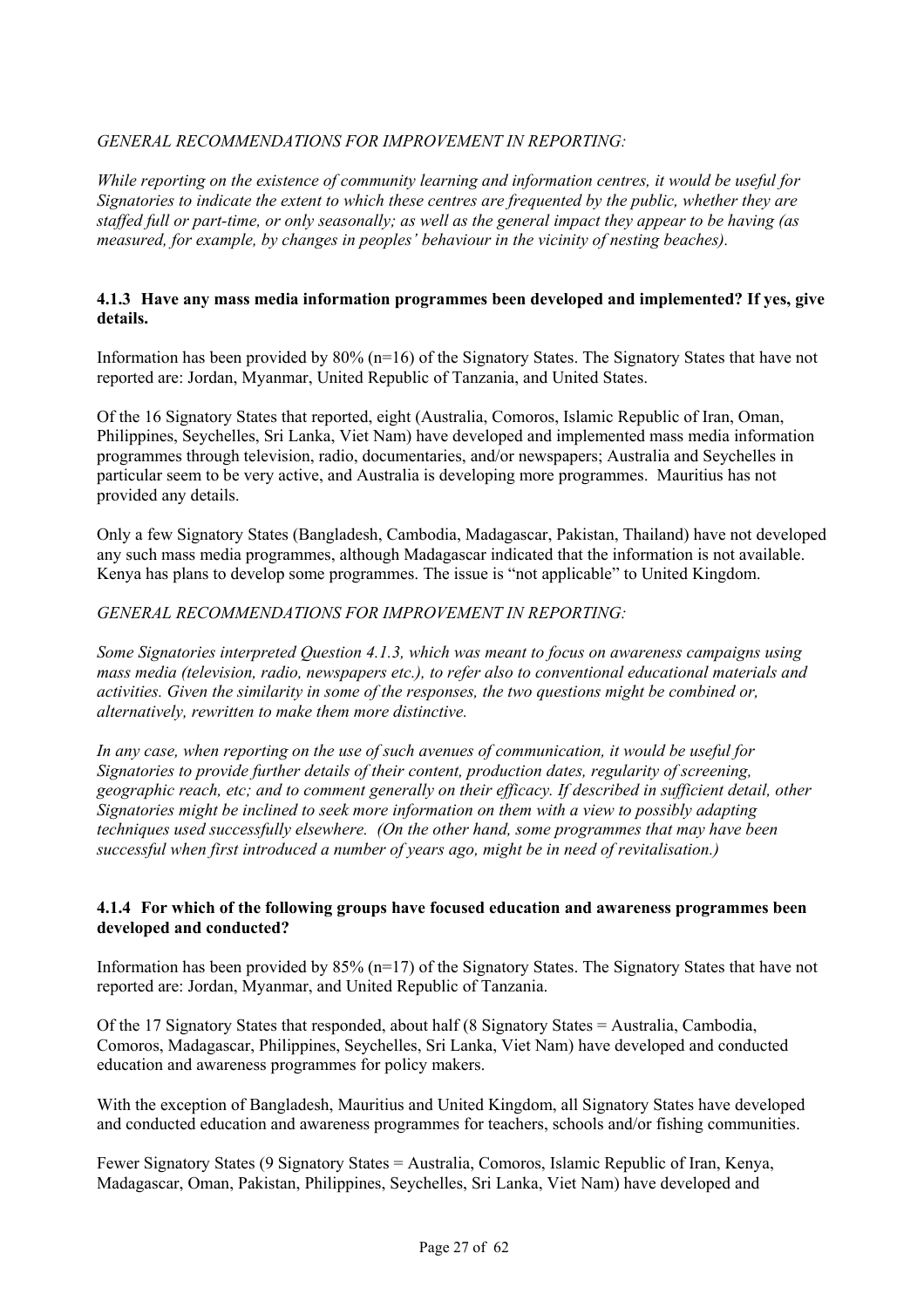*GENERAL RECOMMENDATIONS FOR IMPROVEMENT IN REPORTING:*

*While reporting on the existence of community learning and information centres, it would be useful for Signatories to indicate the extent to which these centres are frequented by the public, whether they are staffed full or part-time, or only seasonally; as well as the general impact they appear to be having (as measured, for example, by changes in peoples' behaviour in the vicinity of nesting beaches).*

#### 4.1.3 Have any mass media information programmes been developed and implemented? If yes, give details.

Information has been provided by 80% (n=16) of the Signatory States. The Signatory States that have not reported are: Jordan, Myanmar, United Republic of Tanzania, and United States.

Of the 16 Signatory States that reported, eight (Australia, Comoros, Islamic Republic of Iran, Oman, Philippines, Seychelles, Sri Lanka, Viet Nam) have developed and implemented mass media information programmes through television, radio, documentaries, and/or newspapers; Australia and Seychelles in particular seem to be very active, and Australia is developing more programmes. Mauritius has not provided any details.

Only a few Signatory States (Bangladesh, Cambodia, Madagascar, Pakistan, Thailand) have not developed any such mass media programmes, although Madagascar indicated that the information is not available. Kenya has plans to develop some programmes. The issue is "not applicable" to United Kingdom.

*GENERAL RECOMMENDATIONS FOR IMPROVEMENT IN REPORTING:*

*Some Signatories interpreted Question 4.1.3, which was meant to focus on awareness campaigns using mass media (television, radio, newspapers etc.), to refer also to conventional educational materials and activities. Given the similarity in some of the responses, the two questions might be combined or, alternatively, rewritten to make them more distinctive.*

*In any case, when reporting on the use of such avenues of communication, it would be useful for Signatories to provide further details of their content, production dates, regularity of screening, geographic reach, etc; and to comment generally on their efficacy. If described in sufficient detail, other Signatories might be inclined to seek more information on them with a view to possibly adapting techniques used successfully elsewhere. (On the other hand, some programmes that may have been successful when first introduced a number of years ago, might be in need of revitalisation.)*

#### 4.1.4 For which of the following groups have focused education and awareness programmes been developed and conducted?

Information has been provided by 85% (n=17) of the Signatory States. The Signatory States that have not reported are: Jordan, Myanmar, and United Republic of Tanzania.

Of the 17 Signatory States that responded, about half (8 Signatory States = Australia, Cambodia, Comoros, Madagascar, Philippines, Seychelles, Sri Lanka, Viet Nam) have developed and conducted education and awareness programmes for policy makers.

With the exception of Bangladesh, Mauritius and United Kingdom, all Signatory States have developed and conducted education and awareness programmes for teachers, schools and/or fishing communities.

Fewer Signatory States (9 Signatory States = Australia, Comoros, Islamic Republic of Iran, Kenya, Madagascar, Oman, Pakistan, Philippines, Seychelles, Sri Lanka, Viet Nam) have developed and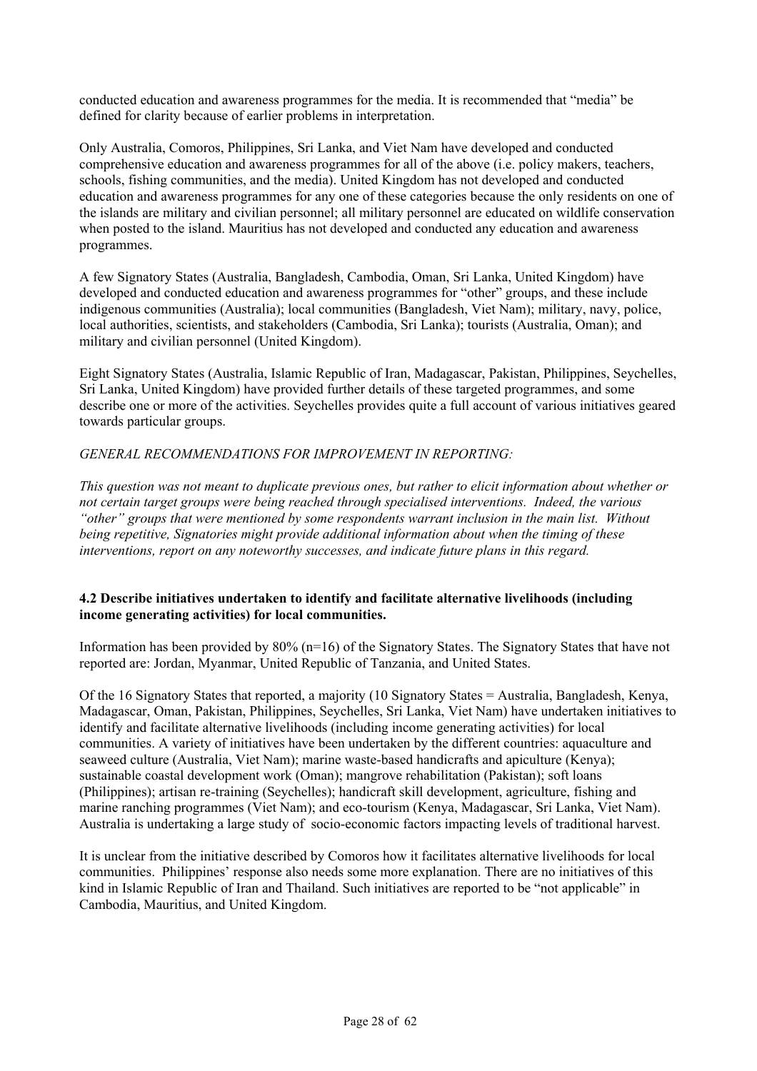conducted education and awareness programmes for the media. It is recommended that "media" be defined for clarity because of earlier problems in interpretation.

Only Australia, Comoros, Philippines, Sri Lanka, and Viet Nam have developed and conducted comprehensive education and awareness programmes for all of the above (i.e. policy makers, teachers, schools, fishing communities, and the media). United Kingdom has not developed and conducted education and awareness programmes for any one of these categories because the only residents on one of the islands are military and civilian personnel; all military personnel are educated on wildlife conservation when posted to the island. Mauritius has not developed and conducted any education and awareness programmes.

A few Signatory States (Australia, Bangladesh, Cambodia, Oman, Sri Lanka, United Kingdom) have developed and conducted education and awareness programmes for "other" groups, and these include indigenous communities (Australia); local communities (Bangladesh, Viet Nam); military, navy, police, local authorities, scientists, and stakeholders (Cambodia, Sri Lanka); tourists (Australia, Oman); and military and civilian personnel (United Kingdom).

Eight Signatory States (Australia, Islamic Republic of Iran, Madagascar, Pakistan, Philippines, Seychelles, Sri Lanka, United Kingdom) have provided further details of these targeted programmes, and some describe one or more of the activities. Seychelles provides quite a full account of various initiatives geared towards particular groups.

*GENERAL RECOMMENDATIONS FOR IMPROVEMENT IN REPORTING:*

*This question was not meant to duplicate previous ones, but rather to elicit information about whether or not certain target groups were being reached through specialised interventions. Indeed, the various "other" groups that were mentioned by some respondents warrant inclusion in the main list. Without being repetitive, Signatories might provide additional information about when the timing of these interventions, report on any noteworthy successes, and indicate future plans in this regard.*

**4.2 Describe initiatives undertaken to identify and facilitate alternative livelihoods (including income generating activities) for local communities.**

Information has been provided by 80% (n=16) of the Signatory States. The Signatory States that have not reported are: Jordan, Myanmar, United Republic of Tanzania, and United States.

Of the 16 Signatory States that reported, a majority (10 Signatory States = Australia, Bangladesh, Kenya, Madagascar, Oman, Pakistan, Philippines, Seychelles, Sri Lanka, Viet Nam) have undertaken initiatives to identify and facilitate alternative livelihoods (including income generating activities) for local communities. A variety of initiatives have been undertaken by the different countries: aquaculture and seaweed culture (Australia, Viet Nam); marine waste-based handicrafts and apiculture (Kenya); sustainable coastal development work (Oman); mangrove rehabilitation (Pakistan); soft loans (Philippines); artisan re-training (Seychelles); handicraft skill development, agriculture, fishing and marine ranching programmes (Viet Nam); and eco-tourism (Kenya, Madagascar, Sri Lanka, Viet Nam). Australia is undertaking a large study of socio-economic factors impacting levels of traditional harvest.

It is unclear from the initiative described by Comoros how it facilitates alternative livelihoods for local communities. Philippines' response also needs some more explanation. There are no initiatives of this kind in Islamic Republic of Iran and Thailand. Such initiatives are reported to be "not applicable" in Cambodia, Mauritius, and United Kingdom.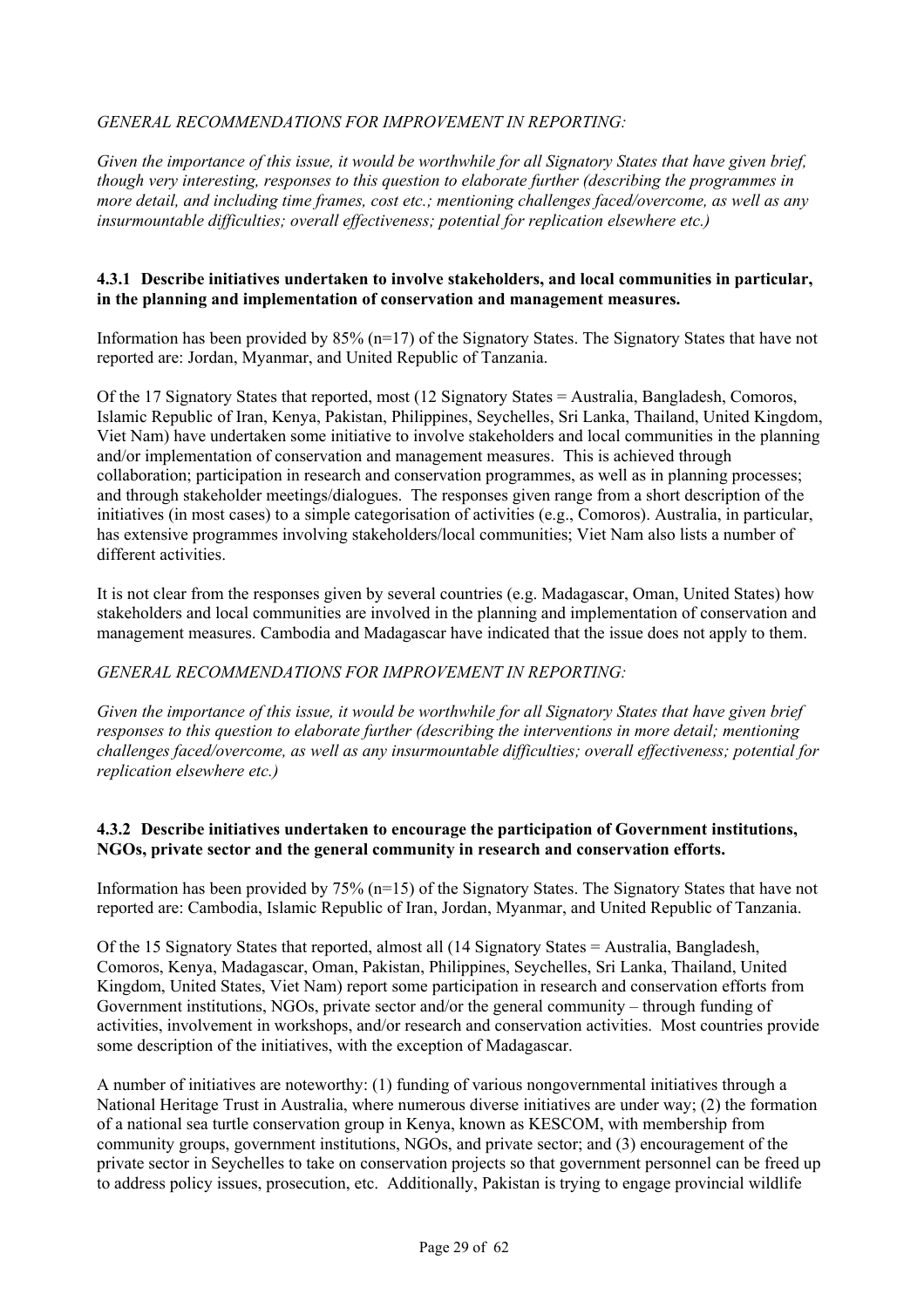*GENERAL RECOMMENDATIONS FOR IMPROVEMENT IN REPORTING:*

*Given the importance of this issue, it would be worthwhile for all Signatory States that have given brief, though very interesting, responses to this question to elaborate further (describing the programmes in more detail, and including time frames, cost etc.; mentioning challenges faced/overcome, as well as any insurmountable difficulties; overall effectiveness; potential for replication elsewhere etc.)*

**4.3.1 Describe initiatives undertaken to involve stakeholders, and local communities in particular, in the planning and implementation of conservation and management measures.**

Information has been provided by 85% (n=17) of the Signatory States. The Signatory States that have not reported are: Jordan, Myanmar, and United Republic of Tanzania.

Of the 17 Signatory States that reported, most (12 Signatory States = Australia, Bangladesh, Comoros, Islamic Republic of Iran, Kenya, Pakistan, Philippines, Seychelles, Sri Lanka, Thailand, United Kingdom, Viet Nam) have undertaken some initiative to involve stakeholders and local communities in the planning and/or implementation of conservation and management measures. This is achieved through collaboration; participation in research and conservation programmes, as well as in planning processes; and through stakeholder meetings/dialogues. The responses given range from a short description of the initiatives (in most cases) to a simple categorisation of activities (e.g., Comoros). Australia, in particular, has extensive programmes involving stakeholders/local communities; Viet Nam also lists a number of different activities.

It is not clear from the responses given by several countries (e.g. Madagascar, Oman, United States) how stakeholders and local communities are involved in the planning and implementation of conservation and management measures. Cambodia and Madagascar have indicated that the issue does not apply to them.

*GENERAL RECOMMENDATIONS FOR IMPROVEMENT IN REPORTING:*

*Given the importance of this issue, it would be worthwhile for all Signatory States that have given brief responses to this question to elaborate further (describing the interventions in more detail; mentioning challenges faced/overcome, as well as any insurmountable difficulties; overall effectiveness; potential for replication elsewhere etc.)*

**4.3.2 Describe initiatives undertaken to encourage the participation of Government institutions, NGOs, private sector and the general community in research and conservation efforts.**

Information has been provided by 75% (n=15) of the Signatory States. The Signatory States that have not reported are: Cambodia, Islamic Republic of Iran, Jordan, Myanmar, and United Republic of Tanzania.

Of the 15 Signatory States that reported, almost all (14 Signatory States = Australia, Bangladesh, Comoros, Kenya, Madagascar, Oman, Pakistan, Philippines, Seychelles, Sri Lanka, Thailand, United Kingdom, United States, Viet Nam) report some participation in research and conservation efforts from Government institutions, NGOs, private sector and/or the general community – through funding of activities, involvement in workshops, and/or research and conservation activities. Most countries provide some description of the initiatives, with the exception of Madagascar.

A number of initiatives are noteworthy: (1) funding of various nongovernmental initiatives through a National Heritage Trust in Australia, where numerous diverse initiatives are under way; (2) the formation of a national sea turtle conservation group in Kenya, known as KESCOM, with membership from community groups, government institutions, NGOs, and private sector; and (3) encouragement of the private sector in Seychelles to take on conservation projects so that government personnel can be freed up to address policy issues, prosecution, etc. Additionally, Pakistan is trying to engage provincial wildlife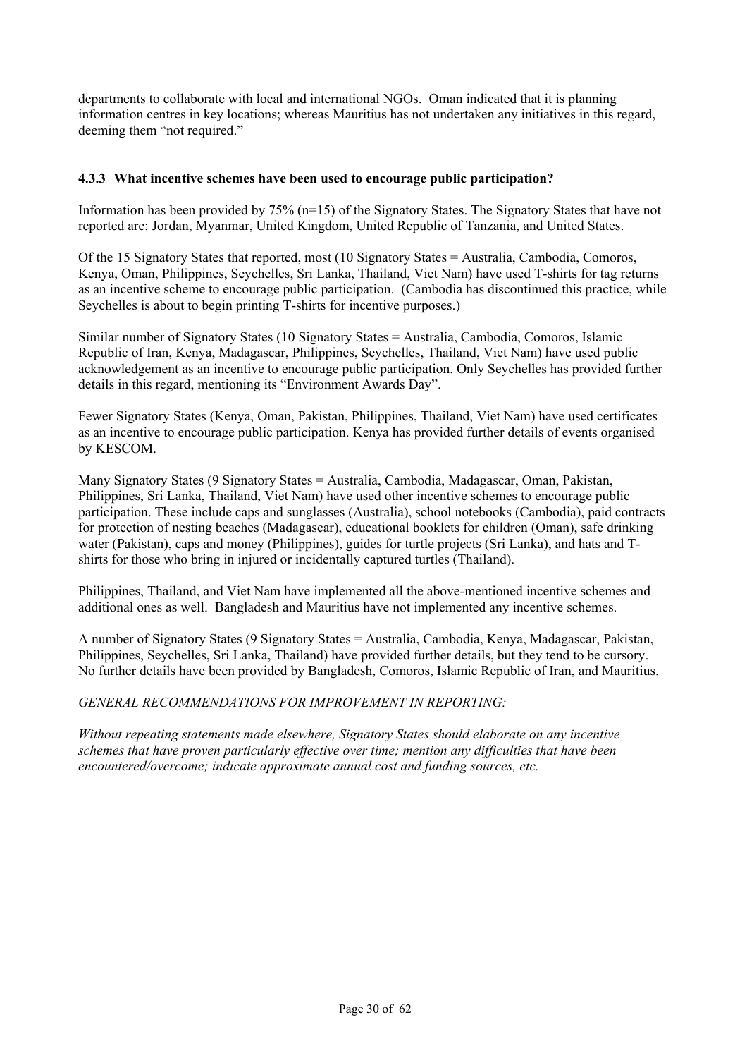departments to collaborate with local and international NGOs. Oman indicated that it is planning information centres in key locations; whereas Mauritius has not undertaken any initiatives in this regard, deeming them "not required."

### 4.3.3 What incentive schemes have been used to encourage public participation?

Information has been provided by 75% (n=15) of the Signatory States. The Signatory States that have not reported are: Jordan, Myanmar, United Kingdom, United Republic of Tanzania, and United States.

Of the 15 Signatory States that reported, most (10 Signatory States = Australia, Cambodia, Comoros, Kenya, Oman, Philippines, Seychelles, Sri Lanka, Thailand, Viet Nam) have used T-shirts for tag returns as an incentive scheme to encourage public participation. (Cambodia has discontinued this practice, while Seychelles is about to begin printing T-shirts for incentive purposes.)

Similar number of Signatory States (10 Signatory States = Australia, Cambodia, Comoros, Islamic Republic of Iran, Kenya, Madagascar, Philippines, Seychelles, Thailand, Viet Nam) have used public acknowledgement as an incentive to encourage public participation. Only Seychelles has provided further details in this regard, mentioning its "Environment Awards Day".

Fewer Signatory States (Kenya, Oman, Pakistan, Philippines, Thailand, Viet Nam) have used certificates as an incentive to encourage public participation. Kenya has provided further details of events organised by KESCOM.

Many Signatory States (9 Signatory States = Australia, Cambodia, Madagascar, Oman, Pakistan, Philippines, Sri Lanka, Thailand, Viet Nam) have used other incentive schemes to encourage public participation. These include caps and sunglasses (Australia), school notebooks (Cambodia), paid contracts for protection of nesting beaches (Madagascar), educational booklets for children (Oman), safe drinking water (Pakistan), caps and money (Philippines), guides for turtle projects (Sri Lanka), and hats and T-shirts for those who bring in injured or incidentally captured turtles (Thailand).

Philippines, Thailand, and Viet Nam have implemented all the above-mentioned incentive schemes and additional ones as well. Bangladesh and Mauritius have not implemented any incentive schemes.

A number of Signatory States (9 Signatory States = Australia, Cambodia, Kenya, Madagascar, Pakistan, Philippines, Seychelles, Sri Lanka, Thailand) have provided further details, but they tend to be cursory. No further details have been provided by Bangladesh, Comoros, Islamic Republic of Iran, and Mauritius.

*GENERAL RECOMMENDATIONS FOR IMPROVEMENT IN REPORTING:*

*Without repeating statements made elsewhere, Signatory States should elaborate on any incentive schemes that have proven particularly effective over time; mention any difficulties that have been encountered/overcome; indicate approximate annual cost and funding sources, etc.*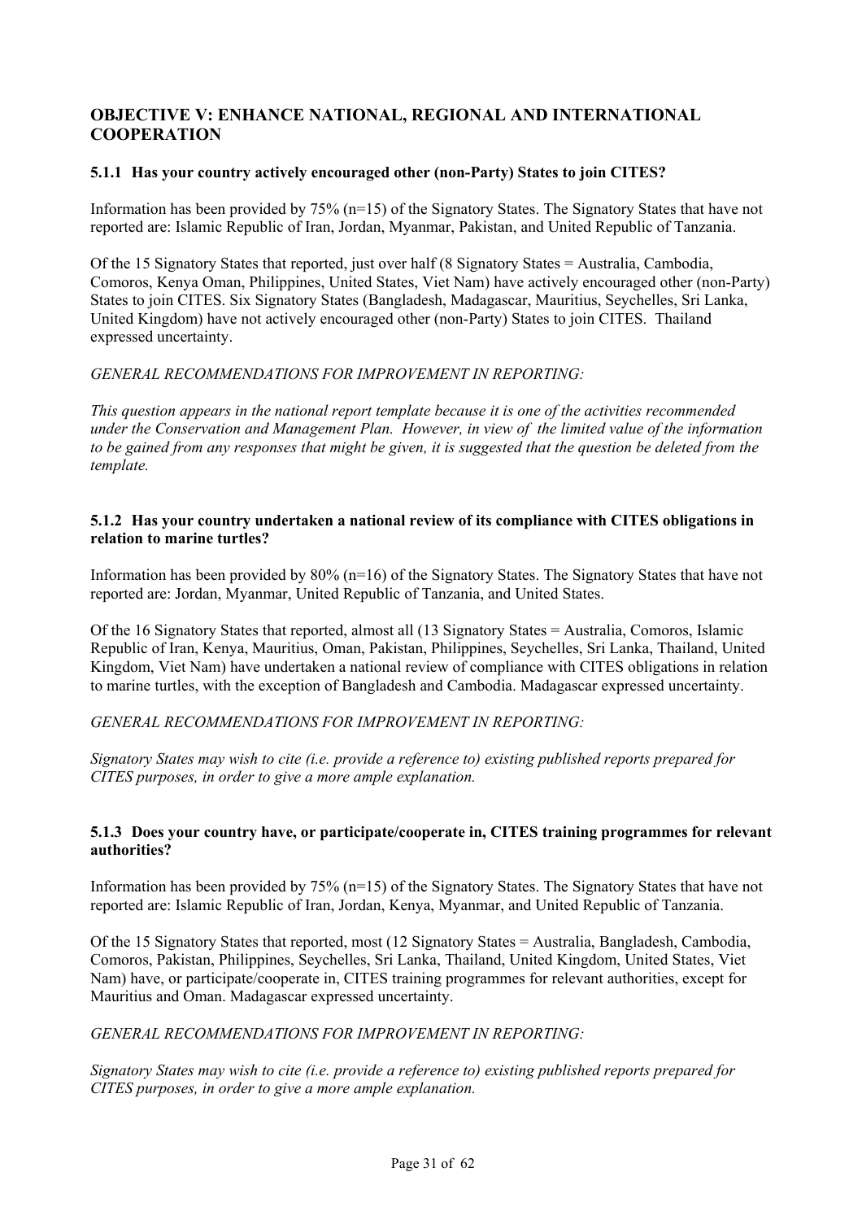## OBJECTIVE V: ENHANCE NATIONAL, REGIONAL AND INTERNATIONAL COOPERATION

### 5.1.1 Has your country actively encouraged other (non-Party) States to join CITES?

Information has been provided by 75% (n=15) of the Signatory States. The Signatory States that have not reported are: Islamic Republic of Iran, Jordan, Myanmar, Pakistan, and United Republic of Tanzania.

Of the 15 Signatory States that reported, just over half (8 Signatory States = Australia, Cambodia, Comoros, Kenya Oman, Philippines, United States, Viet Nam) have actively encouraged other (non-Party) States to join CITES. Six Signatory States (Bangladesh, Madagascar, Mauritius, Seychelles, Sri Lanka, United Kingdom) have not actively encouraged other (non-Party) States to join CITES. Thailand expressed uncertainty.

*GENERAL RECOMMENDATIONS FOR IMPROVEMENT IN REPORTING:*

*This question appears in the national report template because it is one of the activities recommended under the Conservation and Management Plan. However, in view of the limited value of the information to be gained from any responses that might be given, it is suggested that the question be deleted from the template.*

### 5.1.2 Has your country undertaken a national review of its compliance with CITES obligations in relation to marine turtles?

Information has been provided by 80% (n=16) of the Signatory States. The Signatory States that have not reported are: Jordan, Myanmar, United Republic of Tanzania, and United States.

Of the 16 Signatory States that reported, almost all (13 Signatory States = Australia, Comoros, Islamic Republic of Iran, Kenya, Mauritius, Oman, Pakistan, Philippines, Seychelles, Sri Lanka, Thailand, United Kingdom, Viet Nam) have undertaken a national review of compliance with CITES obligations in relation to marine turtles, with the exception of Bangladesh and Cambodia. Madagascar expressed uncertainty.

*GENERAL RECOMMENDATIONS FOR IMPROVEMENT IN REPORTING:*

*Signatory States may wish to cite (i.e. provide a reference to) existing published reports prepared for CITES purposes, in order to give a more ample explanation.*

### 5.1.3 Does your country have, or participate/cooperate in, CITES training programmes for relevant authorities?

Information has been provided by 75% (n=15) of the Signatory States. The Signatory States that have not reported are: Islamic Republic of Iran, Jordan, Kenya, Myanmar, and United Republic of Tanzania.

Of the 15 Signatory States that reported, most (12 Signatory States = Australia, Bangladesh, Cambodia, Comoros, Pakistan, Philippines, Seychelles, Sri Lanka, Thailand, United Kingdom, United States, Viet Nam) have, or participate/cooperate in, CITES training programmes for relevant authorities, except for Mauritius and Oman. Madagascar expressed uncertainty.

*GENERAL RECOMMENDATIONS FOR IMPROVEMENT IN REPORTING:*

*Signatory States may wish to cite (i.e. provide a reference to) existing published reports prepared for CITES purposes, in order to give a more ample explanation.*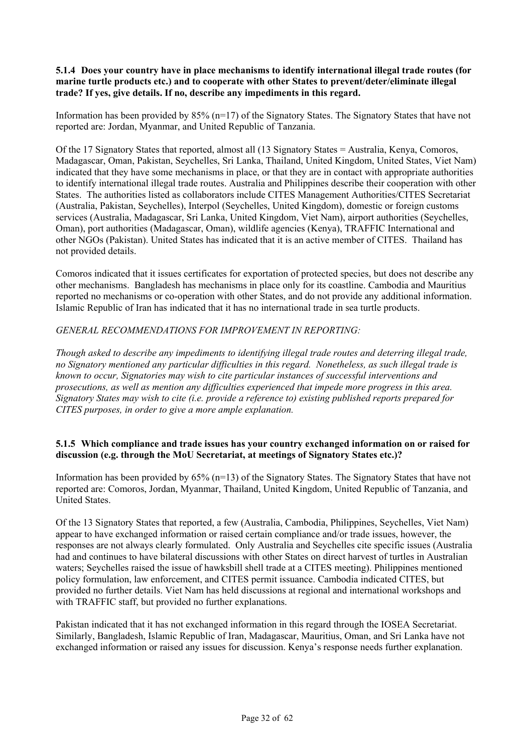**5.1.4 Does your country have in place mechanisms to identify international illegal trade routes (for marine turtle products etc.) and to cooperate with other States to prevent/deter/eliminate illegal trade? If yes, give details. If no, describe any impediments in this regard.**

Information has been provided by 85% (n=17) of the Signatory States. The Signatory States that have not reported are: Jordan, Myanmar, and United Republic of Tanzania.

Of the 17 Signatory States that reported, almost all (13 Signatory States = Australia, Kenya, Comoros, Madagascar, Oman, Pakistan, Seychelles, Sri Lanka, Thailand, United Kingdom, United States, Viet Nam) indicated that they have some mechanisms in place, or that they are in contact with appropriate authorities to identify international illegal trade routes. Australia and Philippines describe their cooperation with other States. The authorities listed as collaborators include CITES Management Authorities/CITES Secretariat (Australia, Pakistan, Seychelles), Interpol (Seychelles, United Kingdom), domestic or foreign customs services (Australia, Madagascar, Sri Lanka, United Kingdom, Viet Nam), airport authorities (Seychelles, Oman), port authorities (Madagascar, Oman), wildlife agencies (Kenya), TRAFFIC International and other NGOs (Pakistan). United States has indicated that it is an active member of CITES. Thailand has not provided details.

Comoros indicated that it issues certificates for exportation of protected species, but does not describe any other mechanisms. Bangladesh has mechanisms in place only for its coastline. Cambodia and Mauritius reported no mechanisms or co-operation with other States, and do not provide any additional information. Islamic Republic of Iran has indicated that it has no international trade in sea turtle products.

*GENERAL RECOMMENDATIONS FOR IMPROVEMENT IN REPORTING:*

*Though asked to describe any impediments to identifying illegal trade routes and deterring illegal trade, no Signatory mentioned any particular difficulties in this regard. Nonetheless, as such illegal trade is known to occur, Signatories may wish to cite particular instances of successful interventions and prosecutions, as well as mention any difficulties experienced that impede more progress in this area. Signatory States may wish to cite (i.e. provide a reference to) existing published reports prepared for CITES purposes, in order to give a more ample explanation.*

**5.1.5 Which compliance and trade issues has your country exchanged information on or raised for discussion (e.g. through the MoU Secretariat, at meetings of Signatory States etc.)?**

Information has been provided by 65% (n=13) of the Signatory States. The Signatory States that have not reported are: Comoros, Jordan, Myanmar, Thailand, United Kingdom, United Republic of Tanzania, and United States.

Of the 13 Signatory States that reported, a few (Australia, Cambodia, Philippines, Seychelles, Viet Nam) appear to have exchanged information or raised certain compliance and/or trade issues, however, the responses are not always clearly formulated. Only Australia and Seychelles cite specific issues (Australia had and continues to have bilateral discussions with other States on direct harvest of turtles in Australian waters; Seychelles raised the issue of hawksbill shell trade at a CITES meeting). Philippines mentioned policy formulation, law enforcement, and CITES permit issuance. Cambodia indicated CITES, but provided no further details. Viet Nam has held discussions at regional and international workshops and with TRAFFIC staff, but provided no further explanations.

Pakistan indicated that it has not exchanged information in this regard through the IOSEA Secretariat. Similarly, Bangladesh, Islamic Republic of Iran, Madagascar, Mauritius, Oman, and Sri Lanka have not exchanged information or raised any issues for discussion. Kenya's response needs further explanation.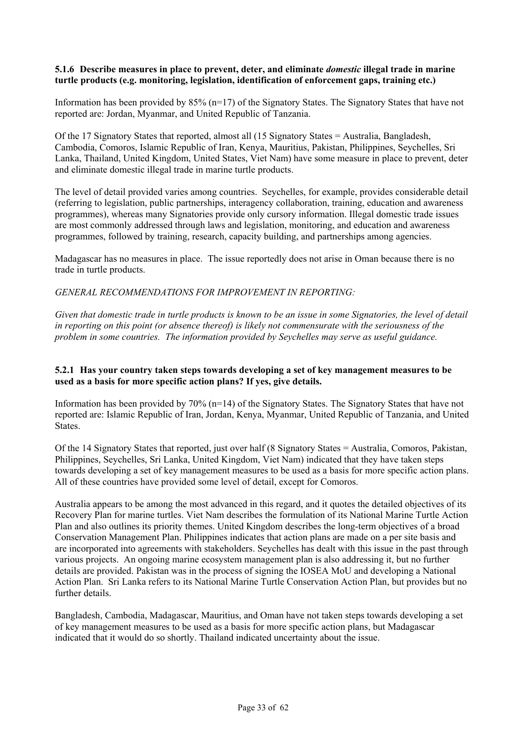#### 5.1.6 Describe measures in place to prevent, deter, and eliminate *domestic* illegal trade in marine turtle products (e.g. monitoring, legislation, identification of enforcement gaps, training etc.)

Information has been provided by 85% (n=17) of the Signatory States. The Signatory States that have not reported are: Jordan, Myanmar, and United Republic of Tanzania.

Of the 17 Signatory States that reported, almost all (15 Signatory States = Australia, Bangladesh, Cambodia, Comoros, Islamic Republic of Iran, Kenya, Mauritius, Pakistan, Philippines, Seychelles, Sri Lanka, Thailand, United Kingdom, United States, Viet Nam) have some measure in place to prevent, deter and eliminate domestic illegal trade in marine turtle products.

The level of detail provided varies among countries. Seychelles, for example, provides considerable detail (referring to legislation, public partnerships, interagency collaboration, training, education and awareness programmes), whereas many Signatories provide only cursory information. Illegal domestic trade issues are most commonly addressed through laws and legislation, monitoring, and education and awareness programmes, followed by training, research, capacity building, and partnerships among agencies.

Madagascar has no measures in place. The issue reportedly does not arise in Oman because there is no trade in turtle products.

*GENERAL RECOMMENDATIONS FOR IMPROVEMENT IN REPORTING:*

*Given that domestic trade in turtle products is known to be an issue in some Signatories, the level of detail in reporting on this point (or absence thereof) is likely not commensurate with the seriousness of the problem in some countries. The information provided by Seychelles may serve as useful guidance.*

#### 5.2.1 Has your country taken steps towards developing a set of key management measures to be used as a basis for more specific action plans? If yes, give details.

Information has been provided by 70% (n=14) of the Signatory States. The Signatory States that have not reported are: Islamic Republic of Iran, Jordan, Kenya, Myanmar, United Republic of Tanzania, and United States.

Of the 14 Signatory States that reported, just over half (8 Signatory States = Australia, Comoros, Pakistan, Philippines, Seychelles, Sri Lanka, United Kingdom, Viet Nam) indicated that they have taken steps towards developing a set of key management measures to be used as a basis for more specific action plans. All of these countries have provided some level of detail, except for Comoros.

Australia appears to be among the most advanced in this regard, and it quotes the detailed objectives of its Recovery Plan for marine turtles. Viet Nam describes the formulation of its National Marine Turtle Action Plan and also outlines its priority themes. United Kingdom describes the long-term objectives of a broad Conservation Management Plan. Philippines indicates that action plans are made on a per site basis and are incorporated into agreements with stakeholders. Seychelles has dealt with this issue in the past through various projects. An ongoing marine ecosystem management plan is also addressing it, but no further details are provided. Pakistan was in the process of signing the IOSEA MoU and developing a National Action Plan. Sri Lanka refers to its National Marine Turtle Conservation Action Plan, but provides but no further details.

Bangladesh, Cambodia, Madagascar, Mauritius, and Oman have not taken steps towards developing a set of key management measures to be used as a basis for more specific action plans, but Madagascar indicated that it would do so shortly. Thailand indicated uncertainty about the issue.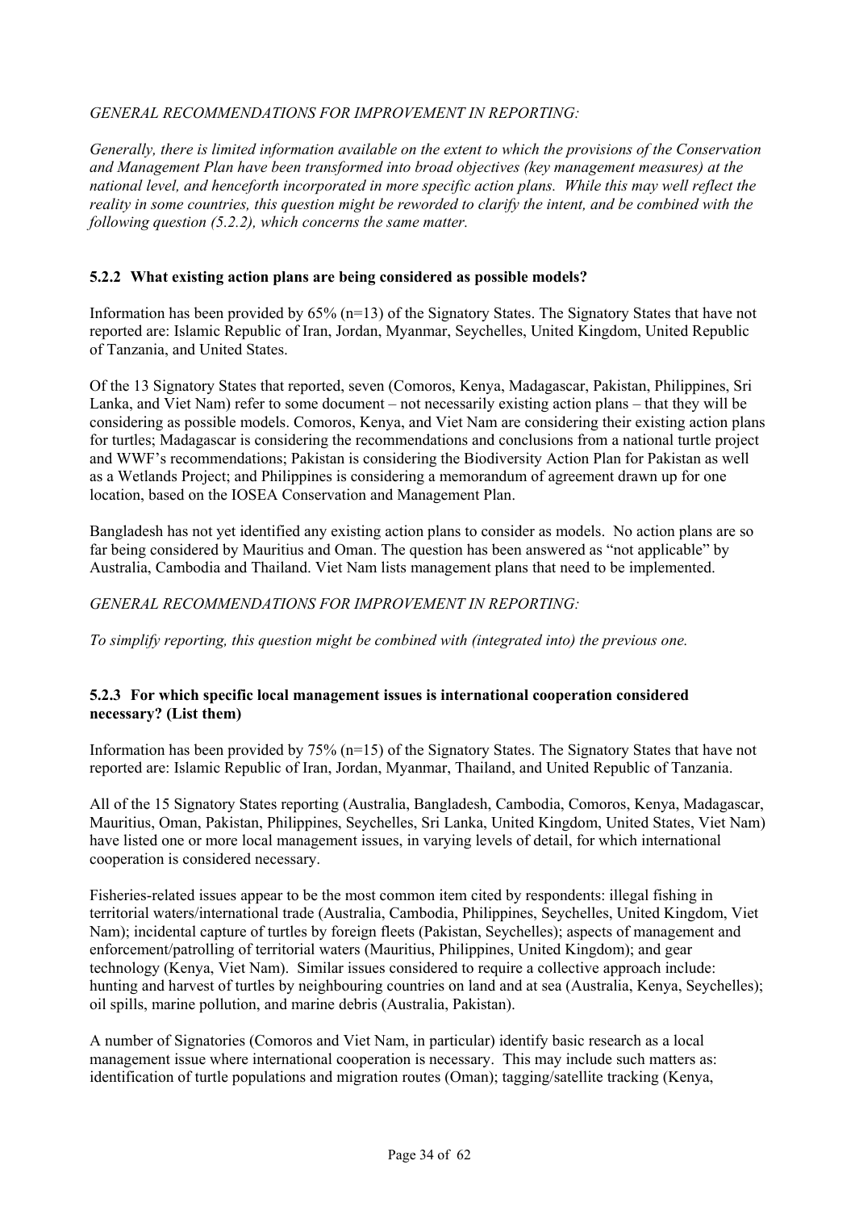*GENERAL RECOMMENDATIONS FOR IMPROVEMENT IN REPORTING:*

*Generally, there is limited information available on the extent to which the provisions of the Conservation and Management Plan have been transformed into broad objectives (key management measures) at the national level, and henceforth incorporated in more specific action plans. While this may well reflect the reality in some countries, this question might be reworded to clarify the intent, and be combined with the following question (5.2.2), which concerns the same matter.*

### 5.2.2 What existing action plans are being considered as possible models?

Information has been provided by 65% (n=13) of the Signatory States. The Signatory States that have not reported are: Islamic Republic of Iran, Jordan, Myanmar, Seychelles, United Kingdom, United Republic of Tanzania, and United States.

Of the 13 Signatory States that reported, seven (Comoros, Kenya, Madagascar, Pakistan, Philippines, Sri Lanka, and Viet Nam) refer to some document – not necessarily existing action plans – that they will be considering as possible models. Comoros, Kenya, and Viet Nam are considering their existing action plans for turtles; Madagascar is considering the recommendations and conclusions from a national turtle project and WWF's recommendations; Pakistan is considering the Biodiversity Action Plan for Pakistan as well as a Wetlands Project; and Philippines is considering a memorandum of agreement drawn up for one location, based on the IOSEA Conservation and Management Plan.

Bangladesh has not yet identified any existing action plans to consider as models. No action plans are so far being considered by Mauritius and Oman. The question has been answered as "not applicable" by Australia, Cambodia and Thailand. Viet Nam lists management plans that need to be implemented.

*GENERAL RECOMMENDATIONS FOR IMPROVEMENT IN REPORTING:*

*To simplify reporting, this question might be combined with (integrated into) the previous one.*

### 5.2.3 For which specific local management issues is international cooperation considered necessary? (List them)

Information has been provided by 75% (n=15) of the Signatory States. The Signatory States that have not reported are: Islamic Republic of Iran, Jordan, Myanmar, Thailand, and United Republic of Tanzania.

All of the 15 Signatory States reporting (Australia, Bangladesh, Cambodia, Comoros, Kenya, Madagascar, Mauritius, Oman, Pakistan, Philippines, Seychelles, Sri Lanka, United Kingdom, United States, Viet Nam) have listed one or more local management issues, in varying levels of detail, for which international cooperation is considered necessary.

Fisheries-related issues appear to be the most common item cited by respondents: illegal fishing in territorial waters/international trade (Australia, Cambodia, Philippines, Seychelles, United Kingdom, Viet Nam); incidental capture of turtles by foreign fleets (Pakistan, Seychelles); aspects of management and enforcement/patrolling of territorial waters (Mauritius, Philippines, United Kingdom); and gear technology (Kenya, Viet Nam). Similar issues considered to require a collective approach include: hunting and harvest of turtles by neighbouring countries on land and at sea (Australia, Kenya, Seychelles); oil spills, marine pollution, and marine debris (Australia, Pakistan).

A number of Signatories (Comoros and Viet Nam, in particular) identify basic research as a local management issue where international cooperation is necessary. This may include such matters as: identification of turtle populations and migration routes (Oman); tagging/satellite tracking (Kenya,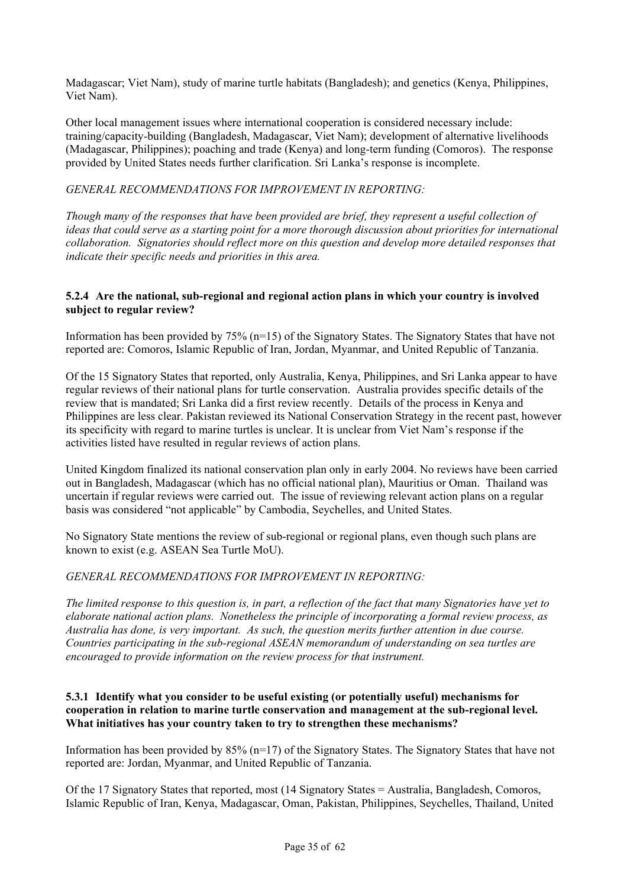Madagascar; Viet Nam), study of marine turtle habitats (Bangladesh); and genetics (Kenya, Philippines, Viet Nam).

Other local management issues where international cooperation is considered necessary include: training/capacity-building (Bangladesh, Madagascar, Viet Nam); development of alternative livelihoods (Madagascar, Philippines); poaching and trade (Kenya) and long-term funding (Comoros). The response provided by United States needs further clarification. Sri Lanka's response is incomplete.

*GENERAL RECOMMENDATIONS FOR IMPROVEMENT IN REPORTING:*

*Though many of the responses that have been provided are brief, they represent a useful collection of ideas that could serve as a starting point for a more thorough discussion about priorities for international collaboration. Signatories should reflect more on this question and develop more detailed responses that indicate their specific needs and priorities in this area.*

**5.2.4 Are the national, sub-regional and regional action plans in which your country is involved subject to regular review?**

Information has been provided by 75% (n=15) of the Signatory States. The Signatory States that have not reported are: Comoros, Islamic Republic of Iran, Jordan, Myanmar, and United Republic of Tanzania.

Of the 15 Signatory States that reported, only Australia, Kenya, Philippines, and Sri Lanka appear to have regular reviews of their national plans for turtle conservation. Australia provides specific details of the review that is mandated; Sri Lanka did a first review recently. Details of the process in Kenya and Philippines are less clear. Pakistan reviewed its National Conservation Strategy in the recent past, however its specificity with regard to marine turtles is unclear. It is unclear from Viet Nam's response if the activities listed have resulted in regular reviews of action plans.

United Kingdom finalized its national conservation plan only in early 2004. No reviews have been carried out in Bangladesh, Madagascar (which has no official national plan), Mauritius or Oman. Thailand was uncertain if regular reviews were carried out. The issue of reviewing relevant action plans on a regular basis was considered "not applicable" by Cambodia, Seychelles, and United States.

No Signatory State mentions the review of sub-regional or regional plans, even though such plans are known to exist (e.g. ASEAN Sea Turtle MoU).

*GENERAL RECOMMENDATIONS FOR IMPROVEMENT IN REPORTING:*

*The limited response to this question is, in part, a reflection of the fact that many Signatories have yet to elaborate national action plans. Nonetheless the principle of incorporating a formal review process, as Australia has done, is very important. As such, the question merits further attention in due course. Countries participating in the sub-regional ASEAN memorandum of understanding on sea turtles are encouraged to provide information on the review process for that instrument.*

**5.3.1 Identify what you consider to be useful existing (or potentially useful) mechanisms for cooperation in relation to marine turtle conservation and management at the sub-regional level. What initiatives has your country taken to try to strengthen these mechanisms?**

Information has been provided by 85% (n=17) of the Signatory States. The Signatory States that have not reported are: Jordan, Myanmar, and United Republic of Tanzania.

Of the 17 Signatory States that reported, most (14 Signatory States = Australia, Bangladesh, Comoros, Islamic Republic of Iran, Kenya, Madagascar, Oman, Pakistan, Philippines, Seychelles, Thailand, United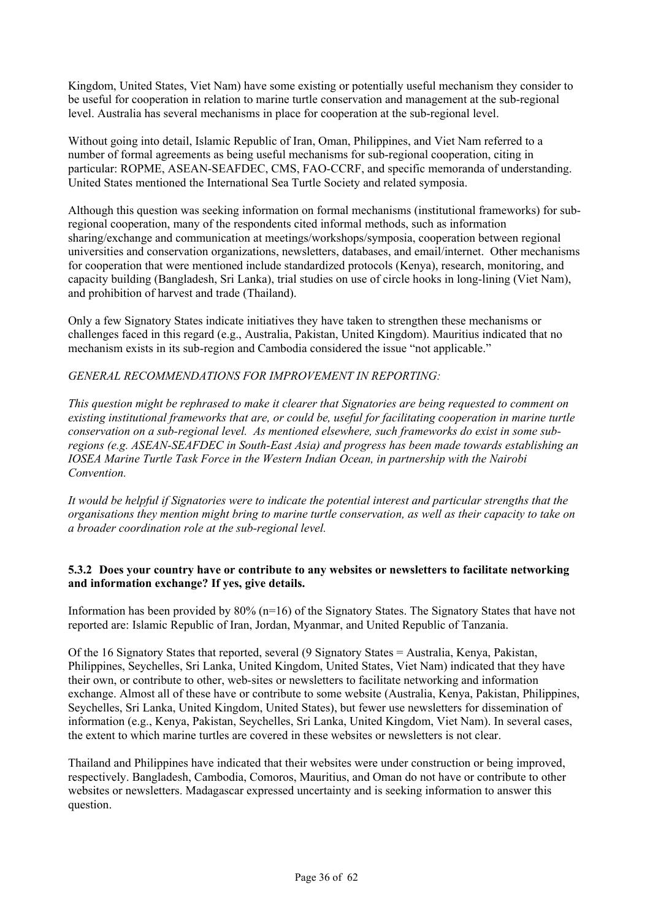Kingdom, United States, Viet Nam) have some existing or potentially useful mechanism they consider to be useful for cooperation in relation to marine turtle conservation and management at the sub-regional level. Australia has several mechanisms in place for cooperation at the sub-regional level.

Without going into detail, Islamic Republic of Iran, Oman, Philippines, and Viet Nam referred to a number of formal agreements as being useful mechanisms for sub-regional cooperation, citing in particular: ROPME, ASEAN-SEAFDEC, CMS, FAO-CCRF, and specific memoranda of understanding. United States mentioned the International Sea Turtle Society and related symposia.

Although this question was seeking information on formal mechanisms (institutional frameworks) for sub-regional cooperation, many of the respondents cited informal methods, such as information sharing/exchange and communication at meetings/workshops/symposia, cooperation between regional universities and conservation organizations, newsletters, databases, and email/internet. Other mechanisms for cooperation that were mentioned include standardized protocols (Kenya), research, monitoring, and capacity building (Bangladesh, Sri Lanka), trial studies on use of circle hooks in long-lining (Viet Nam), and prohibition of harvest and trade (Thailand).

Only a few Signatory States indicate initiatives they have taken to strengthen these mechanisms or challenges faced in this regard (e.g., Australia, Pakistan, United Kingdom). Mauritius indicated that no mechanism exists in its sub-region and Cambodia considered the issue "not applicable."

*GENERAL RECOMMENDATIONS FOR IMPROVEMENT IN REPORTING:*

*This question might be rephrased to make it clearer that Signatories are being requested to comment on existing institutional frameworks that are, or could be, useful for facilitating cooperation in marine turtle conservation on a sub-regional level. As mentioned elsewhere, such frameworks do exist in some sub-regions (e.g. ASEAN-SEAFDEC in South-East Asia) and progress has been made towards establishing an IOSEA Marine Turtle Task Force in the Western Indian Ocean, in partnership with the Nairobi Convention.*

*It would be helpful if Signatories were to indicate the potential interest and particular strengths that the organisations they mention might bring to marine turtle conservation, as well as their capacity to take on a broader coordination role at the sub-regional level.*

#### 5.3.2 Does your country have or contribute to any websites or newsletters to facilitate networking and information exchange? If yes, give details.

Information has been provided by 80% (n=16) of the Signatory States. The Signatory States that have not reported are: Islamic Republic of Iran, Jordan, Myanmar, and United Republic of Tanzania.

Of the 16 Signatory States that reported, several (9 Signatory States = Australia, Kenya, Pakistan, Philippines, Seychelles, Sri Lanka, United Kingdom, United States, Viet Nam) indicated that they have their own, or contribute to other, web-sites or newsletters to facilitate networking and information exchange. Almost all of these have or contribute to some website (Australia, Kenya, Pakistan, Philippines, Seychelles, Sri Lanka, United Kingdom, United States), but fewer use newsletters for dissemination of information (e.g., Kenya, Pakistan, Seychelles, Sri Lanka, United Kingdom, Viet Nam). In several cases, the extent to which marine turtles are covered in these websites or newsletters is not clear.

Thailand and Philippines have indicated that their websites were under construction or being improved, respectively. Bangladesh, Cambodia, Comoros, Mauritius, and Oman do not have or contribute to other websites or newsletters. Madagascar expressed uncertainty and is seeking information to answer this question.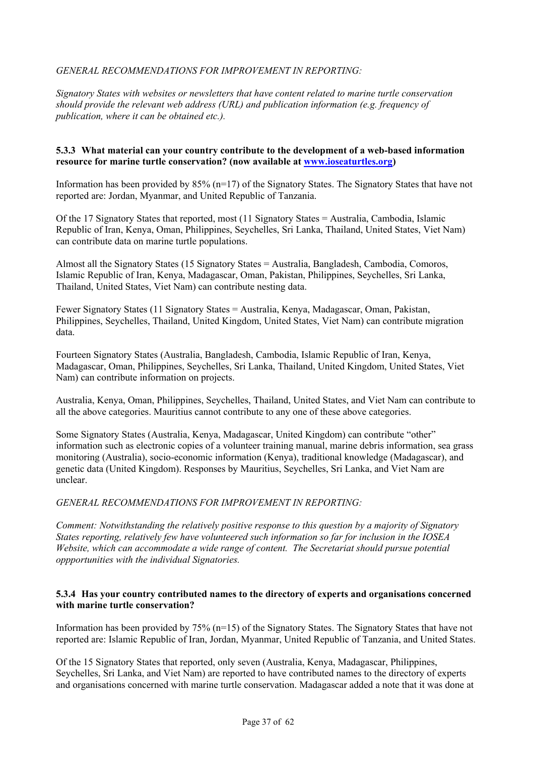*GENERAL RECOMMENDATIONS FOR IMPROVEMENT IN REPORTING:*

*Signatory States with websites or newsletters that have content related to marine turtle conservation should provide the relevant web address (URL) and publication information (e.g. frequency of publication, where it can be obtained etc.).*

**5.3.3 What material can your country contribute to the development of a web-based information resource for marine turtle conservation? (now available at [www.ioseaturtles.org](http://www.ioseaturtles.org))**

Information has been provided by 85% (n=17) of the Signatory States. The Signatory States that have not reported are: Jordan, Myanmar, and United Republic of Tanzania.

Of the 17 Signatory States that reported, most (11 Signatory States = Australia, Cambodia, Islamic Republic of Iran, Kenya, Oman, Philippines, Seychelles, Sri Lanka, Thailand, United States, Viet Nam) can contribute data on marine turtle populations.

Almost all the Signatory States (15 Signatory States = Australia, Bangladesh, Cambodia, Comoros, Islamic Republic of Iran, Kenya, Madagascar, Oman, Pakistan, Philippines, Seychelles, Sri Lanka, Thailand, United States, Viet Nam) can contribute nesting data.

Fewer Signatory States (11 Signatory States = Australia, Kenya, Madagascar, Oman, Pakistan, Philippines, Seychelles, Thailand, United Kingdom, United States, Viet Nam) can contribute migration data.

Fourteen Signatory States (Australia, Bangladesh, Cambodia, Islamic Republic of Iran, Kenya, Madagascar, Oman, Philippines, Seychelles, Sri Lanka, Thailand, United Kingdom, United States, Viet Nam) can contribute information on projects.

Australia, Kenya, Oman, Philippines, Seychelles, Thailand, United States, and Viet Nam can contribute to all the above categories. Mauritius cannot contribute to any one of these above categories.

Some Signatory States (Australia, Kenya, Madagascar, United Kingdom) can contribute "other" information such as electronic copies of a volunteer training manual, marine debris information, sea grass monitoring (Australia), socio-economic information (Kenya), traditional knowledge (Madagascar), and genetic data (United Kingdom). Responses by Mauritius, Seychelles, Sri Lanka, and Viet Nam are unclear.

*GENERAL RECOMMENDATIONS FOR IMPROVEMENT IN REPORTING:*

*Comment: Notwithstanding the relatively positive response to this question by a majority of Signatory States reporting, relatively few have volunteered such information so far for inclusion in the IOSEA Website, which can accommodate a wide range of content. The Secretariat should pursue potential oppportunities with the individual Signatories.*

**5.3.4 Has your country contributed names to the directory of experts and organisations concerned with marine turtle conservation?**

Information has been provided by 75% (n=15) of the Signatory States. The Signatory States that have not reported are: Islamic Republic of Iran, Jordan, Myanmar, United Republic of Tanzania, and United States.

Of the 15 Signatory States that reported, only seven (Australia, Kenya, Madagascar, Philippines, Seychelles, Sri Lanka, and Viet Nam) are reported to have contributed names to the directory of experts and organisations concerned with marine turtle conservation. Madagascar added a note that it was done at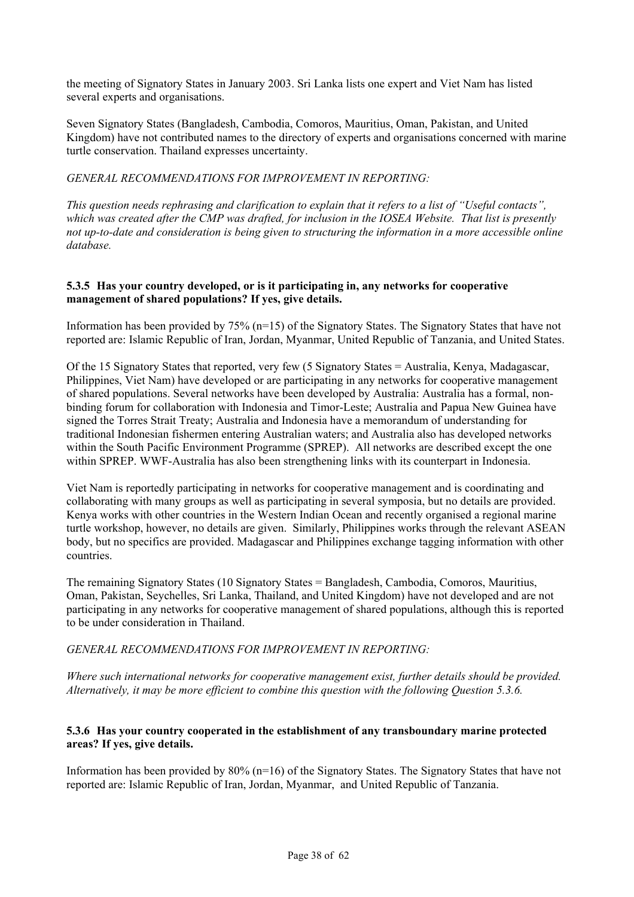the meeting of Signatory States in January 2003. Sri Lanka lists one expert and Viet Nam has listed several experts and organisations.

Seven Signatory States (Bangladesh, Cambodia, Comoros, Mauritius, Oman, Pakistan, and United Kingdom) have not contributed names to the directory of experts and organisations concerned with marine turtle conservation. Thailand expresses uncertainty.

*GENERAL RECOMMENDATIONS FOR IMPROVEMENT IN REPORTING:*

*This question needs rephrasing and clarification to explain that it refers to a list of "Useful contacts", which was created after the CMP was drafted, for inclusion in the IOSEA Website. That list is presently not up-to-date and consideration is being given to structuring the information in a more accessible online database.*

#### 5.3.5 Has your country developed, or is it participating in, any networks for cooperative management of shared populations? If yes, give details.

Information has been provided by 75% (n=15) of the Signatory States. The Signatory States that have not reported are: Islamic Republic of Iran, Jordan, Myanmar, United Republic of Tanzania, and United States.

Of the 15 Signatory States that reported, very few (5 Signatory States = Australia, Kenya, Madagascar, Philippines, Viet Nam) have developed or are participating in any networks for cooperative management of shared populations. Several networks have been developed by Australia: Australia has a formal, non-binding forum for collaboration with Indonesia and Timor-Leste; Australia and Papua New Guinea have signed the Torres Strait Treaty; Australia and Indonesia have a memorandum of understanding for traditional Indonesian fishermen entering Australian waters; and Australia also has developed networks within the South Pacific Environment Programme (SPREP). All networks are described except the one within SPREP. WWF-Australia has also been strengthening links with its counterpart in Indonesia.

Viet Nam is reportedly participating in networks for cooperative management and is coordinating and collaborating with many groups as well as participating in several symposia, but no details are provided. Kenya works with other countries in the Western Indian Ocean and recently organised a regional marine turtle workshop, however, no details are given. Similarly, Philippines works through the relevant ASEAN body, but no specifics are provided. Madagascar and Philippines exchange tagging information with other countries.

The remaining Signatory States (10 Signatory States = Bangladesh, Cambodia, Comoros, Mauritius, Oman, Pakistan, Seychelles, Sri Lanka, Thailand, and United Kingdom) have not developed and are not participating in any networks for cooperative management of shared populations, although this is reported to be under consideration in Thailand.

*GENERAL RECOMMENDATIONS FOR IMPROVEMENT IN REPORTING:*

*Where such international networks for cooperative management exist, further details should be provided. Alternatively, it may be more efficient to combine this question with the following Question 5.3.6.*

#### 5.3.6 Has your country cooperated in the establishment of any transboundary marine protected areas? If yes, give details.

Information has been provided by 80% (n=16) of the Signatory States. The Signatory States that have not reported are: Islamic Republic of Iran, Jordan, Myanmar, and United Republic of Tanzania.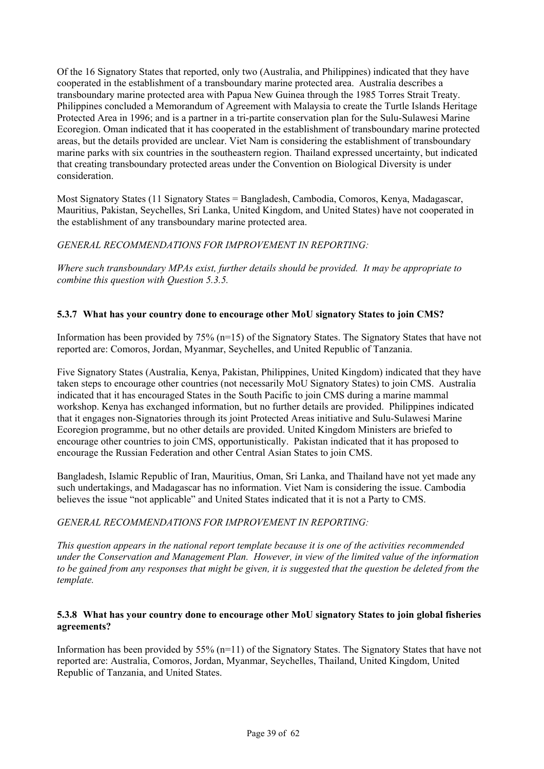Of the 16 Signatory States that reported, only two (Australia, and Philippines) indicated that they have cooperated in the establishment of a transboundary marine protected area. Australia describes a transboundary marine protected area with Papua New Guinea through the 1985 Torres Strait Treaty. Philippines concluded a Memorandum of Agreement with Malaysia to create the Turtle Islands Heritage Protected Area in 1996; and is a partner in a tri-partite conservation plan for the Sulu-Sulawesi Marine Ecoregion. Oman indicated that it has cooperated in the establishment of transboundary marine protected areas, but the details provided are unclear. Viet Nam is considering the establishment of transboundary marine parks with six countries in the southeastern region. Thailand expressed uncertainty, but indicated that creating transboundary protected areas under the Convention on Biological Diversity is under consideration.

Most Signatory States (11 Signatory States = Bangladesh, Cambodia, Comoros, Kenya, Madagascar, Mauritius, Pakistan, Seychelles, Sri Lanka, United Kingdom, and United States) have not cooperated in the establishment of any transboundary marine protected area.

*GENERAL RECOMMENDATIONS FOR IMPROVEMENT IN REPORTING:*

*Where such transboundary MPAs exist, further details should be provided. It may be appropriate to combine this question with Question 5.3.5.*

### 5.3.7 What has your country done to encourage other MoU signatory States to join CMS?

Information has been provided by 75% (n=15) of the Signatory States. The Signatory States that have not reported are: Comoros, Jordan, Myanmar, Seychelles, and United Republic of Tanzania.

Five Signatory States (Australia, Kenya, Pakistan, Philippines, United Kingdom) indicated that they have taken steps to encourage other countries (not necessarily MoU Signatory States) to join CMS. Australia indicated that it has encouraged States in the South Pacific to join CMS during a marine mammal workshop. Kenya has exchanged information, but no further details are provided. Philippines indicated that it engages non-Signatories through its joint Protected Areas initiative and Sulu-Sulawesi Marine Ecoregion programme, but no other details are provided. United Kingdom Ministers are briefed to encourage other countries to join CMS, opportunistically. Pakistan indicated that it has proposed to encourage the Russian Federation and other Central Asian States to join CMS.

Bangladesh, Islamic Republic of Iran, Mauritius, Oman, Sri Lanka, and Thailand have not yet made any such undertakings, and Madagascar has no information. Viet Nam is considering the issue. Cambodia believes the issue "not applicable" and United States indicated that it is not a Party to CMS.

*GENERAL RECOMMENDATIONS FOR IMPROVEMENT IN REPORTING:*

*This question appears in the national report template because it is one of the activities recommended under the Conservation and Management Plan. However, in view of the limited value of the information to be gained from any responses that might be given, it is suggested that the question be deleted from the template.*

### 5.3.8 What has your country done to encourage other MoU signatory States to join global fisheries agreements?

Information has been provided by 55% (n=11) of the Signatory States. The Signatory States that have not reported are: Australia, Comoros, Jordan, Myanmar, Seychelles, Thailand, United Kingdom, United Republic of Tanzania, and United States.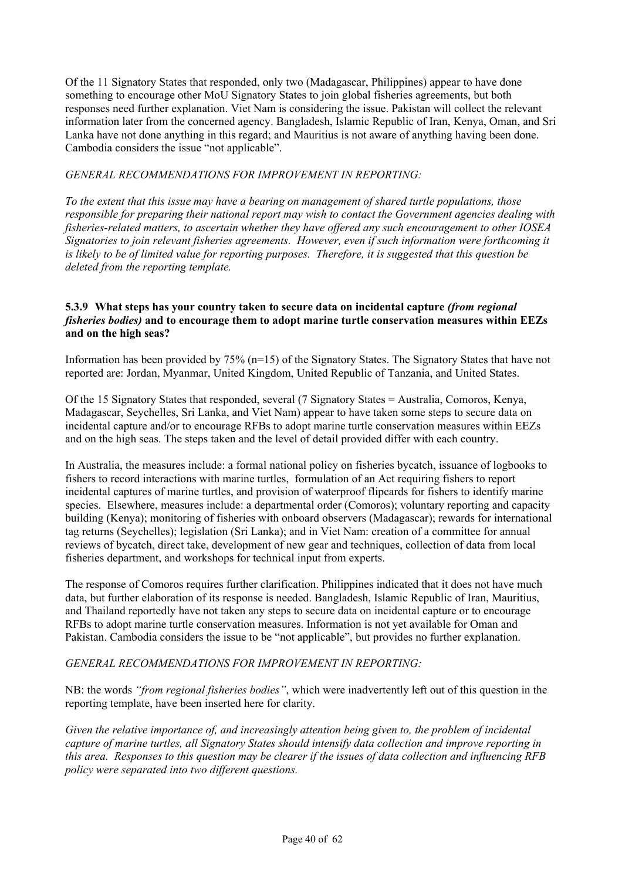Of the 11 Signatory States that responded, only two (Madagascar, Philippines) appear to have done something to encourage other MoU Signatory States to join global fisheries agreements, but both responses need further explanation. Viet Nam is considering the issue. Pakistan will collect the relevant information later from the concerned agency. Bangladesh, Islamic Republic of Iran, Kenya, Oman, and Sri Lanka have not done anything in this regard; and Mauritius is not aware of anything having been done. Cambodia considers the issue "not applicable".

*GENERAL RECOMMENDATIONS FOR IMPROVEMENT IN REPORTING:*

*To the extent that this issue may have a bearing on management of shared turtle populations, those responsible for preparing their national report may wish to contact the Government agencies dealing with fisheries-related matters, to ascertain whether they have offered any such encouragement to other IOSEA Signatories to join relevant fisheries agreements. However, even if such information were forthcoming it is likely to be of limited value for reporting purposes. Therefore, it is suggested that this question be deleted from the reporting template.*

**5.3.9 What steps has your country taken to secure data on incidental capture *(from regional fisheries bodies)* and to encourage them to adopt marine turtle conservation measures within EEZs and on the high seas?**

Information has been provided by 75% (n=15) of the Signatory States. The Signatory States that have not reported are: Jordan, Myanmar, United Kingdom, United Republic of Tanzania, and United States.

Of the 15 Signatory States that responded, several (7 Signatory States = Australia, Comoros, Kenya, Madagascar, Seychelles, Sri Lanka, and Viet Nam) appear to have taken some steps to secure data on incidental capture and/or to encourage RFBs to adopt marine turtle conservation measures within EEZs and on the high seas. The steps taken and the level of detail provided differ with each country.

In Australia, the measures include: a formal national policy on fisheries bycatch, issuance of logbooks to fishers to record interactions with marine turtles, formulation of an Act requiring fishers to report incidental captures of marine turtles, and provision of waterproof flipcards for fishers to identify marine species. Elsewhere, measures include: a departmental order (Comoros); voluntary reporting and capacity building (Kenya); monitoring of fisheries with onboard observers (Madagascar); rewards for international tag returns (Seychelles); legislation (Sri Lanka); and in Viet Nam: creation of a committee for annual reviews of bycatch, direct take, development of new gear and techniques, collection of data from local fisheries department, and workshops for technical input from experts.

The response of Comoros requires further clarification. Philippines indicated that it does not have much data, but further elaboration of its response is needed. Bangladesh, Islamic Republic of Iran, Mauritius, and Thailand reportedly have not taken any steps to secure data on incidental capture or to encourage RFBs to adopt marine turtle conservation measures. Information is not yet available for Oman and Pakistan. Cambodia considers the issue to be "not applicable", but provides no further explanation.

*GENERAL RECOMMENDATIONS FOR IMPROVEMENT IN REPORTING:*

NB: the words *"from regional fisheries bodies"*, which were inadvertently left out of this question in the reporting template, have been inserted here for clarity.

*Given the relative importance of, and increasingly attention being given to, the problem of incidental capture of marine turtles, all Signatory States should intensify data collection and improve reporting in this area. Responses to this question may be clearer if the issues of data collection and influencing RFB policy were separated into two different questions.*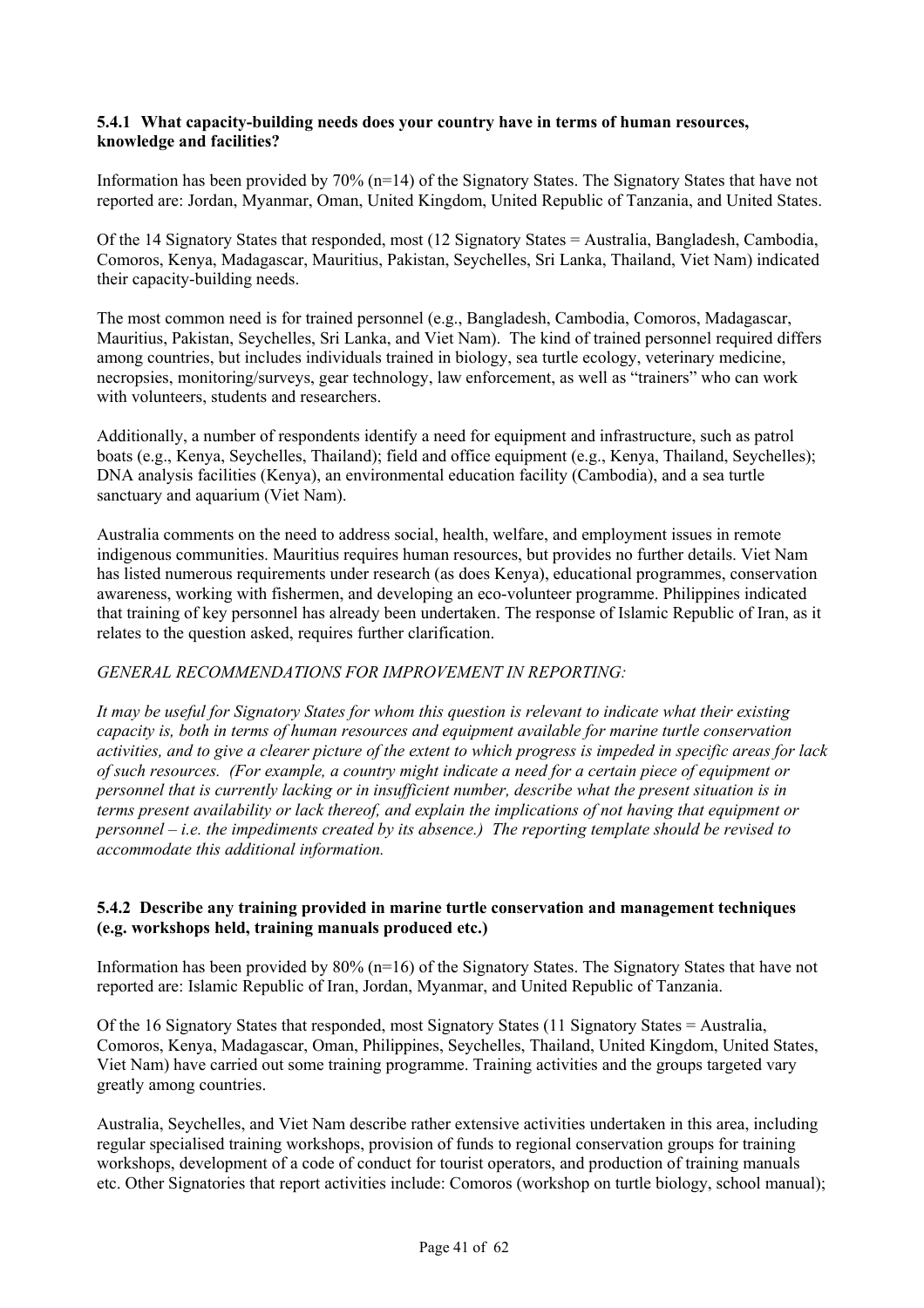#### 5.4.1 What capacity-building needs does your country have in terms of human resources, knowledge and facilities?

Information has been provided by 70% (n=14) of the Signatory States. The Signatory States that have not reported are: Jordan, Myanmar, Oman, United Kingdom, United Republic of Tanzania, and United States.

Of the 14 Signatory States that responded, most (12 Signatory States = Australia, Bangladesh, Cambodia, Comoros, Kenya, Madagascar, Mauritius, Pakistan, Seychelles, Sri Lanka, Thailand, Viet Nam) indicated their capacity-building needs.

The most common need is for trained personnel (e.g., Bangladesh, Cambodia, Comoros, Madagascar, Mauritius, Pakistan, Seychelles, Sri Lanka, and Viet Nam). The kind of trained personnel required differs among countries, but includes individuals trained in biology, sea turtle ecology, veterinary medicine, necropsies, monitoring/surveys, gear technology, law enforcement, as well as "trainers" who can work with volunteers, students and researchers.

Additionally, a number of respondents identify a need for equipment and infrastructure, such as patrol boats (e.g., Kenya, Seychelles, Thailand); field and office equipment (e.g., Kenya, Thailand, Seychelles); DNA analysis facilities (Kenya), an environmental education facility (Cambodia), and a sea turtle sanctuary and aquarium (Viet Nam).

Australia comments on the need to address social, health, welfare, and employment issues in remote indigenous communities. Mauritius requires human resources, but provides no further details. Viet Nam has listed numerous requirements under research (as does Kenya), educational programmes, conservation awareness, working with fishermen, and developing an eco-volunteer programme. Philippines indicated that training of key personnel has already been undertaken. The response of Islamic Republic of Iran, as it relates to the question asked, requires further clarification.

*GENERAL RECOMMENDATIONS FOR IMPROVEMENT IN REPORTING:*

*It may be useful for Signatory States for whom this question is relevant to indicate what their existing capacity is, both in terms of human resources and equipment available for marine turtle conservation activities, and to give a clearer picture of the extent to which progress is impeded in specific areas for lack of such resources. (For example, a country might indicate a need for a certain piece of equipment or personnel that is currently lacking or in insufficient number, describe what the present situation is in terms present availability or lack thereof, and explain the implications of not having that equipment or personnel – i.e. the impediments created by its absence.) The reporting template should be revised to accommodate this additional information.*

#### 5.4.2 Describe any training provided in marine turtle conservation and management techniques (e.g. workshops held, training manuals produced etc.)

Information has been provided by 80% (n=16) of the Signatory States. The Signatory States that have not reported are: Islamic Republic of Iran, Jordan, Myanmar, and United Republic of Tanzania.

Of the 16 Signatory States that responded, most Signatory States (11 Signatory States = Australia, Comoros, Kenya, Madagascar, Oman, Philippines, Seychelles, Thailand, United Kingdom, United States, Viet Nam) have carried out some training programme. Training activities and the groups targeted vary greatly among countries.

Australia, Seychelles, and Viet Nam describe rather extensive activities undertaken in this area, including regular specialised training workshops, provision of funds to regional conservation groups for training workshops, development of a code of conduct for tourist operators, and production of training manuals etc. Other Signatories that report activities include: Comoros (workshop on turtle biology, school manual);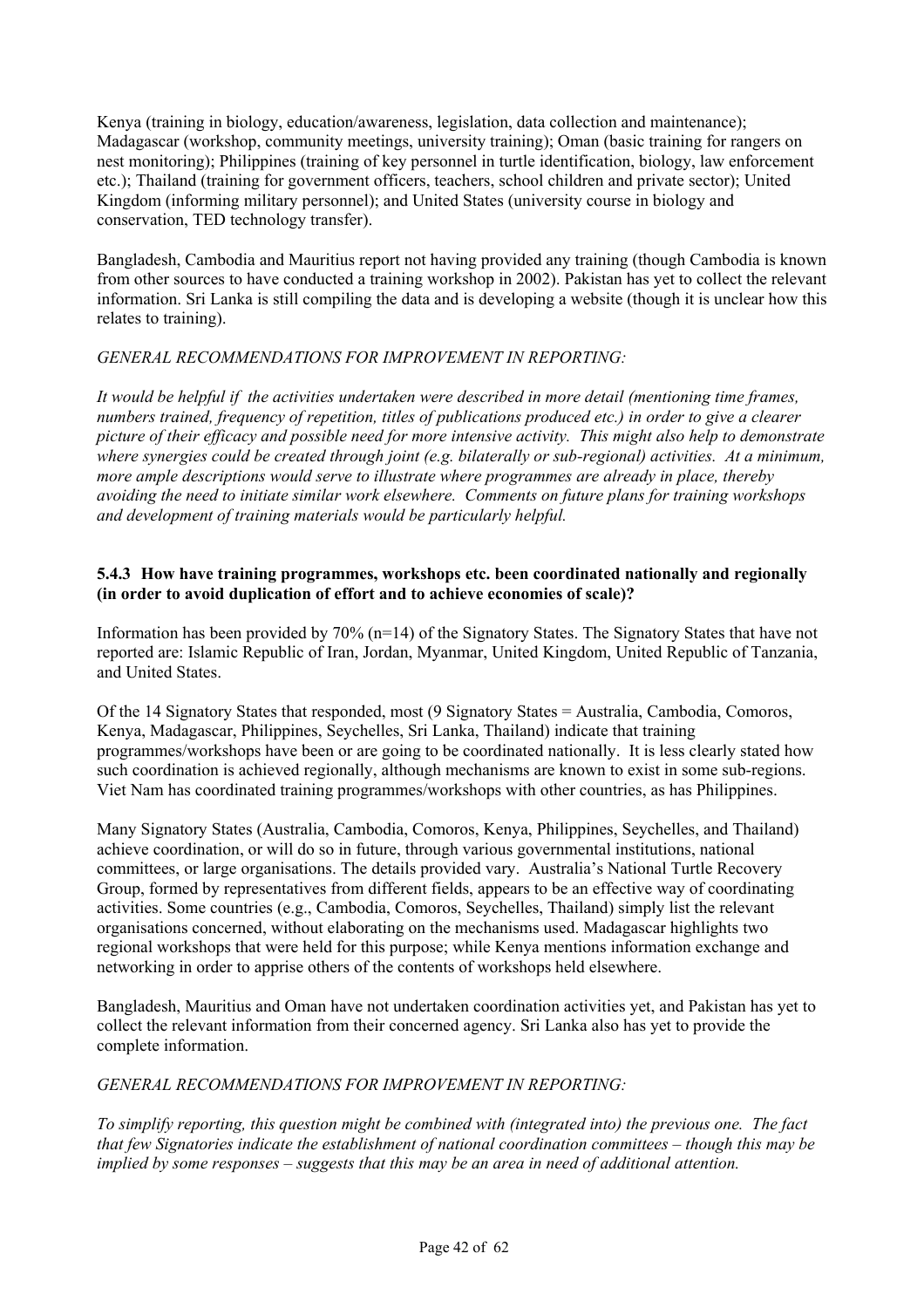Kenya (training in biology, education/awareness, legislation, data collection and maintenance); Madagascar (workshop, community meetings, university training); Oman (basic training for rangers on nest monitoring); Philippines (training of key personnel in turtle identification, biology, law enforcement etc.); Thailand (training for government officers, teachers, school children and private sector); United Kingdom (informing military personnel); and United States (university course in biology and conservation, TED technology transfer).

Bangladesh, Cambodia and Mauritius report not having provided any training (though Cambodia is known from other sources to have conducted a training workshop in 2002). Pakistan has yet to collect the relevant information. Sri Lanka is still compiling the data and is developing a website (though it is unclear how this relates to training).

*GENERAL RECOMMENDATIONS FOR IMPROVEMENT IN REPORTING:*

*It would be helpful if the activities undertaken were described in more detail (mentioning time frames, numbers trained, frequency of repetition, titles of publications produced etc.) in order to give a clearer picture of their efficacy and possible need for more intensive activity. This might also help to demonstrate where synergies could be created through joint (e.g. bilaterally or sub-regional) activities. At a minimum, more ample descriptions would serve to illustrate where programmes are already in place, thereby avoiding the need to initiate similar work elsewhere. Comments on future plans for training workshops and development of training materials would be particularly helpful.*

### 5.4.3 How have training programmes, workshops etc. been coordinated nationally and regionally (in order to avoid duplication of effort and to achieve economies of scale)?

Information has been provided by 70% (n=14) of the Signatory States. The Signatory States that have not reported are: Islamic Republic of Iran, Jordan, Myanmar, United Kingdom, United Republic of Tanzania, and United States.

Of the 14 Signatory States that responded, most (9 Signatory States = Australia, Cambodia, Comoros, Kenya, Madagascar, Philippines, Seychelles, Sri Lanka, Thailand) indicate that training programmes/workshops have been or are going to be coordinated nationally. It is less clearly stated how such coordination is achieved regionally, although mechanisms are known to exist in some sub-regions. Viet Nam has coordinated training programmes/workshops with other countries, as has Philippines.

Many Signatory States (Australia, Cambodia, Comoros, Kenya, Philippines, Seychelles, and Thailand) achieve coordination, or will do so in future, through various governmental institutions, national committees, or large organisations. The details provided vary. Australia's National Turtle Recovery Group, formed by representatives from different fields, appears to be an effective way of coordinating activities. Some countries (e.g., Cambodia, Comoros, Seychelles, Thailand) simply list the relevant organisations concerned, without elaborating on the mechanisms used. Madagascar highlights two regional workshops that were held for this purpose; while Kenya mentions information exchange and networking in order to apprise others of the contents of workshops held elsewhere.

Bangladesh, Mauritius and Oman have not undertaken coordination activities yet, and Pakistan has yet to collect the relevant information from their concerned agency. Sri Lanka also has yet to provide the complete information.

*GENERAL RECOMMENDATIONS FOR IMPROVEMENT IN REPORTING:*

*To simplify reporting, this question might be combined with (integrated into) the previous one. The fact that few Signatories indicate the establishment of national coordination committees – though this may be implied by some responses – suggests that this may be an area in need of additional attention.*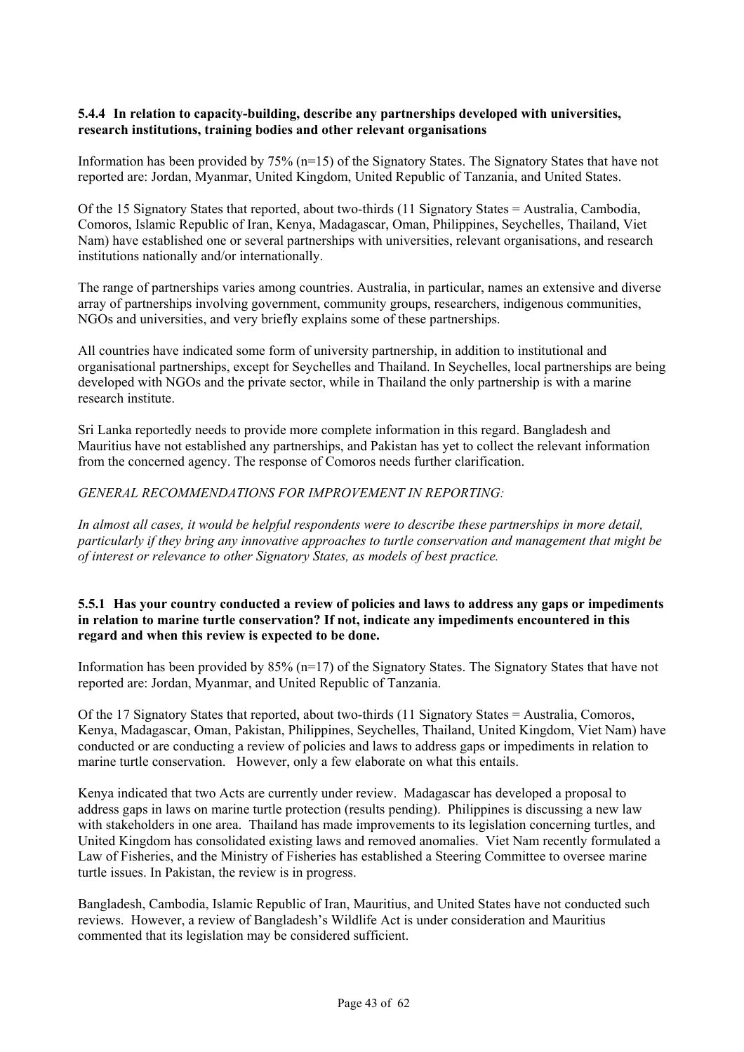**5.4.4 In relation to capacity-building, describe any partnerships developed with universities, research institutions, training bodies and other relevant organisations**

Information has been provided by 75% (n=15) of the Signatory States. The Signatory States that have not reported are: Jordan, Myanmar, United Kingdom, United Republic of Tanzania, and United States.

Of the 15 Signatory States that reported, about two-thirds (11 Signatory States = Australia, Cambodia, Comoros, Islamic Republic of Iran, Kenya, Madagascar, Oman, Philippines, Seychelles, Thailand, Viet Nam) have established one or several partnerships with universities, relevant organisations, and research institutions nationally and/or internationally.

The range of partnerships varies among countries. Australia, in particular, names an extensive and diverse array of partnerships involving government, community groups, researchers, indigenous communities, NGOs and universities, and very briefly explains some of these partnerships.

All countries have indicated some form of university partnership, in addition to institutional and organisational partnerships, except for Seychelles and Thailand. In Seychelles, local partnerships are being developed with NGOs and the private sector, while in Thailand the only partnership is with a marine research institute.

Sri Lanka reportedly needs to provide more complete information in this regard. Bangladesh and Mauritius have not established any partnerships, and Pakistan has yet to collect the relevant information from the concerned agency. The response of Comoros needs further clarification.

*GENERAL RECOMMENDATIONS FOR IMPROVEMENT IN REPORTING:*

*In almost all cases, it would be helpful respondents were to describe these partnerships in more detail, particularly if they bring any innovative approaches to turtle conservation and management that might be of interest or relevance to other Signatory States, as models of best practice.*

**5.5.1 Has your country conducted a review of policies and laws to address any gaps or impediments in relation to marine turtle conservation? If not, indicate any impediments encountered in this regard and when this review is expected to be done.**

Information has been provided by 85% (n=17) of the Signatory States. The Signatory States that have not reported are: Jordan, Myanmar, and United Republic of Tanzania.

Of the 17 Signatory States that reported, about two-thirds (11 Signatory States = Australia, Comoros, Kenya, Madagascar, Oman, Pakistan, Philippines, Seychelles, Thailand, United Kingdom, Viet Nam) have conducted or are conducting a review of policies and laws to address gaps or impediments in relation to marine turtle conservation. However, only a few elaborate on what this entails.

Kenya indicated that two Acts are currently under review. Madagascar has developed a proposal to address gaps in laws on marine turtle protection (results pending). Philippines is discussing a new law with stakeholders in one area. Thailand has made improvements to its legislation concerning turtles, and United Kingdom has consolidated existing laws and removed anomalies. Viet Nam recently formulated a Law of Fisheries, and the Ministry of Fisheries has established a Steering Committee to oversee marine turtle issues. In Pakistan, the review is in progress.

Bangladesh, Cambodia, Islamic Republic of Iran, Mauritius, and United States have not conducted such reviews. However, a review of Bangladesh's Wildlife Act is under consideration and Mauritius commented that its legislation may be considered sufficient.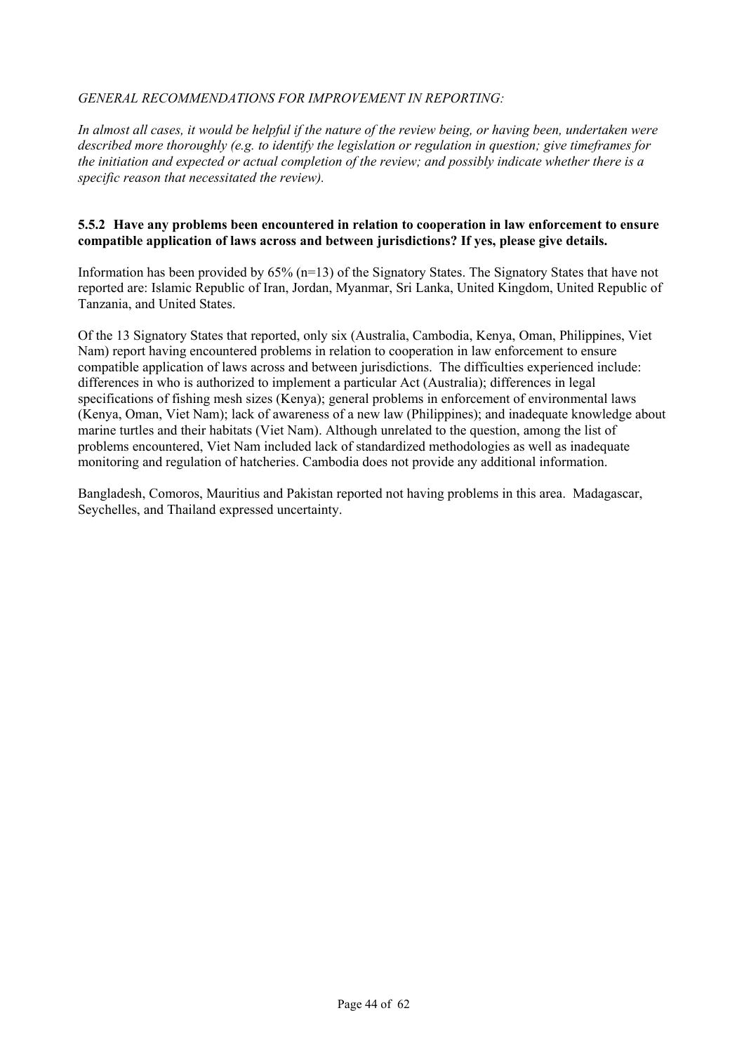*GENERAL RECOMMENDATIONS FOR IMPROVEMENT IN REPORTING:*

*In almost all cases, it would be helpful if the nature of the review being, or having been, undertaken were described more thoroughly (e.g. to identify the legislation or regulation in question; give timeframes for the initiation and expected or actual completion of the review; and possibly indicate whether there is a specific reason that necessitated the review).*

### 5.5.2 Have any problems been encountered in relation to cooperation in law enforcement to ensure compatible application of laws across and between jurisdictions? If yes, please give details.

Information has been provided by 65% (n=13) of the Signatory States. The Signatory States that have not reported are: Islamic Republic of Iran, Jordan, Myanmar, Sri Lanka, United Kingdom, United Republic of Tanzania, and United States.

Of the 13 Signatory States that reported, only six (Australia, Cambodia, Kenya, Oman, Philippines, Viet Nam) report having encountered problems in relation to cooperation in law enforcement to ensure compatible application of laws across and between jurisdictions. The difficulties experienced include: differences in who is authorized to implement a particular Act (Australia); differences in legal specifications of fishing mesh sizes (Kenya); general problems in enforcement of environmental laws (Kenya, Oman, Viet Nam); lack of awareness of a new law (Philippines); and inadequate knowledge about marine turtles and their habitats (Viet Nam). Although unrelated to the question, among the list of problems encountered, Viet Nam included lack of standardized methodologies as well as inadequate monitoring and regulation of hatcheries. Cambodia does not provide any additional information.

Bangladesh, Comoros, Mauritius and Pakistan reported not having problems in this area. Madagascar, Seychelles, and Thailand expressed uncertainty.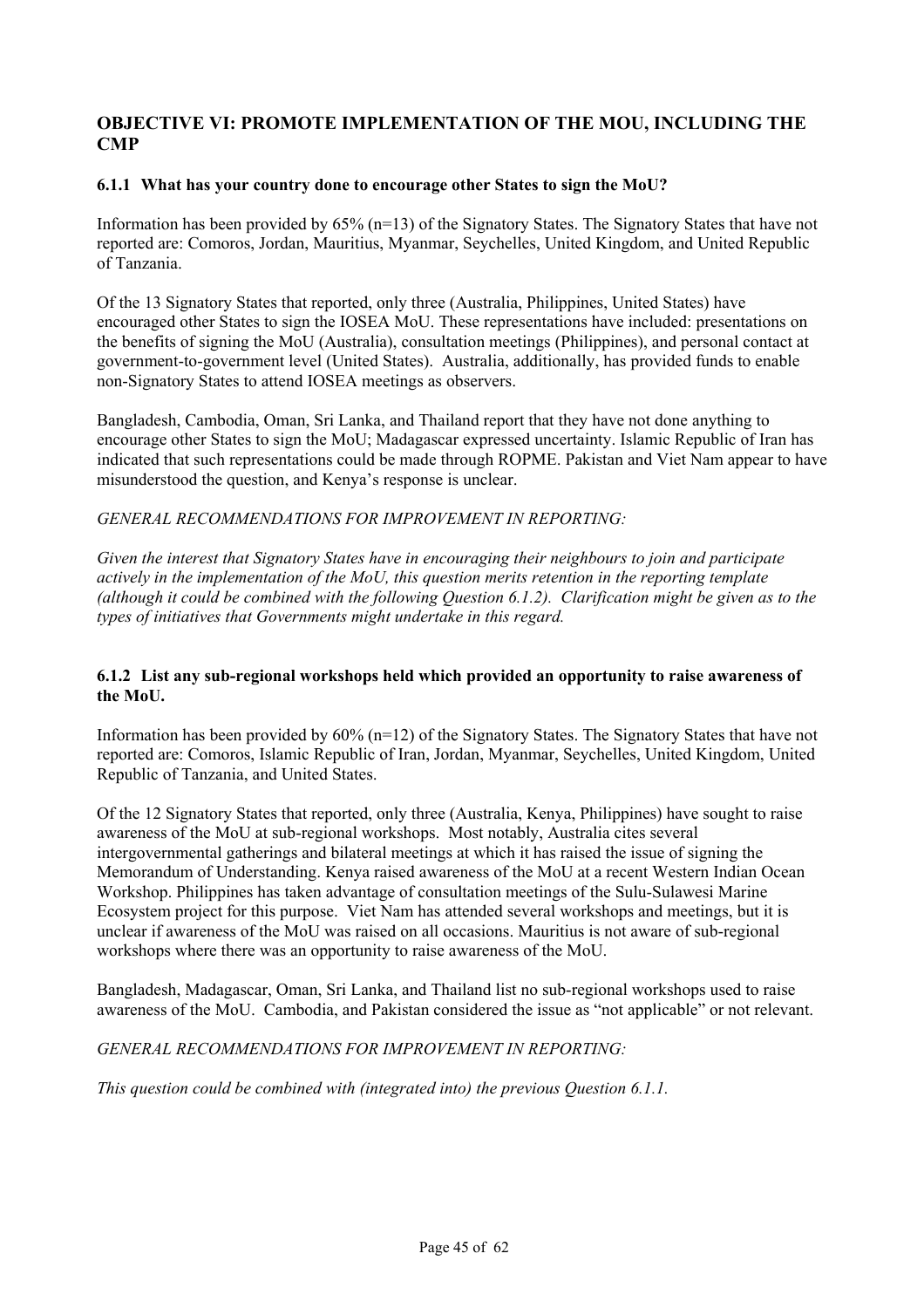## OBJECTIVE VI: PROMOTE IMPLEMENTATION OF THE MOU, INCLUDING THE CMP

### 6.1.1 What has your country done to encourage other States to sign the MoU?

Information has been provided by 65% (n=13) of the Signatory States. The Signatory States that have not reported are: Comoros, Jordan, Mauritius, Myanmar, Seychelles, United Kingdom, and United Republic of Tanzania.

Of the 13 Signatory States that reported, only three (Australia, Philippines, United States) have encouraged other States to sign the IOSEA MoU. These representations have included: presentations on the benefits of signing the MoU (Australia), consultation meetings (Philippines), and personal contact at government-to-government level (United States). Australia, additionally, has provided funds to enable non-Signatory States to attend IOSEA meetings as observers.

Bangladesh, Cambodia, Oman, Sri Lanka, and Thailand report that they have not done anything to encourage other States to sign the MoU; Madagascar expressed uncertainty. Islamic Republic of Iran has indicated that such representations could be made through ROPME. Pakistan and Viet Nam appear to have misunderstood the question, and Kenya's response is unclear.

*GENERAL RECOMMENDATIONS FOR IMPROVEMENT IN REPORTING:*

*Given the interest that Signatory States have in encouraging their neighbours to join and participate actively in the implementation of the MoU, this question merits retention in the reporting template (although it could be combined with the following Question 6.1.2). Clarification might be given as to the types of initiatives that Governments might undertake in this regard.*

### 6.1.2 List any sub-regional workshops held which provided an opportunity to raise awareness of the MoU.

Information has been provided by 60% (n=12) of the Signatory States. The Signatory States that have not reported are: Comoros, Islamic Republic of Iran, Jordan, Myanmar, Seychelles, United Kingdom, United Republic of Tanzania, and United States.

Of the 12 Signatory States that reported, only three (Australia, Kenya, Philippines) have sought to raise awareness of the MoU at sub-regional workshops. Most notably, Australia cites several intergovernmental gatherings and bilateral meetings at which it has raised the issue of signing the Memorandum of Understanding. Kenya raised awareness of the MoU at a recent Western Indian Ocean Workshop. Philippines has taken advantage of consultation meetings of the Sulu-Sulawesi Marine Ecosystem project for this purpose. Viet Nam has attended several workshops and meetings, but it is unclear if awareness of the MoU was raised on all occasions. Mauritius is not aware of sub-regional workshops where there was an opportunity to raise awareness of the MoU.

Bangladesh, Madagascar, Oman, Sri Lanka, and Thailand list no sub-regional workshops used to raise awareness of the MoU. Cambodia, and Pakistan considered the issue as "not applicable" or not relevant.

*GENERAL RECOMMENDATIONS FOR IMPROVEMENT IN REPORTING:*

*This question could be combined with (integrated into) the previous Question 6.1.1.*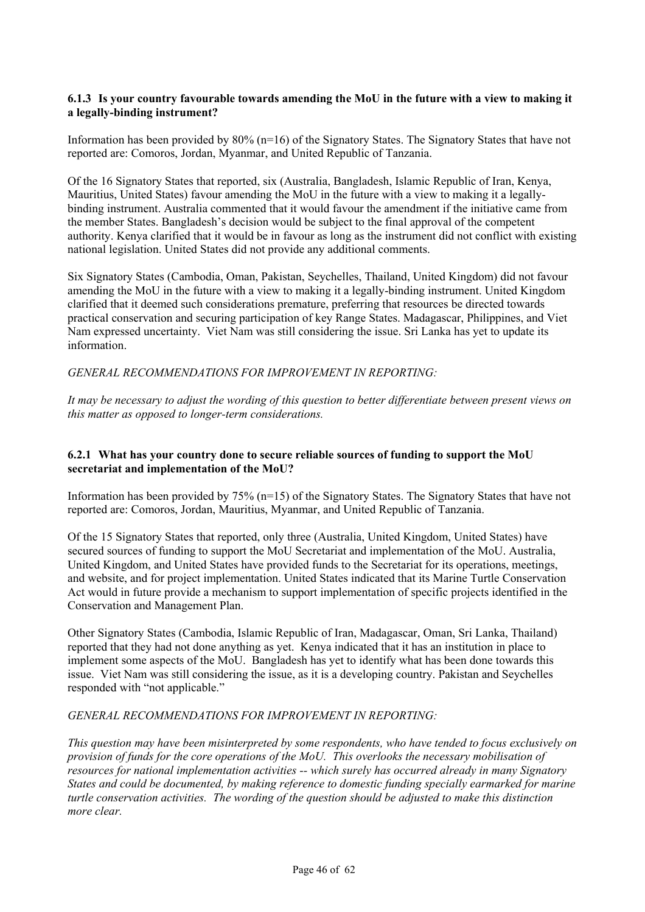#### 6.1.3 Is your country favourable towards amending the MoU in the future with a view to making it a legally-binding instrument?

Information has been provided by 80% (n=16) of the Signatory States. The Signatory States that have not reported are: Comoros, Jordan, Myanmar, and United Republic of Tanzania.

Of the 16 Signatory States that reported, six (Australia, Bangladesh, Islamic Republic of Iran, Kenya, Mauritius, United States) favour amending the MoU in the future with a view to making it a legally-binding instrument. Australia commented that it would favour the amendment if the initiative came from the member States. Bangladesh's decision would be subject to the final approval of the competent authority. Kenya clarified that it would be in favour as long as the instrument did not conflict with existing national legislation. United States did not provide any additional comments.

Six Signatory States (Cambodia, Oman, Pakistan, Seychelles, Thailand, United Kingdom) did not favour amending the MoU in the future with a view to making it a legally-binding instrument. United Kingdom clarified that it deemed such considerations premature, preferring that resources be directed towards practical conservation and securing participation of key Range States. Madagascar, Philippines, and Viet Nam expressed uncertainty. Viet Nam was still considering the issue. Sri Lanka has yet to update its information.

*GENERAL RECOMMENDATIONS FOR IMPROVEMENT IN REPORTING:*

*It may be necessary to adjust the wording of this question to better differentiate between present views on this matter as opposed to longer-term considerations.*

#### 6.2.1 What has your country done to secure reliable sources of funding to support the MoU secretariat and implementation of the MoU?

Information has been provided by 75% (n=15) of the Signatory States. The Signatory States that have not reported are: Comoros, Jordan, Mauritius, Myanmar, and United Republic of Tanzania.

Of the 15 Signatory States that reported, only three (Australia, United Kingdom, United States) have secured sources of funding to support the MoU Secretariat and implementation of the MoU. Australia, United Kingdom, and United States have provided funds to the Secretariat for its operations, meetings, and website, and for project implementation. United States indicated that its Marine Turtle Conservation Act would in future provide a mechanism to support implementation of specific projects identified in the Conservation and Management Plan.

Other Signatory States (Cambodia, Islamic Republic of Iran, Madagascar, Oman, Sri Lanka, Thailand) reported that they had not done anything as yet. Kenya indicated that it has an institution in place to implement some aspects of the MoU. Bangladesh has yet to identify what has been done towards this issue. Viet Nam was still considering the issue, as it is a developing country. Pakistan and Seychelles responded with "not applicable."

*GENERAL RECOMMENDATIONS FOR IMPROVEMENT IN REPORTING:*

*This question may have been misinterpreted by some respondents, who have tended to focus exclusively on provision of funds for the core operations of the MoU. This overlooks the necessary mobilisation of resources for national implementation activities -- which surely has occurred already in many Signatory States and could be documented, by making reference to domestic funding specially earmarked for marine turtle conservation activities. The wording of the question should be adjusted to make this distinction more clear.*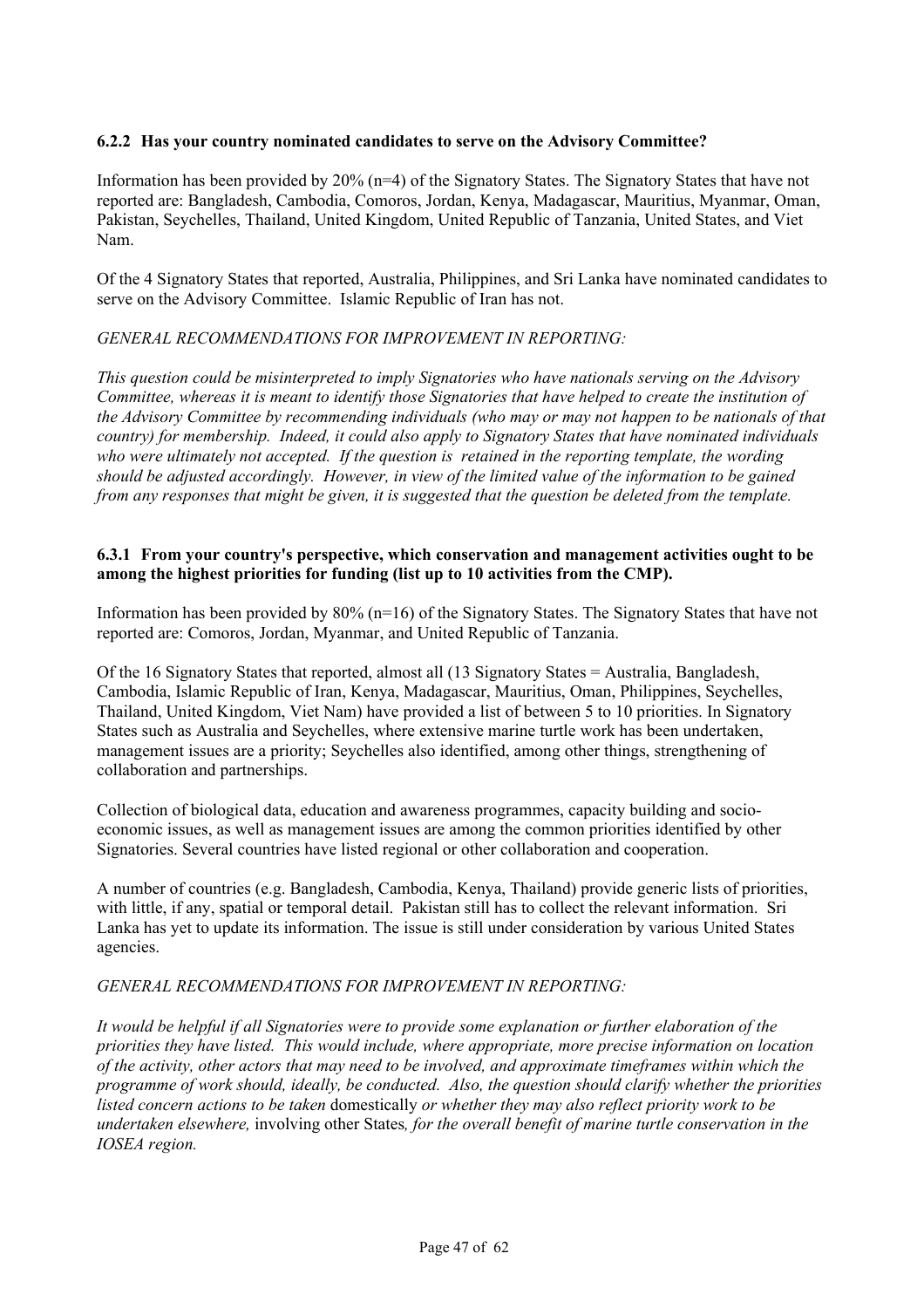### 6.2.2 Has your country nominated candidates to serve on the Advisory Committee?

Information has been provided by 20% (n=4) of the Signatory States. The Signatory States that have not reported are: Bangladesh, Cambodia, Comoros, Jordan, Kenya, Madagascar, Mauritius, Myanmar, Oman, Pakistan, Seychelles, Thailand, United Kingdom, United Republic of Tanzania, United States, and Viet Nam.

Of the 4 Signatory States that reported, Australia, Philippines, and Sri Lanka have nominated candidates to serve on the Advisory Committee. Islamic Republic of Iran has not.

*GENERAL RECOMMENDATIONS FOR IMPROVEMENT IN REPORTING:*

*This question could be misinterpreted to imply Signatories who have nationals serving on the Advisory Committee, whereas it is meant to identify those Signatories that have helped to create the institution of the Advisory Committee by recommending individuals (who may or may not happen to be nationals of that country) for membership. Indeed, it could also apply to Signatory States that have nominated individuals who were ultimately not accepted. If the question is retained in the reporting template, the wording should be adjusted accordingly. However, in view of the limited value of the information to be gained from any responses that might be given, it is suggested that the question be deleted from the template.*

### 6.3.1 From your country's perspective, which conservation and management activities ought to be among the highest priorities for funding (list up to 10 activities from the CMP).

Information has been provided by 80% (n=16) of the Signatory States. The Signatory States that have not reported are: Comoros, Jordan, Myanmar, and United Republic of Tanzania.

Of the 16 Signatory States that reported, almost all (13 Signatory States = Australia, Bangladesh, Cambodia, Islamic Republic of Iran, Kenya, Madagascar, Mauritius, Oman, Philippines, Seychelles, Thailand, United Kingdom, Viet Nam) have provided a list of between 5 to 10 priorities. In Signatory States such as Australia and Seychelles, where extensive marine turtle work has been undertaken, management issues are a priority; Seychelles also identified, among other things, strengthening of collaboration and partnerships.

Collection of biological data, education and awareness programmes, capacity building and socio-economic issues, as well as management issues are among the common priorities identified by other Signatories. Several countries have listed regional or other collaboration and cooperation.

A number of countries (e.g. Bangladesh, Cambodia, Kenya, Thailand) provide generic lists of priorities, with little, if any, spatial or temporal detail. Pakistan still has to collect the relevant information. Sri Lanka has yet to update its information. The issue is still under consideration by various United States agencies.

*GENERAL RECOMMENDATIONS FOR IMPROVEMENT IN REPORTING:*

*It would be helpful if all Signatories were to provide some explanation or further elaboration of the priorities they have listed. This would include, where appropriate, more precise information on location of the activity, other actors that may need to be involved, and approximate timeframes within which the programme of work should, ideally, be conducted. Also, the question should clarify whether the priorities listed concern actions to be taken* domestically *or whether they may also reflect priority work to be undertaken elsewhere,* involving other States*, for the overall benefit of marine turtle conservation in the IOSEA region.*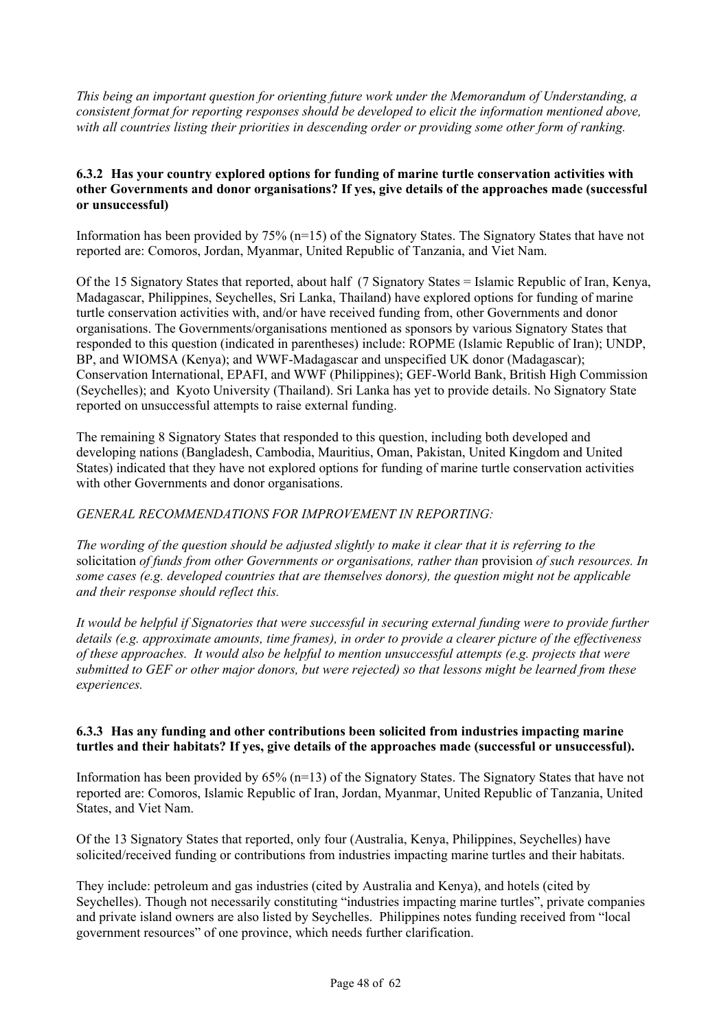*This being an important question for orienting future work under the Memorandum of Understanding, a consistent format for reporting responses should be developed to elicit the information mentioned above, with all countries listing their priorities in descending order or providing some other form of ranking.*

### 6.3.2 Has your country explored options for funding of marine turtle conservation activities with other Governments and donor organisations? If yes, give details of the approaches made (successful or unsuccessful)

Information has been provided by 75% (n=15) of the Signatory States. The Signatory States that have not reported are: Comoros, Jordan, Myanmar, United Republic of Tanzania, and Viet Nam.

Of the 15 Signatory States that reported, about half (7 Signatory States = Islamic Republic of Iran, Kenya, Madagascar, Philippines, Seychelles, Sri Lanka, Thailand) have explored options for funding of marine turtle conservation activities with, and/or have received funding from, other Governments and donor organisations. The Governments/organisations mentioned as sponsors by various Signatory States that responded to this question (indicated in parentheses) include: ROPME (Islamic Republic of Iran); UNDP, BP, and WIOMSA (Kenya); and WWF-Madagascar and unspecified UK donor (Madagascar); Conservation International, EPAFI, and WWF (Philippines); GEF-World Bank, British High Commission (Seychelles); and Kyoto University (Thailand). Sri Lanka has yet to provide details. No Signatory State reported on unsuccessful attempts to raise external funding.

The remaining 8 Signatory States that responded to this question, including both developed and developing nations (Bangladesh, Cambodia, Mauritius, Oman, Pakistan, United Kingdom and United States) indicated that they have not explored options for funding of marine turtle conservation activities with other Governments and donor organisations.

*GENERAL RECOMMENDATIONS FOR IMPROVEMENT IN REPORTING:*

*The wording of the question should be adjusted slightly to make it clear that it is referring to the* solicitation *of funds from other Governments or organisations, rather than* provision *of such resources. In some cases (e.g. developed countries that are themselves donors), the question might not be applicable and their response should reflect this.*

*It would be helpful if Signatories that were successful in securing external funding were to provide further details (e.g. approximate amounts, time frames), in order to provide a clearer picture of the effectiveness of these approaches. It would also be helpful to mention unsuccessful attempts (e.g. projects that were submitted to GEF or other major donors, but were rejected) so that lessons might be learned from these experiences.*

### 6.3.3 Has any funding and other contributions been solicited from industries impacting marine turtles and their habitats? If yes, give details of the approaches made (successful or unsuccessful).

Information has been provided by 65% (n=13) of the Signatory States. The Signatory States that have not reported are: Comoros, Islamic Republic of Iran, Jordan, Myanmar, United Republic of Tanzania, United States, and Viet Nam.

Of the 13 Signatory States that reported, only four (Australia, Kenya, Philippines, Seychelles) have solicited/received funding or contributions from industries impacting marine turtles and their habitats.

They include: petroleum and gas industries (cited by Australia and Kenya), and hotels (cited by Seychelles). Though not necessarily constituting "industries impacting marine turtles", private companies and private island owners are also listed by Seychelles. Philippines notes funding received from "local government resources" of one province, which needs further clarification.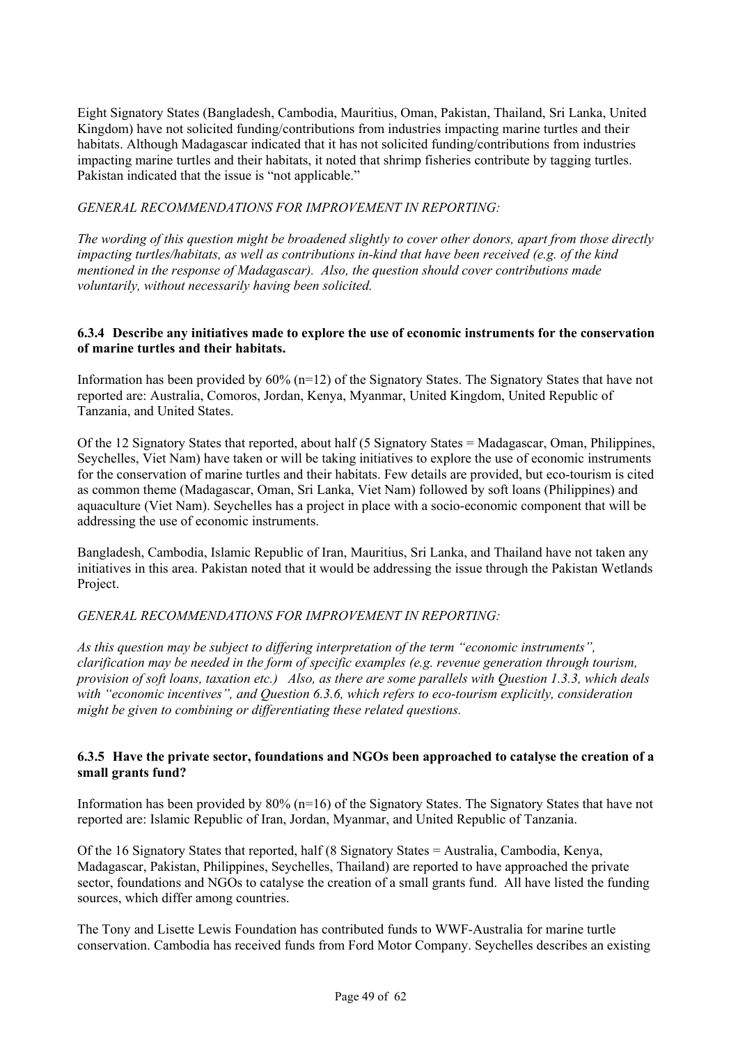Eight Signatory States (Bangladesh, Cambodia, Mauritius, Oman, Pakistan, Thailand, Sri Lanka, United Kingdom) have not solicited funding/contributions from industries impacting marine turtles and their habitats. Although Madagascar indicated that it has not solicited funding/contributions from industries impacting marine turtles and their habitats, it noted that shrimp fisheries contribute by tagging turtles. Pakistan indicated that the issue is "not applicable."

*GENERAL RECOMMENDATIONS FOR IMPROVEMENT IN REPORTING:*

*The wording of this question might be broadened slightly to cover other donors, apart from those directly impacting turtles/habitats, as well as contributions in-kind that have been received (e.g. of the kind mentioned in the response of Madagascar). Also, the question should cover contributions made voluntarily, without necessarily having been solicited.*

#### 6.3.4 Describe any initiatives made to explore the use of economic instruments for the conservation of marine turtles and their habitats.

Information has been provided by 60% (n=12) of the Signatory States. The Signatory States that have not reported are: Australia, Comoros, Jordan, Kenya, Myanmar, United Kingdom, United Republic of Tanzania, and United States.

Of the 12 Signatory States that reported, about half (5 Signatory States = Madagascar, Oman, Philippines, Seychelles, Viet Nam) have taken or will be taking initiatives to explore the use of economic instruments for the conservation of marine turtles and their habitats. Few details are provided, but eco-tourism is cited as common theme (Madagascar, Oman, Sri Lanka, Viet Nam) followed by soft loans (Philippines) and aquaculture (Viet Nam). Seychelles has a project in place with a socio-economic component that will be addressing the use of economic instruments.

Bangladesh, Cambodia, Islamic Republic of Iran, Mauritius, Sri Lanka, and Thailand have not taken any initiatives in this area. Pakistan noted that it would be addressing the issue through the Pakistan Wetlands Project.

*GENERAL RECOMMENDATIONS FOR IMPROVEMENT IN REPORTING:*

*As this question may be subject to differing interpretation of the term "economic instruments", clarification may be needed in the form of specific examples (e.g. revenue generation through tourism, provision of soft loans, taxation etc.) Also, as there are some parallels with Question 1.3.3, which deals with "economic incentives", and Question 6.3.6, which refers to eco-tourism explicitly, consideration might be given to combining or differentiating these related questions.*

#### 6.3.5 Have the private sector, foundations and NGOs been approached to catalyse the creation of a small grants fund?

Information has been provided by 80% (n=16) of the Signatory States. The Signatory States that have not reported are: Islamic Republic of Iran, Jordan, Myanmar, and United Republic of Tanzania.

Of the 16 Signatory States that reported, half (8 Signatory States = Australia, Cambodia, Kenya, Madagascar, Pakistan, Philippines, Seychelles, Thailand) are reported to have approached the private sector, foundations and NGOs to catalyse the creation of a small grants fund. All have listed the funding sources, which differ among countries.

The Tony and Lisette Lewis Foundation has contributed funds to WWF-Australia for marine turtle conservation. Cambodia has received funds from Ford Motor Company. Seychelles describes an existing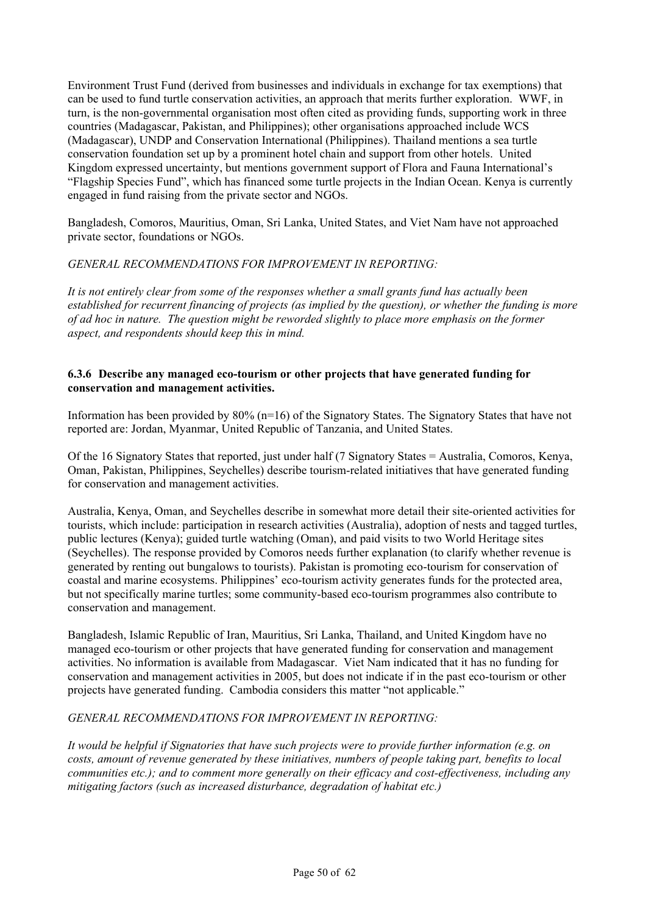Environment Trust Fund (derived from businesses and individuals in exchange for tax exemptions) that can be used to fund turtle conservation activities, an approach that merits further exploration. WWF, in turn, is the non-governmental organisation most often cited as providing funds, supporting work in three countries (Madagascar, Pakistan, and Philippines); other organisations approached include WCS (Madagascar), UNDP and Conservation International (Philippines). Thailand mentions a sea turtle conservation foundation set up by a prominent hotel chain and support from other hotels. United Kingdom expressed uncertainty, but mentions government support of Flora and Fauna International's "Flagship Species Fund", which has financed some turtle projects in the Indian Ocean. Kenya is currently engaged in fund raising from the private sector and NGOs.

Bangladesh, Comoros, Mauritius, Oman, Sri Lanka, United States, and Viet Nam have not approached private sector, foundations or NGOs.

*GENERAL RECOMMENDATIONS FOR IMPROVEMENT IN REPORTING:*

*It is not entirely clear from some of the responses whether a small grants fund has actually been established for recurrent financing of projects (as implied by the question), or whether the funding is more of ad hoc in nature. The question might be reworded slightly to place more emphasis on the former aspect, and respondents should keep this in mind.*

### 6.3.6 Describe any managed eco-tourism or other projects that have generated funding for conservation and management activities.

Information has been provided by 80% (n=16) of the Signatory States. The Signatory States that have not reported are: Jordan, Myanmar, United Republic of Tanzania, and United States.

Of the 16 Signatory States that reported, just under half (7 Signatory States = Australia, Comoros, Kenya, Oman, Pakistan, Philippines, Seychelles) describe tourism-related initiatives that have generated funding for conservation and management activities.

Australia, Kenya, Oman, and Seychelles describe in somewhat more detail their site-oriented activities for tourists, which include: participation in research activities (Australia), adoption of nests and tagged turtles, public lectures (Kenya); guided turtle watching (Oman), and paid visits to two World Heritage sites (Seychelles). The response provided by Comoros needs further explanation (to clarify whether revenue is generated by renting out bungalows to tourists). Pakistan is promoting eco-tourism for conservation of coastal and marine ecosystems. Philippines' eco-tourism activity generates funds for the protected area, but not specifically marine turtles; some community-based eco-tourism programmes also contribute to conservation and management.

Bangladesh, Islamic Republic of Iran, Mauritius, Sri Lanka, Thailand, and United Kingdom have no managed eco-tourism or other projects that have generated funding for conservation and management activities. No information is available from Madagascar. Viet Nam indicated that it has no funding for conservation and management activities in 2005, but does not indicate if in the past eco-tourism or other projects have generated funding. Cambodia considers this matter "not applicable."

*GENERAL RECOMMENDATIONS FOR IMPROVEMENT IN REPORTING:*

*It would be helpful if Signatories that have such projects were to provide further information (e.g. on costs, amount of revenue generated by these initiatives, numbers of people taking part, benefits to local communities etc.); and to comment more generally on their efficacy and cost-effectiveness, including any mitigating factors (such as increased disturbance, degradation of habitat etc.)*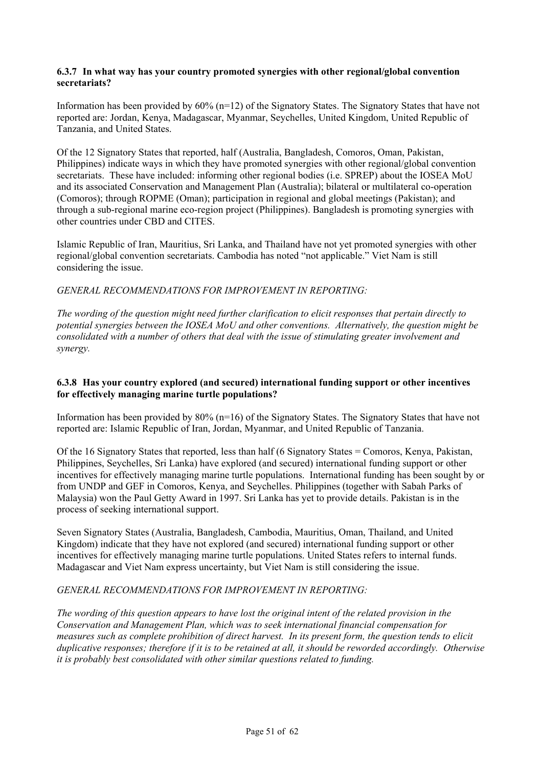#### 6.3.7 In what way has your country promoted synergies with other regional/global convention secretariats?

Information has been provided by 60% (n=12) of the Signatory States. The Signatory States that have not reported are: Jordan, Kenya, Madagascar, Myanmar, Seychelles, United Kingdom, United Republic of Tanzania, and United States.

Of the 12 Signatory States that reported, half (Australia, Bangladesh, Comoros, Oman, Pakistan, Philippines) indicate ways in which they have promoted synergies with other regional/global convention secretariats. These have included: informing other regional bodies (i.e. SPREP) about the IOSEA MoU and its associated Conservation and Management Plan (Australia); bilateral or multilateral co-operation (Comoros); through ROPME (Oman); participation in regional and global meetings (Pakistan); and through a sub-regional marine eco-region project (Philippines). Bangladesh is promoting synergies with other countries under CBD and CITES.

Islamic Republic of Iran, Mauritius, Sri Lanka, and Thailand have not yet promoted synergies with other regional/global convention secretariats. Cambodia has noted "not applicable." Viet Nam is still considering the issue.

*GENERAL RECOMMENDATIONS FOR IMPROVEMENT IN REPORTING:*

*The wording of the question might need further clarification to elicit responses that pertain directly to potential synergies between the IOSEA MoU and other conventions. Alternatively, the question might be consolidated with a number of others that deal with the issue of stimulating greater involvement and synergy.*

#### 6.3.8 Has your country explored (and secured) international funding support or other incentives for effectively managing marine turtle populations?

Information has been provided by 80% (n=16) of the Signatory States. The Signatory States that have not reported are: Islamic Republic of Iran, Jordan, Myanmar, and United Republic of Tanzania.

Of the 16 Signatory States that reported, less than half (6 Signatory States = Comoros, Kenya, Pakistan, Philippines, Seychelles, Sri Lanka) have explored (and secured) international funding support or other incentives for effectively managing marine turtle populations. International funding has been sought by or from UNDP and GEF in Comoros, Kenya, and Seychelles. Philippines (together with Sabah Parks of Malaysia) won the Paul Getty Award in 1997. Sri Lanka has yet to provide details. Pakistan is in the process of seeking international support.

Seven Signatory States (Australia, Bangladesh, Cambodia, Mauritius, Oman, Thailand, and United Kingdom) indicate that they have not explored (and secured) international funding support or other incentives for effectively managing marine turtle populations. United States refers to internal funds. Madagascar and Viet Nam express uncertainty, but Viet Nam is still considering the issue.

*GENERAL RECOMMENDATIONS FOR IMPROVEMENT IN REPORTING:*

*The wording of this question appears to have lost the original intent of the related provision in the Conservation and Management Plan, which was to seek international financial compensation for measures such as complete prohibition of direct harvest. In its present form, the question tends to elicit duplicative responses; therefore if it is to be retained at all, it should be reworded accordingly. Otherwise it is probably best consolidated with other similar questions related to funding.*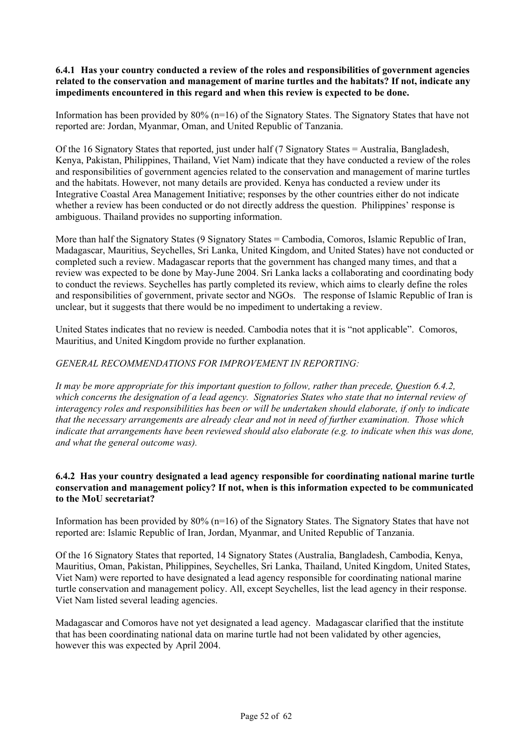**6.4.1 Has your country conducted a review of the roles and responsibilities of government agencies related to the conservation and management of marine turtles and the habitats? If not, indicate any impediments encountered in this regard and when this review is expected to be done.**

Information has been provided by 80% (n=16) of the Signatory States. The Signatory States that have not reported are: Jordan, Myanmar, Oman, and United Republic of Tanzania.

Of the 16 Signatory States that reported, just under half (7 Signatory States = Australia, Bangladesh, Kenya, Pakistan, Philippines, Thailand, Viet Nam) indicate that they have conducted a review of the roles and responsibilities of government agencies related to the conservation and management of marine turtles and the habitats. However, not many details are provided. Kenya has conducted a review under its Integrative Coastal Area Management Initiative; responses by the other countries either do not indicate whether a review has been conducted or do not directly address the question. Philippines' response is ambiguous. Thailand provides no supporting information.

More than half the Signatory States (9 Signatory States = Cambodia, Comoros, Islamic Republic of Iran, Madagascar, Mauritius, Seychelles, Sri Lanka, United Kingdom, and United States) have not conducted or completed such a review. Madagascar reports that the government has changed many times, and that a review was expected to be done by May-June 2004. Sri Lanka lacks a collaborating and coordinating body to conduct the reviews. Seychelles has partly completed its review, which aims to clearly define the roles and responsibilities of government, private sector and NGOs. The response of Islamic Republic of Iran is unclear, but it suggests that there would be no impediment to undertaking a review.

United States indicates that no review is needed. Cambodia notes that it is "not applicable". Comoros, Mauritius, and United Kingdom provide no further explanation.

*GENERAL RECOMMENDATIONS FOR IMPROVEMENT IN REPORTING:*

*It may be more appropriate for this important question to follow, rather than precede, Question 6.4.2, which concerns the designation of a lead agency. Signatories States who state that no internal review of interagency roles and responsibilities has been or will be undertaken should elaborate, if only to indicate that the necessary arrangements are already clear and not in need of further examination. Those which indicate that arrangements have been reviewed should also elaborate (e.g. to indicate when this was done, and what the general outcome was).*

**6.4.2 Has your country designated a lead agency responsible for coordinating national marine turtle conservation and management policy? If not, when is this information expected to be communicated to the MoU secretariat?**

Information has been provided by 80% (n=16) of the Signatory States. The Signatory States that have not reported are: Islamic Republic of Iran, Jordan, Myanmar, and United Republic of Tanzania.

Of the 16 Signatory States that reported, 14 Signatory States (Australia, Bangladesh, Cambodia, Kenya, Mauritius, Oman, Pakistan, Philippines, Seychelles, Sri Lanka, Thailand, United Kingdom, United States, Viet Nam) were reported to have designated a lead agency responsible for coordinating national marine turtle conservation and management policy. All, except Seychelles, list the lead agency in their response. Viet Nam listed several leading agencies.

Madagascar and Comoros have not yet designated a lead agency. Madagascar clarified that the institute that has been coordinating national data on marine turtle had not been validated by other agencies, however this was expected by April 2004.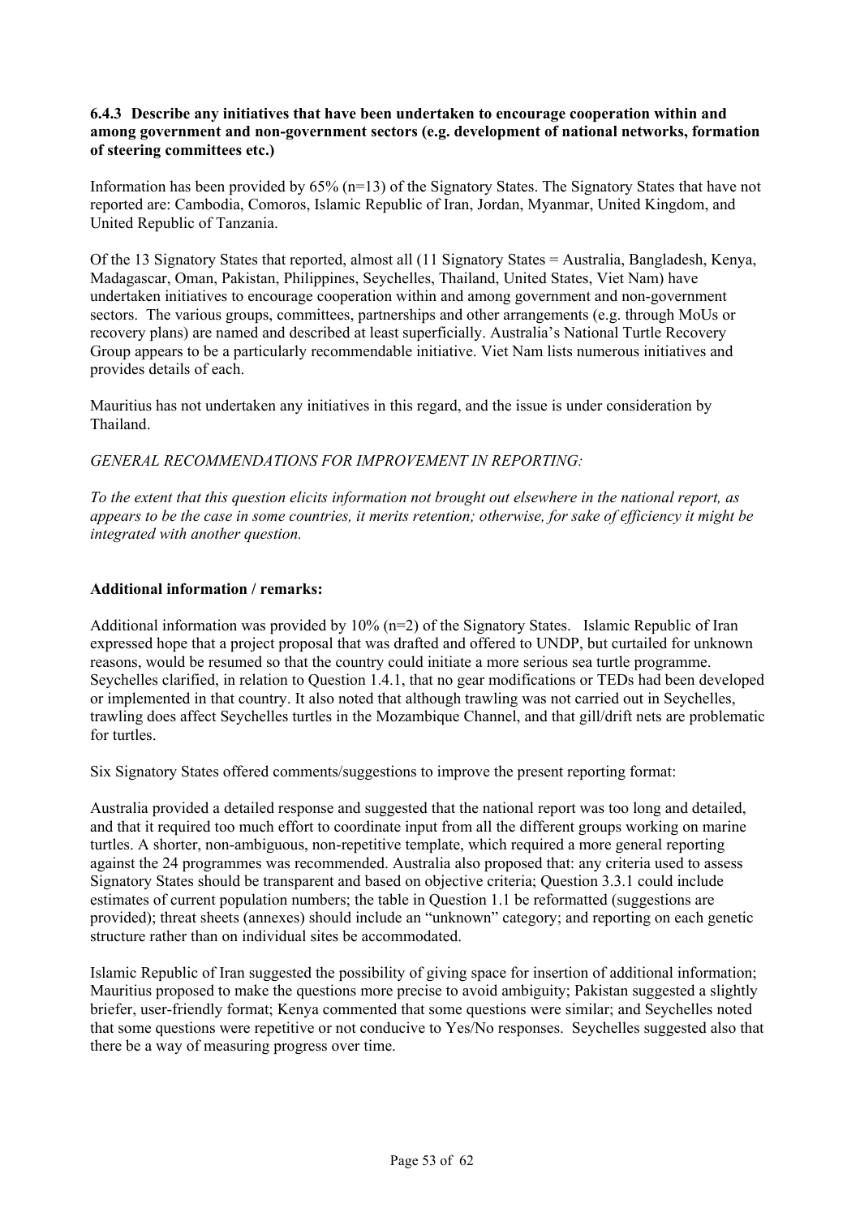### 6.4.3 Describe any initiatives that have been undertaken to encourage cooperation within and among government and non-government sectors (e.g. development of national networks, formation of steering committees etc.)

Information has been provided by 65% (n=13) of the Signatory States. The Signatory States that have not reported are: Cambodia, Comoros, Islamic Republic of Iran, Jordan, Myanmar, United Kingdom, and United Republic of Tanzania.

Of the 13 Signatory States that reported, almost all (11 Signatory States = Australia, Bangladesh, Kenya, Madagascar, Oman, Pakistan, Philippines, Seychelles, Thailand, United States, Viet Nam) have undertaken initiatives to encourage cooperation within and among government and non-government sectors. The various groups, committees, partnerships and other arrangements (e.g. through MoUs or recovery plans) are named and described at least superficially. Australia's National Turtle Recovery Group appears to be a particularly recommendable initiative. Viet Nam lists numerous initiatives and provides details of each.

Mauritius has not undertaken any initiatives in this regard, and the issue is under consideration by Thailand.

*GENERAL RECOMMENDATIONS FOR IMPROVEMENT IN REPORTING:*

*To the extent that this question elicits information not brought out elsewhere in the national report, as appears to be the case in some countries, it merits retention; otherwise, for sake of efficiency it might be integrated with another question.*

**Additional information / remarks:**

Additional information was provided by 10% (n=2) of the Signatory States. Islamic Republic of Iran expressed hope that a project proposal that was drafted and offered to UNDP, but curtailed for unknown reasons, would be resumed so that the country could initiate a more serious sea turtle programme. Seychelles clarified, in relation to Question 1.4.1, that no gear modifications or TEDs had been developed or implemented in that country. It also noted that although trawling was not carried out in Seychelles, trawling does affect Seychelles turtles in the Mozambique Channel, and that gill/drift nets are problematic for turtles.

Six Signatory States offered comments/suggestions to improve the present reporting format:

Australia provided a detailed response and suggested that the national report was too long and detailed, and that it required too much effort to coordinate input from all the different groups working on marine turtles. A shorter, non-ambiguous, non-repetitive template, which required a more general reporting against the 24 programmes was recommended. Australia also proposed that: any criteria used to assess Signatory States should be transparent and based on objective criteria; Question 3.3.1 could include estimates of current population numbers; the table in Question 1.1 be reformatted (suggestions are provided); threat sheets (annexes) should include an "unknown" category; and reporting on each genetic structure rather than on individual sites be accommodated.

Islamic Republic of Iran suggested the possibility of giving space for insertion of additional information; Mauritius proposed to make the questions more precise to avoid ambiguity; Pakistan suggested a slightly briefer, user-friendly format; Kenya commented that some questions were similar; and Seychelles noted that some questions were repetitive or not conducive to Yes/No responses. Seychelles suggested also that there be a way of measuring progress over time.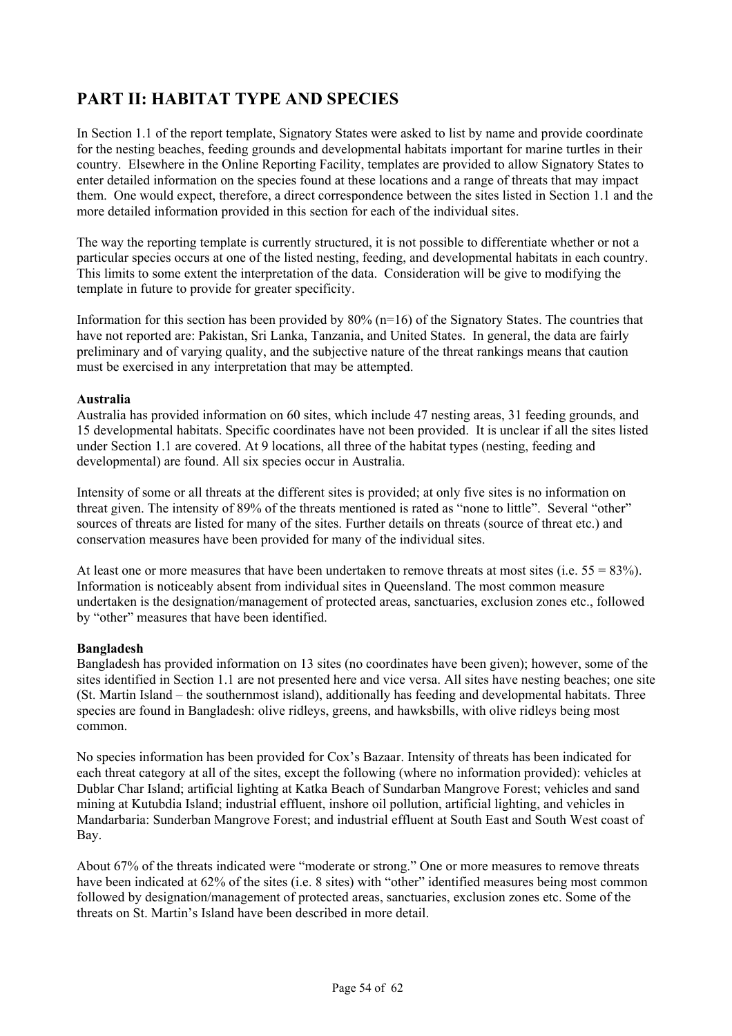## PART II: HABITAT TYPE AND SPECIES

In Section 1.1 of the report template, Signatory States were asked to list by name and provide coordinate for the nesting beaches, feeding grounds and developmental habitats important for marine turtles in their country. Elsewhere in the Online Reporting Facility, templates are provided to allow Signatory States to enter detailed information on the species found at these locations and a range of threats that may impact them. One would expect, therefore, a direct correspondence between the sites listed in Section 1.1 and the more detailed information provided in this section for each of the individual sites.

The way the reporting template is currently structured, it is not possible to differentiate whether or not a particular species occurs at one of the listed nesting, feeding, and developmental habitats in each country. This limits to some extent the interpretation of the data. Consideration will be give to modifying the template in future to provide for greater specificity.

Information for this section has been provided by 80% (n=16) of the Signatory States. The countries that have not reported are: Pakistan, Sri Lanka, Tanzania, and United States. In general, the data are fairly preliminary and of varying quality, and the subjective nature of the threat rankings means that caution must be exercised in any interpretation that may be attempted.

**Australia**
Australia has provided information on 60 sites, which include 47 nesting areas, 31 feeding grounds, and 15 developmental habitats. Specific coordinates have not been provided. It is unclear if all the sites listed under Section 1.1 are covered. At 9 locations, all three of the habitat types (nesting, feeding and developmental) are found. All six species occur in Australia.

Intensity of some or all threats at the different sites is provided; at only five sites is no information on threat given. The intensity of 89% of the threats mentioned is rated as "none to little". Several "other" sources of threats are listed for many of the sites. Further details on threats (source of threat etc.) and conservation measures have been provided for many of the individual sites.

At least one or more measures that have been undertaken to remove threats at most sites (i.e. 55 = 83%). Information is noticeably absent from individual sites in Queensland. The most common measure undertaken is the designation/management of protected areas, sanctuaries, exclusion zones etc., followed by "other" measures that have been identified.

**Bangladesh**
Bangladesh has provided information on 13 sites (no coordinates have been given); however, some of the sites identified in Section 1.1 are not presented here and vice versa. All sites have nesting beaches; one site (St. Martin Island – the southernmost island), additionally has feeding and developmental habitats. Three species are found in Bangladesh: olive ridleys, greens, and hawksbills, with olive ridleys being most common.

No species information has been provided for Cox's Bazaar. Intensity of threats has been indicated for each threat category at all of the sites, except the following (where no information provided): vehicles at Dublar Char Island; artificial lighting at Katka Beach of Sundarban Mangrove Forest; vehicles and sand mining at Kutubdia Island; industrial effluent, inshore oil pollution, artificial lighting, and vehicles in Mandarbaria: Sunderban Mangrove Forest; and industrial effluent at South East and South West coast of Bay.

About 67% of the threats indicated were "moderate or strong." One or more measures to remove threats have been indicated at 62% of the sites (i.e. 8 sites) with "other" identified measures being most common followed by designation/management of protected areas, sanctuaries, exclusion zones etc. Some of the threats on St. Martin's Island have been described in more detail.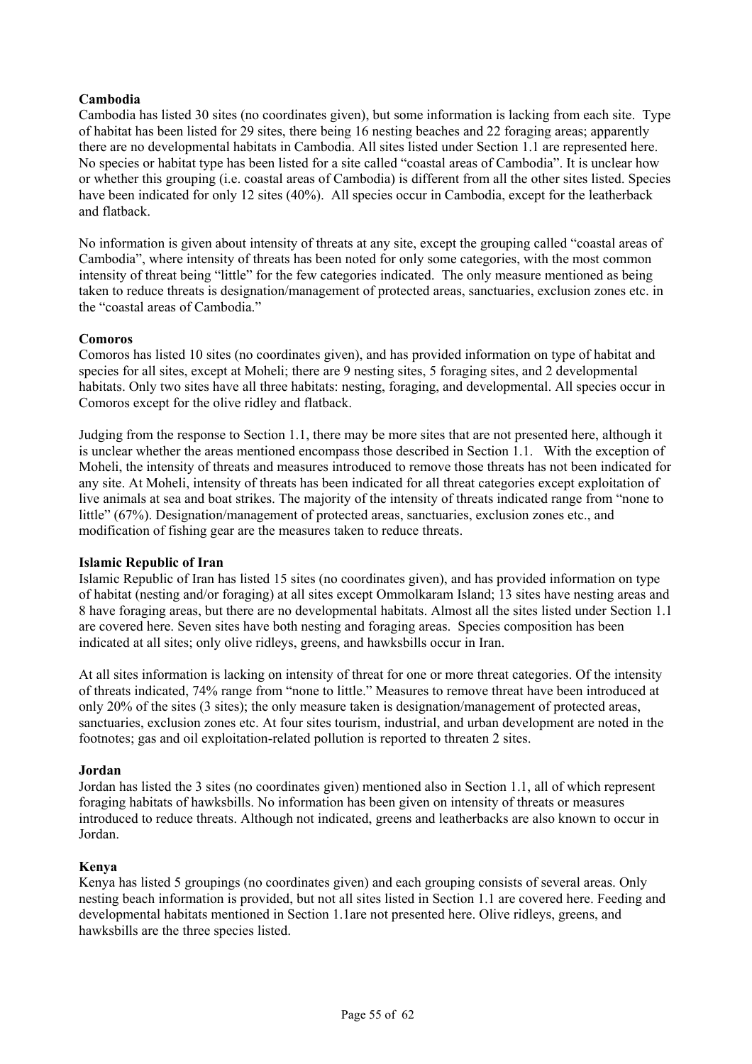**Cambodia**

Cambodia has listed 30 sites (no coordinates given), but some information is lacking from each site. Type of habitat has been listed for 29 sites, there being 16 nesting beaches and 22 foraging areas; apparently there are no developmental habitats in Cambodia. All sites listed under Section 1.1 are represented here. No species or habitat type has been listed for a site called "coastal areas of Cambodia". It is unclear how or whether this grouping (i.e. coastal areas of Cambodia) is different from all the other sites listed. Species have been indicated for only 12 sites (40%). All species occur in Cambodia, except for the leatherback and flatback.

No information is given about intensity of threats at any site, except the grouping called "coastal areas of Cambodia", where intensity of threats has been noted for only some categories, with the most common intensity of threat being "little" for the few categories indicated. The only measure mentioned as being taken to reduce threats is designation/management of protected areas, sanctuaries, exclusion zones etc. in the "coastal areas of Cambodia."

**Comoros**

Comoros has listed 10 sites (no coordinates given), and has provided information on type of habitat and species for all sites, except at Moheli; there are 9 nesting sites, 5 foraging sites, and 2 developmental habitats. Only two sites have all three habitats: nesting, foraging, and developmental. All species occur in Comoros except for the olive ridley and flatback.

Judging from the response to Section 1.1, there may be more sites that are not presented here, although it is unclear whether the areas mentioned encompass those described in Section 1.1. With the exception of Moheli, the intensity of threats and measures introduced to remove those threats has not been indicated for any site. At Moheli, intensity of threats has been indicated for all threat categories except exploitation of live animals at sea and boat strikes. The majority of the intensity of threats indicated range from "none to little" (67%). Designation/management of protected areas, sanctuaries, exclusion zones etc., and modification of fishing gear are the measures taken to reduce threats.

**Islamic Republic of Iran**

Islamic Republic of Iran has listed 15 sites (no coordinates given), and has provided information on type of habitat (nesting and/or foraging) at all sites except Ommolkaram Island; 13 sites have nesting areas and 8 have foraging areas, but there are no developmental habitats. Almost all the sites listed under Section 1.1 are covered here. Seven sites have both nesting and foraging areas. Species composition has been indicated at all sites; only olive ridleys, greens, and hawksbills occur in Iran.

At all sites information is lacking on intensity of threat for one or more threat categories. Of the intensity of threats indicated, 74% range from "none to little." Measures to remove threat have been introduced at only 20% of the sites (3 sites); the only measure taken is designation/management of protected areas, sanctuaries, exclusion zones etc. At four sites tourism, industrial, and urban development are noted in the footnotes; gas and oil exploitation-related pollution is reported to threaten 2 sites.

**Jordan**

Jordan has listed the 3 sites (no coordinates given) mentioned also in Section 1.1, all of which represent foraging habitats of hawksbills. No information has been given on intensity of threats or measures introduced to reduce threats. Although not indicated, greens and leatherbacks are also known to occur in Jordan.

**Kenya**

Kenya has listed 5 groupings (no coordinates given) and each grouping consists of several areas. Only nesting beach information is provided, but not all sites listed in Section 1.1 are covered here. Feeding and developmental habitats mentioned in Section 1.1are not presented here. Olive ridleys, greens, and hawksbills are the three species listed.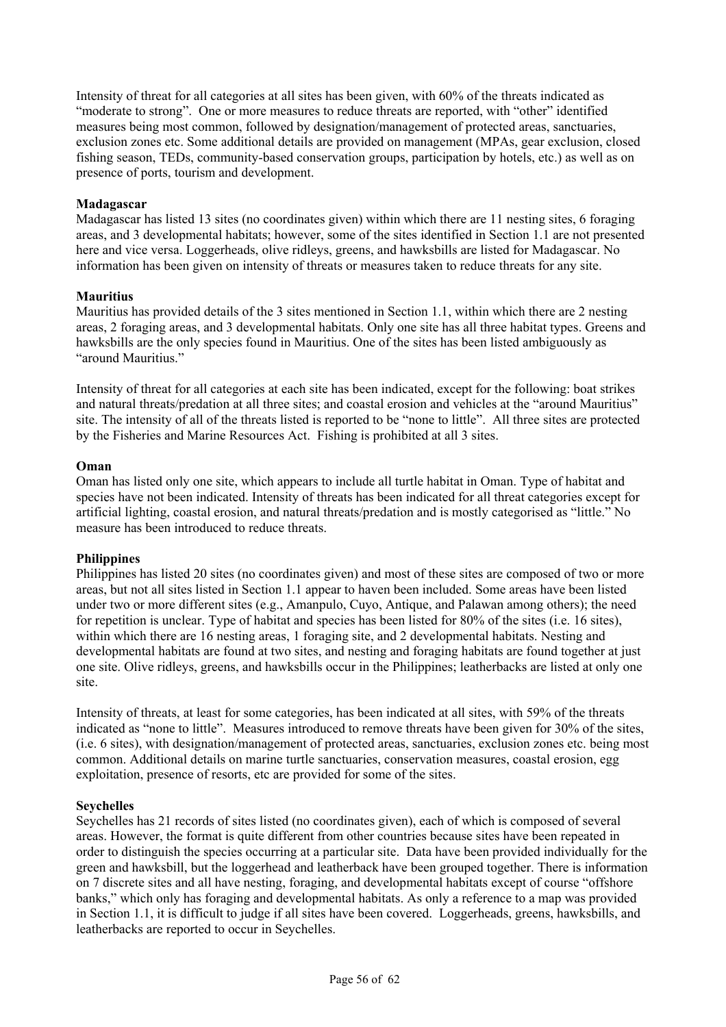Intensity of threat for all categories at all sites has been given, with 60% of the threats indicated as "moderate to strong". One or more measures to reduce threats are reported, with "other" identified measures being most common, followed by designation/management of protected areas, sanctuaries, exclusion zones etc. Some additional details are provided on management (MPAs, gear exclusion, closed fishing season, TEDs, community-based conservation groups, participation by hotels, etc.) as well as on presence of ports, tourism and development.

**Madagascar**

Madagascar has listed 13 sites (no coordinates given) within which there are 11 nesting sites, 6 foraging areas, and 3 developmental habitats; however, some of the sites identified in Section 1.1 are not presented here and vice versa. Loggerheads, olive ridleys, greens, and hawksbills are listed for Madagascar. No information has been given on intensity of threats or measures taken to reduce threats for any site.

**Mauritius**

Mauritius has provided details of the 3 sites mentioned in Section 1.1, within which there are 2 nesting areas, 2 foraging areas, and 3 developmental habitats. Only one site has all three habitat types. Greens and hawksbills are the only species found in Mauritius. One of the sites has been listed ambiguously as "around Mauritius."

Intensity of threat for all categories at each site has been indicated, except for the following: boat strikes and natural threats/predation at all three sites; and coastal erosion and vehicles at the "around Mauritius" site. The intensity of all of the threats listed is reported to be "none to little". All three sites are protected by the Fisheries and Marine Resources Act. Fishing is prohibited at all 3 sites.

**Oman**

Oman has listed only one site, which appears to include all turtle habitat in Oman. Type of habitat and species have not been indicated. Intensity of threats has been indicated for all threat categories except for artificial lighting, coastal erosion, and natural threats/predation and is mostly categorised as "little." No measure has been introduced to reduce threats.

**Philippines**

Philippines has listed 20 sites (no coordinates given) and most of these sites are composed of two or more areas, but not all sites listed in Section 1.1 appear to haven been included. Some areas have been listed under two or more different sites (e.g., Amanpulo, Cuyo, Antique, and Palawan among others); the need for repetition is unclear. Type of habitat and species has been listed for 80% of the sites (i.e. 16 sites), within which there are 16 nesting areas, 1 foraging site, and 2 developmental habitats. Nesting and developmental habitats are found at two sites, and nesting and foraging habitats are found together at just one site. Olive ridleys, greens, and hawksbills occur in the Philippines; leatherbacks are listed at only one site.

Intensity of threats, at least for some categories, has been indicated at all sites, with 59% of the threats indicated as "none to little". Measures introduced to remove threats have been given for 30% of the sites, (i.e. 6 sites), with designation/management of protected areas, sanctuaries, exclusion zones etc. being most common. Additional details on marine turtle sanctuaries, conservation measures, coastal erosion, egg exploitation, presence of resorts, etc are provided for some of the sites.

**Seychelles**

Seychelles has 21 records of sites listed (no coordinates given), each of which is composed of several areas. However, the format is quite different from other countries because sites have been repeated in order to distinguish the species occurring at a particular site. Data have been provided individually for the green and hawksbill, but the loggerhead and leatherback have been grouped together. There is information on 7 discrete sites and all have nesting, foraging, and developmental habitats except of course "offshore banks," which only has foraging and developmental habitats. As only a reference to a map was provided in Section 1.1, it is difficult to judge if all sites have been covered. Loggerheads, greens, hawksbills, and leatherbacks are reported to occur in Seychelles.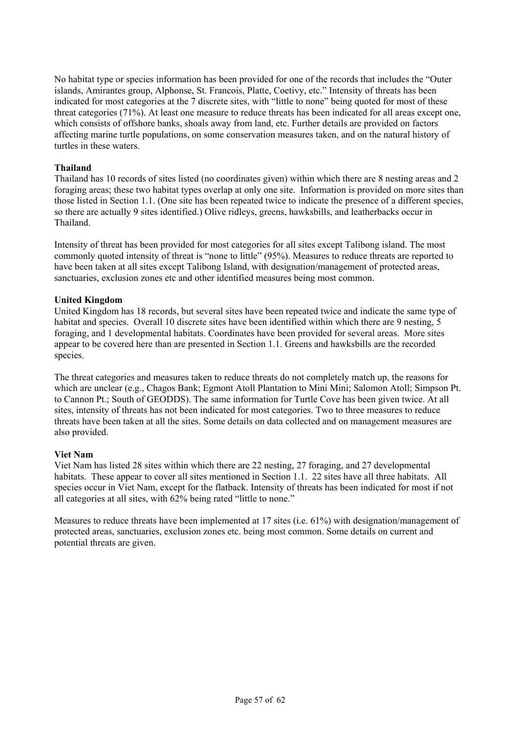No habitat type or species information has been provided for one of the records that includes the "Outer islands, Amirantes group, Alphonse, St. Francois, Platte, Coetivy, etc." Intensity of threats has been indicated for most categories at the 7 discrete sites, with "little to none" being quoted for most of these threat categories (71%). At least one measure to reduce threats has been indicated for all areas except one, which consists of offshore banks, shoals away from land, etc. Further details are provided on factors affecting marine turtle populations, on some conservation measures taken, and on the natural history of turtles in these waters.

**Thailand**

Thailand has 10 records of sites listed (no coordinates given) within which there are 8 nesting areas and 2 foraging areas; these two habitat types overlap at only one site. Information is provided on more sites than those listed in Section 1.1. (One site has been repeated twice to indicate the presence of a different species, so there are actually 9 sites identified.) Olive ridleys, greens, hawksbills, and leatherbacks occur in Thailand.

Intensity of threat has been provided for most categories for all sites except Talibong island. The most commonly quoted intensity of threat is "none to little" (95%). Measures to reduce threats are reported to have been taken at all sites except Talibong Island, with designation/management of protected areas, sanctuaries, exclusion zones etc and other identified measures being most common.

**United Kingdom**

United Kingdom has 18 records, but several sites have been repeated twice and indicate the same type of habitat and species. Overall 10 discrete sites have been identified within which there are 9 nesting, 5 foraging, and 1 developmental habitats. Coordinates have been provided for several areas. More sites appear to be covered here than are presented in Section 1.1. Greens and hawksbills are the recorded species.

The threat categories and measures taken to reduce threats do not completely match up, the reasons for which are unclear (e.g., Chagos Bank; Egmont Atoll Plantation to Mini Mini; Salomon Atoll; Simpson Pt. to Cannon Pt.; South of GEODDS). The same information for Turtle Cove has been given twice. At all sites, intensity of threats has not been indicated for most categories. Two to three measures to reduce threats have been taken at all the sites. Some details on data collected and on management measures are also provided.

**Viet Nam**

Viet Nam has listed 28 sites within which there are 22 nesting, 27 foraging, and 27 developmental habitats. These appear to cover all sites mentioned in Section 1.1. 22 sites have all three habitats. All species occur in Viet Nam, except for the flatback. Intensity of threats has been indicated for most if not all categories at all sites, with 62% being rated "little to none."

Measures to reduce threats have been implemented at 17 sites (i.e. 61%) with designation/management of protected areas, sanctuaries, exclusion zones etc. being most common. Some details on current and potential threats are given.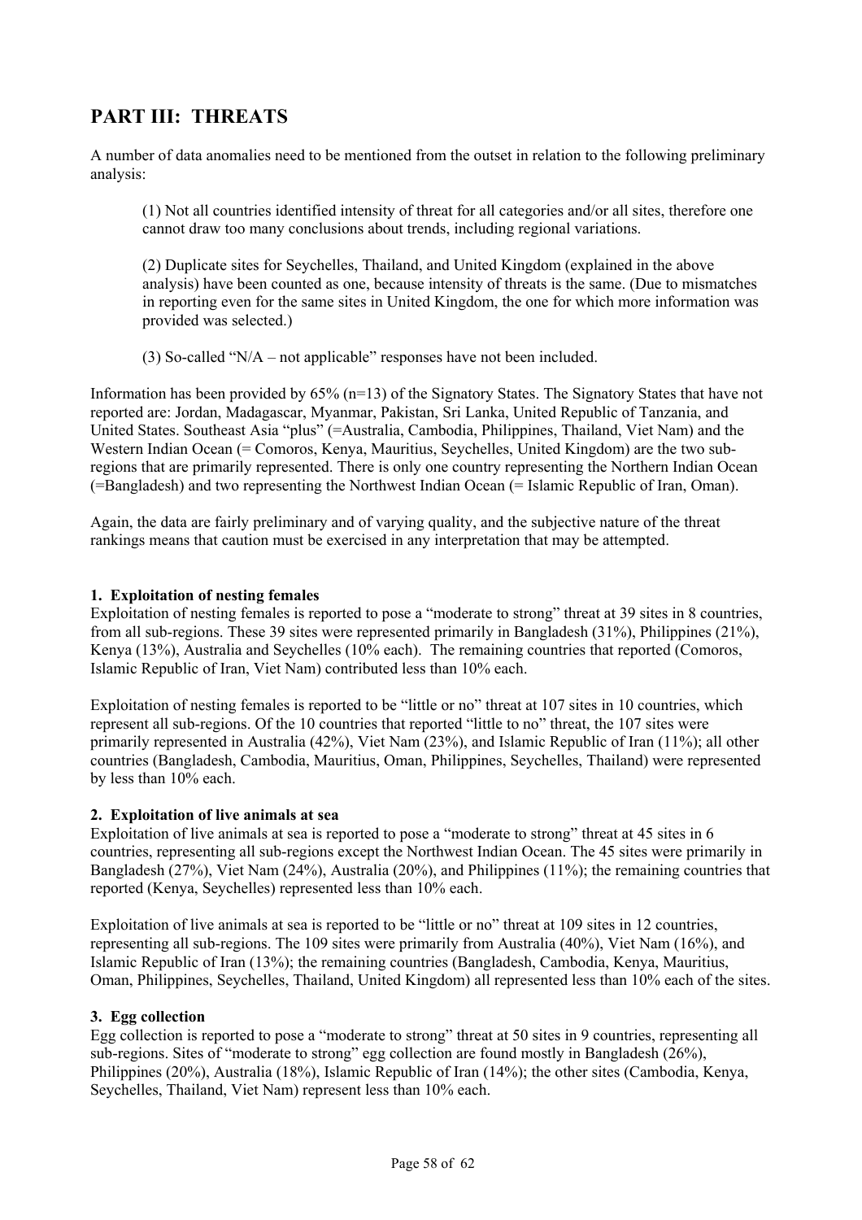## PART III: THREATS

A number of data anomalies need to be mentioned from the outset in relation to the following preliminary analysis:

> (1) Not all countries identified intensity of threat for all categories and/or all sites, therefore one cannot draw too many conclusions about trends, including regional variations.
>
> (2) Duplicate sites for Seychelles, Thailand, and United Kingdom (explained in the above analysis) have been counted as one, because intensity of threats is the same. (Due to mismatches in reporting even for the same sites in United Kingdom, the one for which more information was provided was selected.)
>
> (3) So-called "N/A – not applicable" responses have not been included.

Information has been provided by 65% (n=13) of the Signatory States. The Signatory States that have not reported are: Jordan, Madagascar, Myanmar, Pakistan, Sri Lanka, United Republic of Tanzania, and United States. Southeast Asia "plus" (=Australia, Cambodia, Philippines, Thailand, Viet Nam) and the Western Indian Ocean (= Comoros, Kenya, Mauritius, Seychelles, United Kingdom) are the two sub-regions that are primarily represented. There is only one country representing the Northern Indian Ocean (=Bangladesh) and two representing the Northwest Indian Ocean (= Islamic Republic of Iran, Oman).

Again, the data are fairly preliminary and of varying quality, and the subjective nature of the threat rankings means that caution must be exercised in any interpretation that may be attempted.

**1. Exploitation of nesting females**

Exploitation of nesting females is reported to pose a "moderate to strong" threat at 39 sites in 8 countries, from all sub-regions. These 39 sites were represented primarily in Bangladesh (31%), Philippines (21%), Kenya (13%), Australia and Seychelles (10% each). The remaining countries that reported (Comoros, Islamic Republic of Iran, Viet Nam) contributed less than 10% each.

Exploitation of nesting females is reported to be "little or no" threat at 107 sites in 10 countries, which represent all sub-regions. Of the 10 countries that reported "little to no" threat, the 107 sites were primarily represented in Australia (42%), Viet Nam (23%), and Islamic Republic of Iran (11%); all other countries (Bangladesh, Cambodia, Mauritius, Oman, Philippines, Seychelles, Thailand) were represented by less than 10% each.

**2. Exploitation of live animals at sea**

Exploitation of live animals at sea is reported to pose a "moderate to strong" threat at 45 sites in 6 countries, representing all sub-regions except the Northwest Indian Ocean. The 45 sites were primarily in Bangladesh (27%), Viet Nam (24%), Australia (20%), and Philippines (11%); the remaining countries that reported (Kenya, Seychelles) represented less than 10% each.

Exploitation of live animals at sea is reported to be "little or no" threat at 109 sites in 12 countries, representing all sub-regions. The 109 sites were primarily from Australia (40%), Viet Nam (16%), and Islamic Republic of Iran (13%); the remaining countries (Bangladesh, Cambodia, Kenya, Mauritius, Oman, Philippines, Seychelles, Thailand, United Kingdom) all represented less than 10% each of the sites.

**3. Egg collection**

Egg collection is reported to pose a "moderate to strong" threat at 50 sites in 9 countries, representing all sub-regions. Sites of "moderate to strong" egg collection are found mostly in Bangladesh (26%), Philippines (20%), Australia (18%), Islamic Republic of Iran (14%); the other sites (Cambodia, Kenya, Seychelles, Thailand, Viet Nam) represent less than 10% each.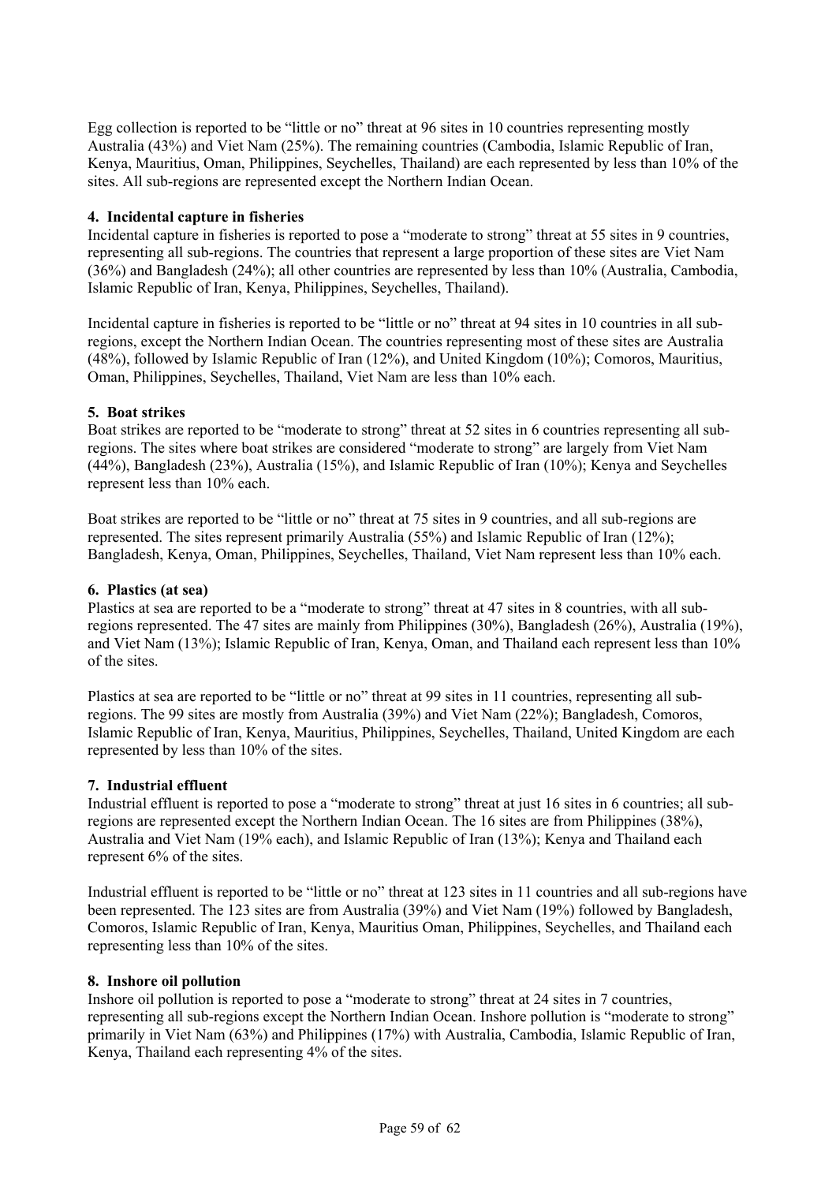Egg collection is reported to be "little or no" threat at 96 sites in 10 countries representing mostly Australia (43%) and Viet Nam (25%). The remaining countries (Cambodia, Islamic Republic of Iran, Kenya, Mauritius, Oman, Philippines, Seychelles, Thailand) are each represented by less than 10% of the sites. All sub-regions are represented except the Northern Indian Ocean.

**4. Incidental capture in fisheries**

Incidental capture in fisheries is reported to pose a "moderate to strong" threat at 55 sites in 9 countries, representing all sub-regions. The countries that represent a large proportion of these sites are Viet Nam (36%) and Bangladesh (24%); all other countries are represented by less than 10% (Australia, Cambodia, Islamic Republic of Iran, Kenya, Philippines, Seychelles, Thailand).

Incidental capture in fisheries is reported to be "little or no" threat at 94 sites in 10 countries in all sub-regions, except the Northern Indian Ocean. The countries representing most of these sites are Australia (48%), followed by Islamic Republic of Iran (12%), and United Kingdom (10%); Comoros, Mauritius, Oman, Philippines, Seychelles, Thailand, Viet Nam are less than 10% each.

**5. Boat strikes**

Boat strikes are reported to be "moderate to strong" threat at 52 sites in 6 countries representing all sub-regions. The sites where boat strikes are considered "moderate to strong" are largely from Viet Nam (44%), Bangladesh (23%), Australia (15%), and Islamic Republic of Iran (10%); Kenya and Seychelles represent less than 10% each.

Boat strikes are reported to be "little or no" threat at 75 sites in 9 countries, and all sub-regions are represented. The sites represent primarily Australia (55%) and Islamic Republic of Iran (12%); Bangladesh, Kenya, Oman, Philippines, Seychelles, Thailand, Viet Nam represent less than 10% each.

**6. Plastics (at sea)**

Plastics at sea are reported to be a "moderate to strong" threat at 47 sites in 8 countries, with all sub-regions represented. The 47 sites are mainly from Philippines (30%), Bangladesh (26%), Australia (19%), and Viet Nam (13%); Islamic Republic of Iran, Kenya, Oman, and Thailand each represent less than 10% of the sites.

Plastics at sea are reported to be "little or no" threat at 99 sites in 11 countries, representing all sub-regions. The 99 sites are mostly from Australia (39%) and Viet Nam (22%); Bangladesh, Comoros, Islamic Republic of Iran, Kenya, Mauritius, Philippines, Seychelles, Thailand, United Kingdom are each represented by less than 10% of the sites.

**7. Industrial effluent**

Industrial effluent is reported to pose a "moderate to strong" threat at just 16 sites in 6 countries; all sub-regions are represented except the Northern Indian Ocean. The 16 sites are from Philippines (38%), Australia and Viet Nam (19% each), and Islamic Republic of Iran (13%); Kenya and Thailand each represent 6% of the sites.

Industrial effluent is reported to be "little or no" threat at 123 sites in 11 countries and all sub-regions have been represented. The 123 sites are from Australia (39%) and Viet Nam (19%) followed by Bangladesh, Comoros, Islamic Republic of Iran, Kenya, Mauritius Oman, Philippines, Seychelles, and Thailand each representing less than 10% of the sites.

**8. Inshore oil pollution**

Inshore oil pollution is reported to pose a "moderate to strong" threat at 24 sites in 7 countries, representing all sub-regions except the Northern Indian Ocean. Inshore pollution is "moderate to strong" primarily in Viet Nam (63%) and Philippines (17%) with Australia, Cambodia, Islamic Republic of Iran, Kenya, Thailand each representing 4% of the sites.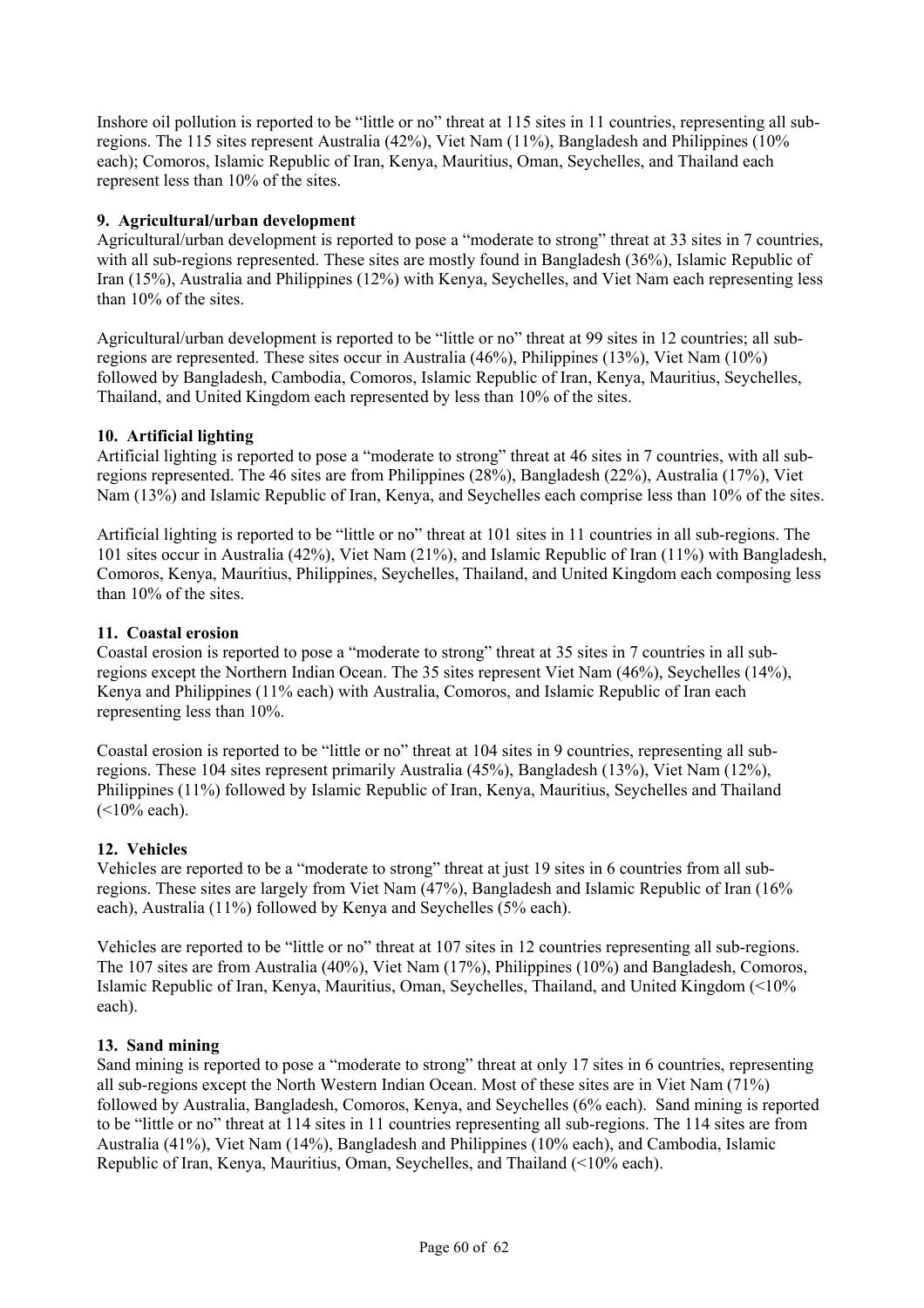Inshore oil pollution is reported to be "little or no" threat at 115 sites in 11 countries, representing all sub-regions. The 115 sites represent Australia (42%), Viet Nam (11%), Bangladesh and Philippines (10% each); Comoros, Islamic Republic of Iran, Kenya, Mauritius, Oman, Seychelles, and Thailand each represent less than 10% of the sites.

**9. Agricultural/urban development**

Agricultural/urban development is reported to pose a "moderate to strong" threat at 33 sites in 7 countries, with all sub-regions represented. These sites are mostly found in Bangladesh (36%), Islamic Republic of Iran (15%), Australia and Philippines (12%) with Kenya, Seychelles, and Viet Nam each representing less than 10% of the sites.

Agricultural/urban development is reported to be "little or no" threat at 99 sites in 12 countries; all sub-regions are represented. These sites occur in Australia (46%), Philippines (13%), Viet Nam (10%) followed by Bangladesh, Cambodia, Comoros, Islamic Republic of Iran, Kenya, Mauritius, Seychelles, Thailand, and United Kingdom each represented by less than 10% of the sites.

**10. Artificial lighting**

Artificial lighting is reported to pose a "moderate to strong" threat at 46 sites in 7 countries, with all sub-regions represented. The 46 sites are from Philippines (28%), Bangladesh (22%), Australia (17%), Viet Nam (13%) and Islamic Republic of Iran, Kenya, and Seychelles each comprise less than 10% of the sites.

Artificial lighting is reported to be "little or no" threat at 101 sites in 11 countries in all sub-regions. The 101 sites occur in Australia (42%), Viet Nam (21%), and Islamic Republic of Iran (11%) with Bangladesh, Comoros, Kenya, Mauritius, Philippines, Seychelles, Thailand, and United Kingdom each composing less than 10% of the sites.

**11. Coastal erosion**

Coastal erosion is reported to pose a "moderate to strong" threat at 35 sites in 7 countries in all sub-regions except the Northern Indian Ocean. The 35 sites represent Viet Nam (46%), Seychelles (14%), Kenya and Philippines (11% each) with Australia, Comoros, and Islamic Republic of Iran each representing less than 10%.

Coastal erosion is reported to be "little or no" threat at 104 sites in 9 countries, representing all sub-regions. These 104 sites represent primarily Australia (45%), Bangladesh (13%), Viet Nam (12%), Philippines (11%) followed by Islamic Republic of Iran, Kenya, Mauritius, Seychelles and Thailand (<10% each).

**12. Vehicles**

Vehicles are reported to be a "moderate to strong" threat at just 19 sites in 6 countries from all sub-regions. These sites are largely from Viet Nam (47%), Bangladesh and Islamic Republic of Iran (16% each), Australia (11%) followed by Kenya and Seychelles (5% each).

Vehicles are reported to be "little or no" threat at 107 sites in 12 countries representing all sub-regions. The 107 sites are from Australia (40%), Viet Nam (17%), Philippines (10%) and Bangladesh, Comoros, Islamic Republic of Iran, Kenya, Mauritius, Oman, Seychelles, Thailand, and United Kingdom (<10% each).

**13. Sand mining**

Sand mining is reported to pose a "moderate to strong" threat at only 17 sites in 6 countries, representing all sub-regions except the North Western Indian Ocean. Most of these sites are in Viet Nam (71%) followed by Australia, Bangladesh, Comoros, Kenya, and Seychelles (6% each). Sand mining is reported to be "little or no" threat at 114 sites in 11 countries representing all sub-regions. The 114 sites are from Australia (41%), Viet Nam (14%), Bangladesh and Philippines (10% each), and Cambodia, Islamic Republic of Iran, Kenya, Mauritius, Oman, Seychelles, and Thailand (<10% each).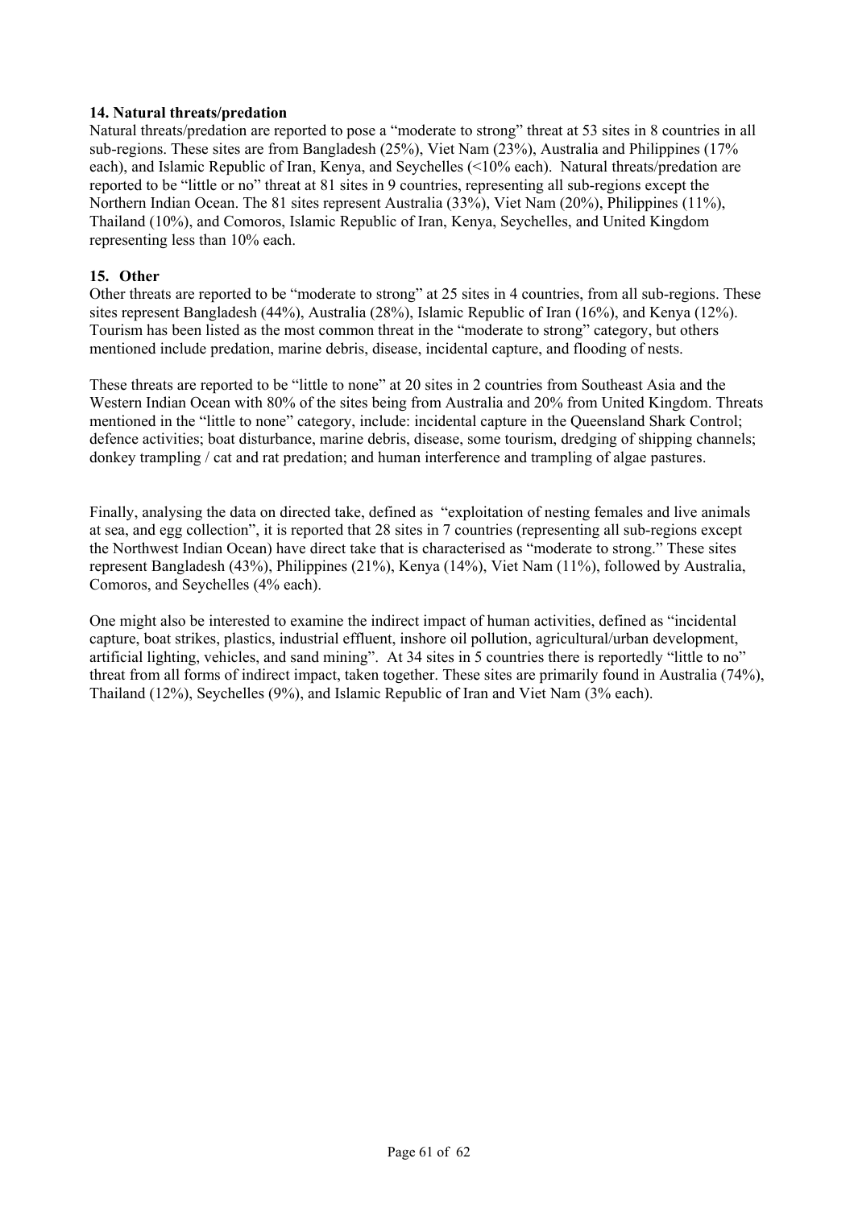### 14. Natural threats/predation

Natural threats/predation are reported to pose a "moderate to strong" threat at 53 sites in 8 countries in all sub-regions. These sites are from Bangladesh (25%), Viet Nam (23%), Australia and Philippines (17% each), and Islamic Republic of Iran, Kenya, and Seychelles (<10% each). Natural threats/predation are reported to be "little or no" threat at 81 sites in 9 countries, representing all sub-regions except the Northern Indian Ocean. The 81 sites represent Australia (33%), Viet Nam (20%), Philippines (11%), Thailand (10%), and Comoros, Islamic Republic of Iran, Kenya, Seychelles, and United Kingdom representing less than 10% each.

### 15. Other

Other threats are reported to be "moderate to strong" at 25 sites in 4 countries, from all sub-regions. These sites represent Bangladesh (44%), Australia (28%), Islamic Republic of Iran (16%), and Kenya (12%). Tourism has been listed as the most common threat in the "moderate to strong" category, but others mentioned include predation, marine debris, disease, incidental capture, and flooding of nests.

These threats are reported to be "little to none" at 20 sites in 2 countries from Southeast Asia and the Western Indian Ocean with 80% of the sites being from Australia and 20% from United Kingdom. Threats mentioned in the "little to none" category, include: incidental capture in the Queensland Shark Control; defence activities; boat disturbance, marine debris, disease, some tourism, dredging of shipping channels; donkey trampling / cat and rat predation; and human interference and trampling of algae pastures.

Finally, analysing the data on directed take, defined as "exploitation of nesting females and live animals at sea, and egg collection", it is reported that 28 sites in 7 countries (representing all sub-regions except the Northwest Indian Ocean) have direct take that is characterised as "moderate to strong." These sites represent Bangladesh (43%), Philippines (21%), Kenya (14%), Viet Nam (11%), followed by Australia, Comoros, and Seychelles (4% each).

One might also be interested to examine the indirect impact of human activities, defined as "incidental capture, boat strikes, plastics, industrial effluent, inshore oil pollution, agricultural/urban development, artificial lighting, vehicles, and sand mining". At 34 sites in 5 countries there is reportedly "little to no" threat from all forms of indirect impact, taken together. These sites are primarily found in Australia (74%), Thailand (12%), Seychelles (9%), and Islamic Republic of Iran and Viet Nam (3% each).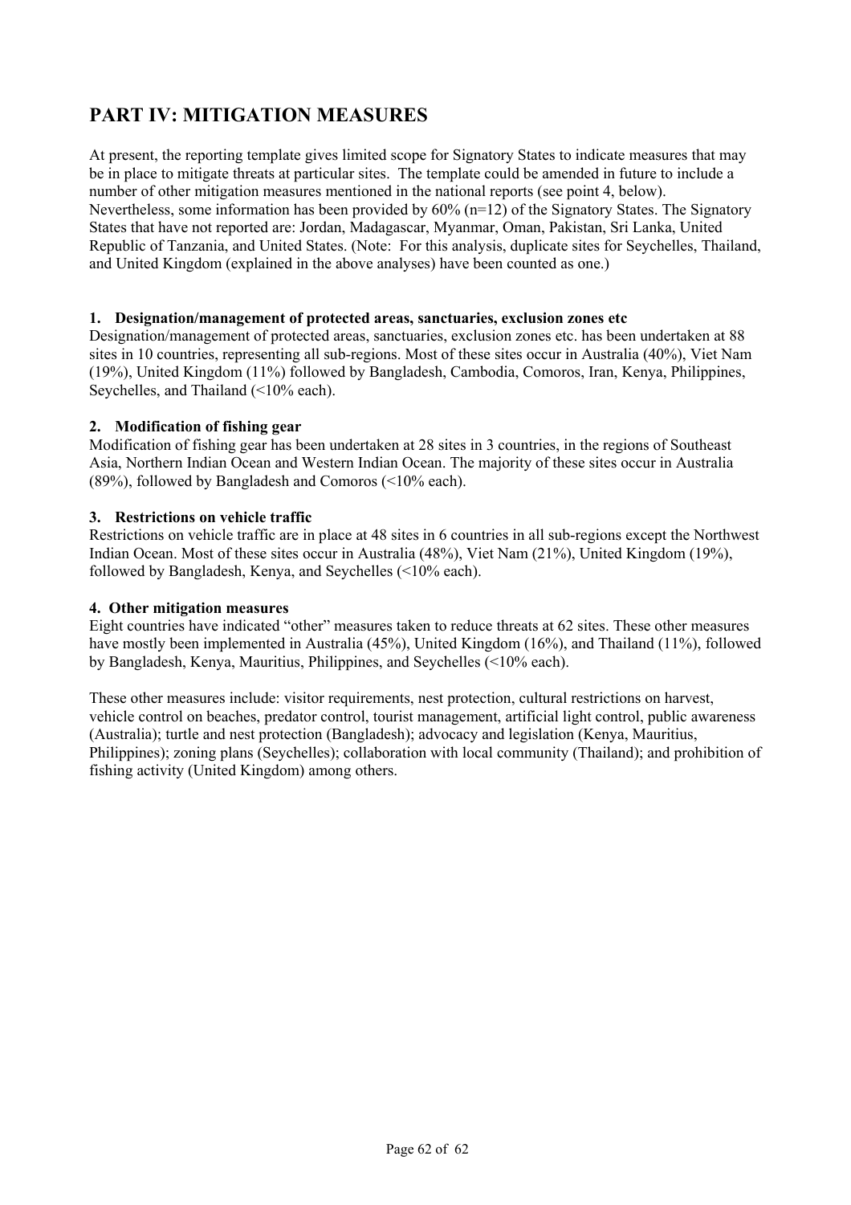# PART IV: MITIGATION MEASURES

At present, the reporting template gives limited scope for Signatory States to indicate measures that may be in place to mitigate threats at particular sites. The template could be amended in future to include a number of other mitigation measures mentioned in the national reports (see point 4, below). Nevertheless, some information has been provided by 60% (n=12) of the Signatory States. The Signatory States that have not reported are: Jordan, Madagascar, Myanmar, Oman, Pakistan, Sri Lanka, United Republic of Tanzania, and United States. (Note: For this analysis, duplicate sites for Seychelles, Thailand, and United Kingdom (explained in the above analyses) have been counted as one.)

**1. Designation/management of protected areas, sanctuaries, exclusion zones etc**

Designation/management of protected areas, sanctuaries, exclusion zones etc. has been undertaken at 88 sites in 10 countries, representing all sub-regions. Most of these sites occur in Australia (40%), Viet Nam (19%), United Kingdom (11%) followed by Bangladesh, Cambodia, Comoros, Iran, Kenya, Philippines, Seychelles, and Thailand (<10% each).

**2. Modification of fishing gear**

Modification of fishing gear has been undertaken at 28 sites in 3 countries, in the regions of Southeast Asia, Northern Indian Ocean and Western Indian Ocean. The majority of these sites occur in Australia (89%), followed by Bangladesh and Comoros (<10% each).

**3. Restrictions on vehicle traffic**

Restrictions on vehicle traffic are in place at 48 sites in 6 countries in all sub-regions except the Northwest Indian Ocean. Most of these sites occur in Australia (48%), Viet Nam (21%), United Kingdom (19%), followed by Bangladesh, Kenya, and Seychelles (<10% each).

**4. Other mitigation measures**

Eight countries have indicated "other" measures taken to reduce threats at 62 sites. These other measures have mostly been implemented in Australia (45%), United Kingdom (16%), and Thailand (11%), followed by Bangladesh, Kenya, Mauritius, Philippines, and Seychelles (<10% each).

These other measures include: visitor requirements, nest protection, cultural restrictions on harvest, vehicle control on beaches, predator control, tourist management, artificial light control, public awareness (Australia); turtle and nest protection (Bangladesh); advocacy and legislation (Kenya, Mauritius, Philippines); zoning plans (Seychelles); collaboration with local community (Thailand); and prohibition of fishing activity (United Kingdom) among others.